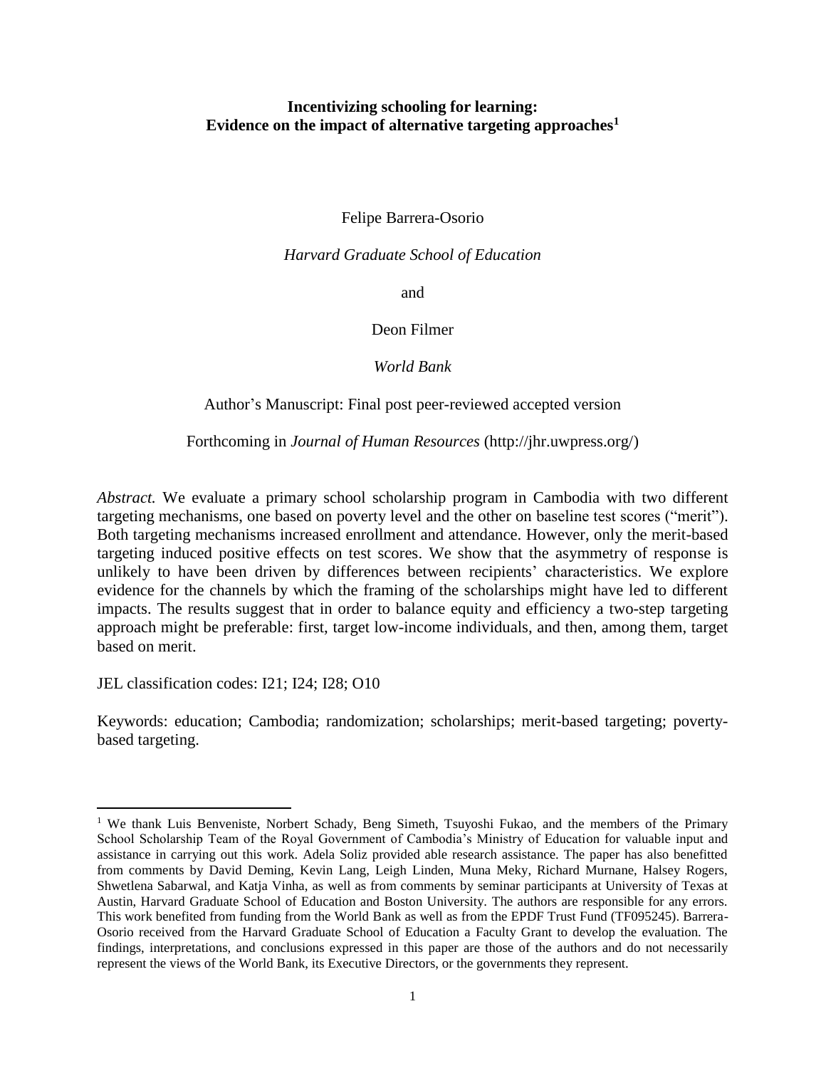# Incentivizing schooling for learning: Evidence on the impact of alternative targeting approaches[1]

Felipe Barrera-Osorio

*Harvard Graduate School of Education*

and

Deon Filmer

*World Bank*

Author's Manuscript: Final post peer-reviewed accepted version

Forthcoming in *Journal of Human Resources* (http://jhr.uwpress.org/)

*Abstract.* We evaluate a primary school scholarship program in Cambodia with two different targeting mechanisms, one based on poverty level and the other on baseline test scores ("merit"). Both targeting mechanisms increased enrollment and attendance. However, only the merit-based targeting induced positive effects on test scores. We show that the asymmetry of response is unlikely to have been driven by differences between recipients' characteristics. We explore evidence for the channels by which the framing of the scholarships might have led to different impacts. The results suggest that in order to balance equity and efficiency a two-step targeting approach might be preferable: first, target low-income individuals, and then, among them, target based on merit.

JEL classification codes: I21; I24; I28; O10

Keywords: education; Cambodia; randomization; scholarships; merit-based targeting; poverty-based targeting.

---

[1] We thank Luis Benveniste, Norbert Schady, Beng Simeth, Tsuyoshi Fukao, and the members of the Primary School Scholarship Team of the Royal Government of Cambodia's Ministry of Education for valuable input and assistance in carrying out this work. Adela Soliz provided able research assistance. The paper has also benefitted from comments by David Deming, Kevin Lang, Leigh Linden, Muna Meky, Richard Murnane, Halsey Rogers, Shwetlena Sabarwal, and Katja Vinha, as well as from comments by seminar participants at University of Texas at Austin, Harvard Graduate School of Education and Boston University. The authors are responsible for any errors. This work benefited from funding from the World Bank as well as from the EPDF Trust Fund (TF095245). Barrera-Osorio received from the Harvard Graduate School of Education a Faculty Grant to develop the evaluation. The findings, interpretations, and conclusions expressed in this paper are those of the authors and do not necessarily represent the views of the World Bank, its Executive Directors, or the governments they represent.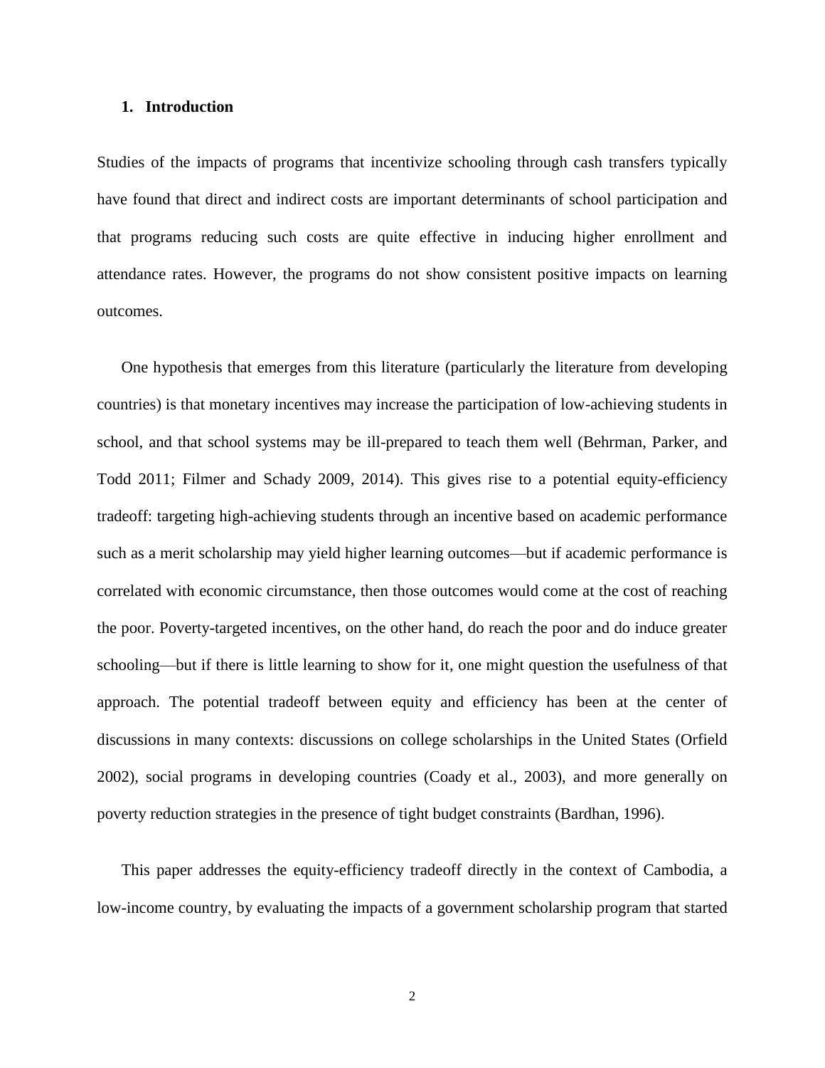## 1. Introduction

Studies of the impacts of programs that incentivize schooling through cash transfers typically have found that direct and indirect costs are important determinants of school participation and that programs reducing such costs are quite effective in inducing higher enrollment and attendance rates. However, the programs do not show consistent positive impacts on learning outcomes.

One hypothesis that emerges from this literature (particularly the literature from developing countries) is that monetary incentives may increase the participation of low-achieving students in school, and that school systems may be ill-prepared to teach them well (Behrman, Parker, and Todd 2011; Filmer and Schady 2009, 2014). This gives rise to a potential equity-efficiency tradeoff: targeting high-achieving students through an incentive based on academic performance such as a merit scholarship may yield higher learning outcomes—but if academic performance is correlated with economic circumstance, then those outcomes would come at the cost of reaching the poor. Poverty-targeted incentives, on the other hand, do reach the poor and do induce greater schooling—but if there is little learning to show for it, one might question the usefulness of that approach. The potential tradeoff between equity and efficiency has been at the center of discussions in many contexts: discussions on college scholarships in the United States (Orfield 2002), social programs in developing countries (Coady et al., 2003), and more generally on poverty reduction strategies in the presence of tight budget constraints (Bardhan, 1996).

This paper addresses the equity-efficiency tradeoff directly in the context of Cambodia, a low-income country, by evaluating the impacts of a government scholarship program that started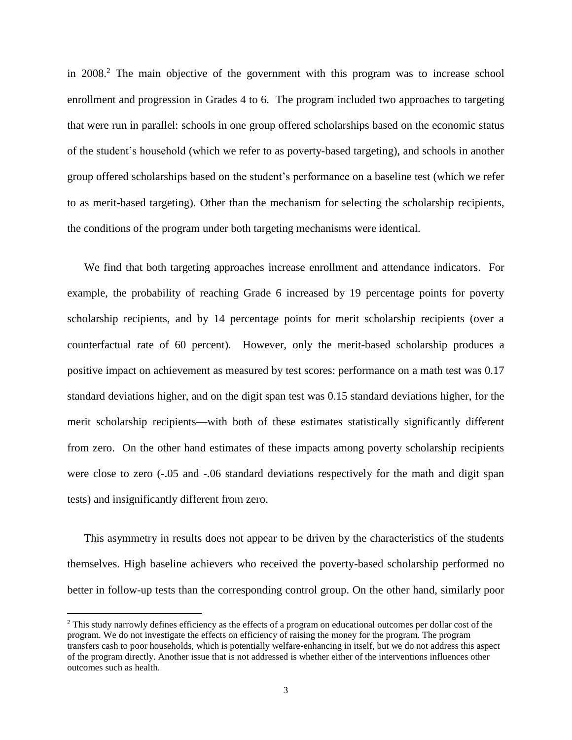in 2008.[2] The main objective of the government with this program was to increase school enrollment and progression in Grades 4 to 6. The program included two approaches to targeting that were run in parallel: schools in one group offered scholarships based on the economic status of the student's household (which we refer to as poverty-based targeting), and schools in another group offered scholarships based on the student's performance on a baseline test (which we refer to as merit-based targeting). Other than the mechanism for selecting the scholarship recipients, the conditions of the program under both targeting mechanisms were identical.

We find that both targeting approaches increase enrollment and attendance indicators. For example, the probability of reaching Grade 6 increased by 19 percentage points for poverty scholarship recipients, and by 14 percentage points for merit scholarship recipients (over a counterfactual rate of 60 percent). However, only the merit-based scholarship produces a positive impact on achievement as measured by test scores: performance on a math test was 0.17 standard deviations higher, and on the digit span test was 0.15 standard deviations higher, for the merit scholarship recipients—with both of these estimates statistically significantly different from zero. On the other hand estimates of these impacts among poverty scholarship recipients were close to zero (-.05 and -.06 standard deviations respectively for the math and digit span tests) and insignificantly different from zero.

This asymmetry in results does not appear to be driven by the characteristics of the students themselves. High baseline achievers who received the poverty-based scholarship performed no better in follow-up tests than the corresponding control group. On the other hand, similarly poor

[2] This study narrowly defines efficiency as the effects of a program on educational outcomes per dollar cost of the program. We do not investigate the effects on efficiency of raising the money for the program. The program transfers cash to poor households, which is potentially welfare-enhancing in itself, but we do not address this aspect of the program directly. Another issue that is not addressed is whether either of the interventions influences other outcomes such as health.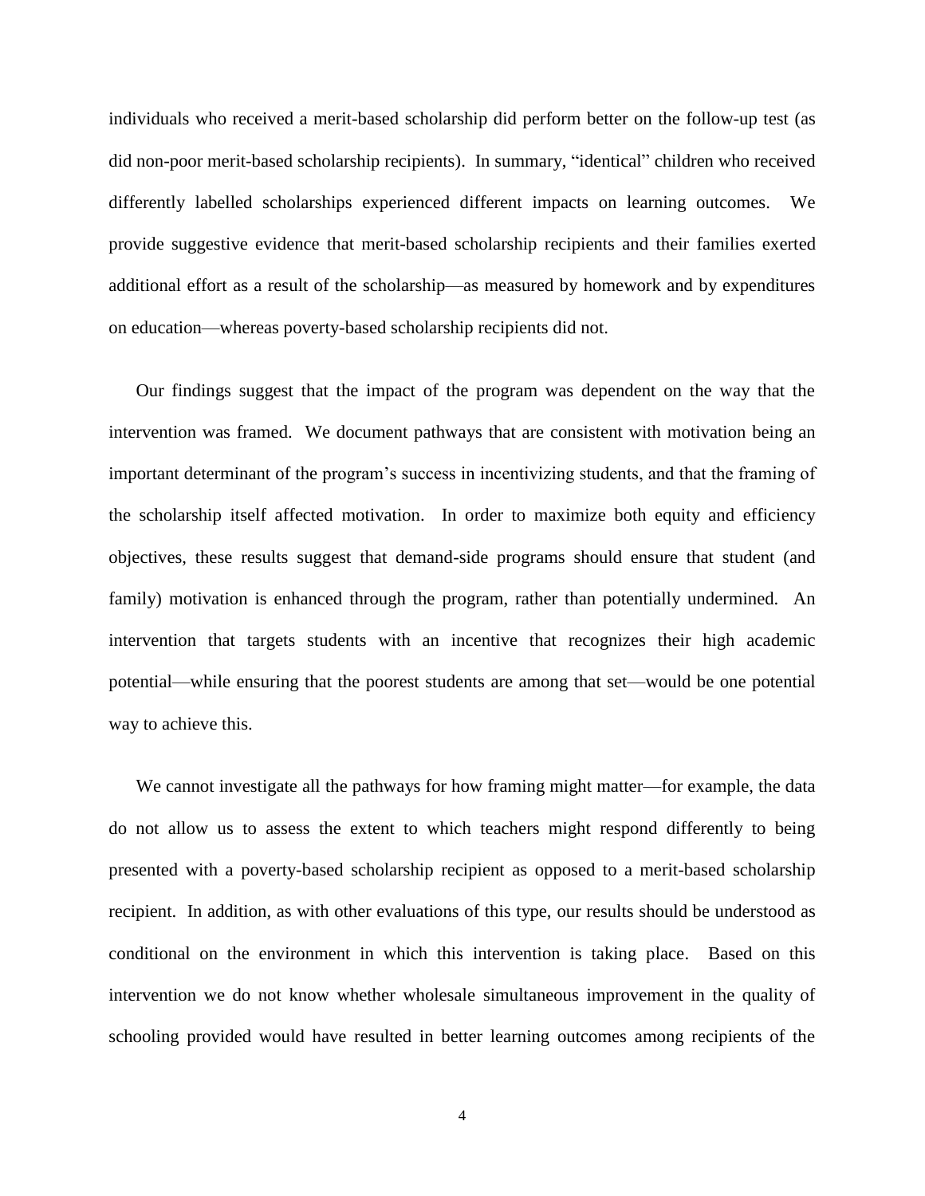individuals who received a merit-based scholarship did perform better on the follow-up test (as did non-poor merit-based scholarship recipients). In summary, "identical" children who received differently labelled scholarships experienced different impacts on learning outcomes. We provide suggestive evidence that merit-based scholarship recipients and their families exerted additional effort as a result of the scholarship—as measured by homework and by expenditures on education—whereas poverty-based scholarship recipients did not.

Our findings suggest that the impact of the program was dependent on the way that the intervention was framed. We document pathways that are consistent with motivation being an important determinant of the program's success in incentivizing students, and that the framing of the scholarship itself affected motivation. In order to maximize both equity and efficiency objectives, these results suggest that demand-side programs should ensure that student (and family) motivation is enhanced through the program, rather than potentially undermined. An intervention that targets students with an incentive that recognizes their high academic potential—while ensuring that the poorest students are among that set—would be one potential way to achieve this.

We cannot investigate all the pathways for how framing might matter—for example, the data do not allow us to assess the extent to which teachers might respond differently to being presented with a poverty-based scholarship recipient as opposed to a merit-based scholarship recipient. In addition, as with other evaluations of this type, our results should be understood as conditional on the environment in which this intervention is taking place. Based on this intervention we do not know whether wholesale simultaneous improvement in the quality of schooling provided would have resulted in better learning outcomes among recipients of the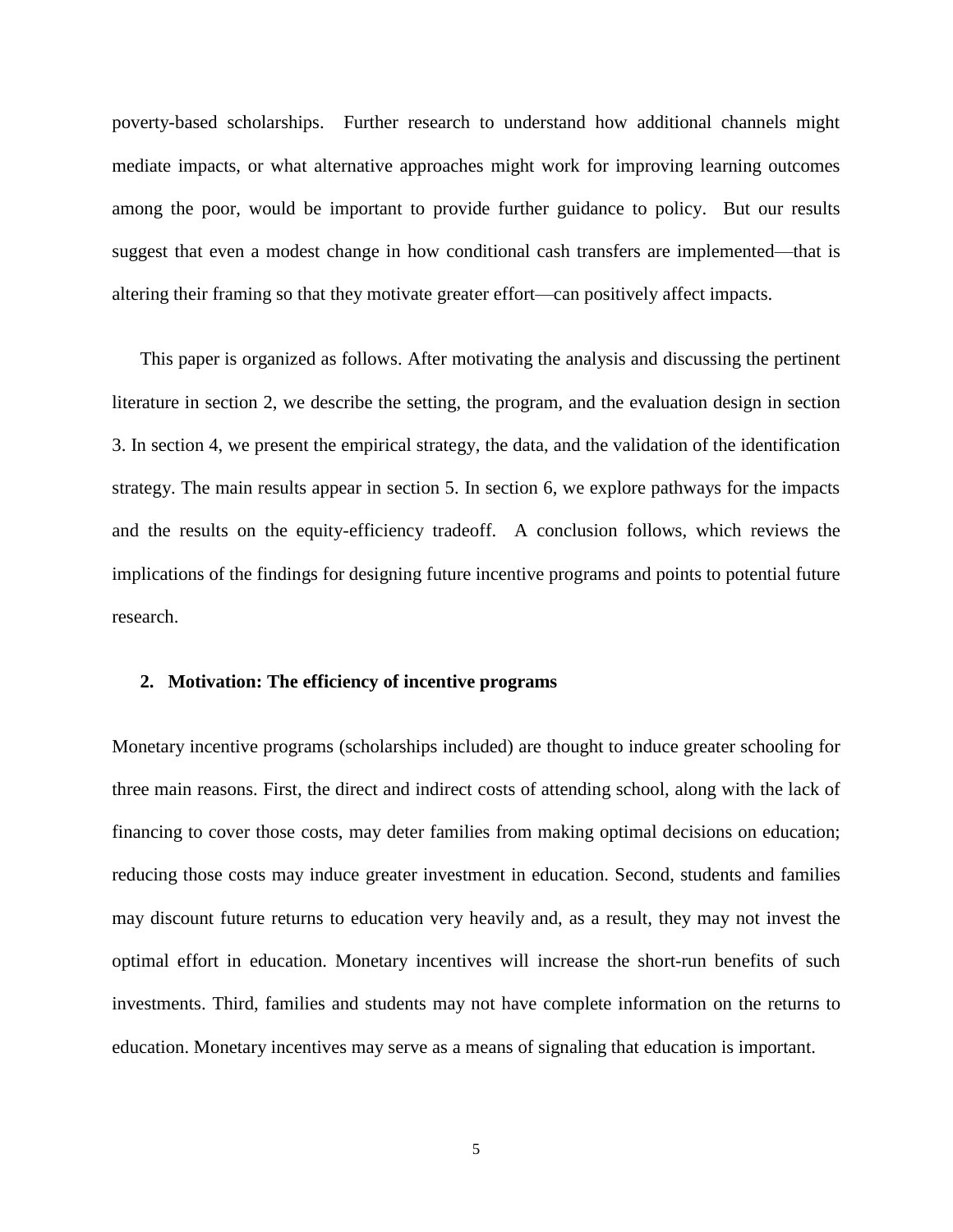poverty-based scholarships. Further research to understand how additional channels might mediate impacts, or what alternative approaches might work for improving learning outcomes among the poor, would be important to provide further guidance to policy. But our results suggest that even a modest change in how conditional cash transfers are implemented—that is altering their framing so that they motivate greater effort—can positively affect impacts.

This paper is organized as follows. After motivating the analysis and discussing the pertinent literature in section 2, we describe the setting, the program, and the evaluation design in section 3. In section 4, we present the empirical strategy, the data, and the validation of the identification strategy. The main results appear in section 5. In section 6, we explore pathways for the impacts and the results on the equity-efficiency tradeoff. A conclusion follows, which reviews the implications of the findings for designing future incentive programs and points to potential future research.

## 2. Motivation: The efficiency of incentive programs

Monetary incentive programs (scholarships included) are thought to induce greater schooling for three main reasons. First, the direct and indirect costs of attending school, along with the lack of financing to cover those costs, may deter families from making optimal decisions on education; reducing those costs may induce greater investment in education. Second, students and families may discount future returns to education very heavily and, as a result, they may not invest the optimal effort in education. Monetary incentives will increase the short-run benefits of such investments. Third, families and students may not have complete information on the returns to education. Monetary incentives may serve as a means of signaling that education is important.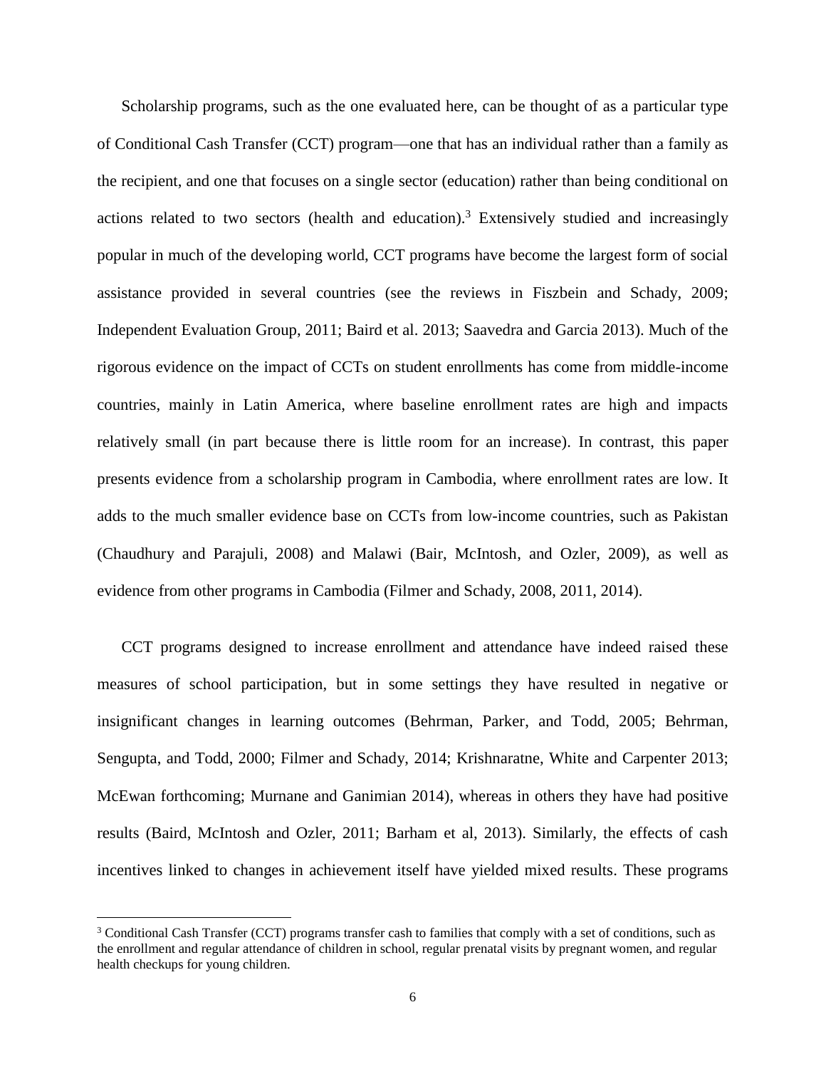Scholarship programs, such as the one evaluated here, can be thought of as a particular type of Conditional Cash Transfer (CCT) program—one that has an individual rather than a family as the recipient, and one that focuses on a single sector (education) rather than being conditional on actions related to two sectors (health and education).[3] Extensively studied and increasingly popular in much of the developing world, CCT programs have become the largest form of social assistance provided in several countries (see the reviews in Fiszbein and Schady, 2009; Independent Evaluation Group, 2011; Baird et al. 2013; Saavedra and Garcia 2013). Much of the rigorous evidence on the impact of CCTs on student enrollments has come from middle-income countries, mainly in Latin America, where baseline enrollment rates are high and impacts relatively small (in part because there is little room for an increase). In contrast, this paper presents evidence from a scholarship program in Cambodia, where enrollment rates are low. It adds to the much smaller evidence base on CCTs from low-income countries, such as Pakistan (Chaudhury and Parajuli, 2008) and Malawi (Bair, McIntosh, and Ozler, 2009), as well as evidence from other programs in Cambodia (Filmer and Schady, 2008, 2011, 2014).

CCT programs designed to increase enrollment and attendance have indeed raised these measures of school participation, but in some settings they have resulted in negative or insignificant changes in learning outcomes (Behrman, Parker, and Todd, 2005; Behrman, Sengupta, and Todd, 2000; Filmer and Schady, 2014; Krishnaratne, White and Carpenter 2013; McEwan forthcoming; Murnane and Ganimian 2014), whereas in others they have had positive results (Baird, McIntosh and Ozler, 2011; Barham et al, 2013). Similarly, the effects of cash incentives linked to changes in achievement itself have yielded mixed results. These programs

[3] Conditional Cash Transfer (CCT) programs transfer cash to families that comply with a set of conditions, such as the enrollment and regular attendance of children in school, regular prenatal visits by pregnant women, and regular health checkups for young children.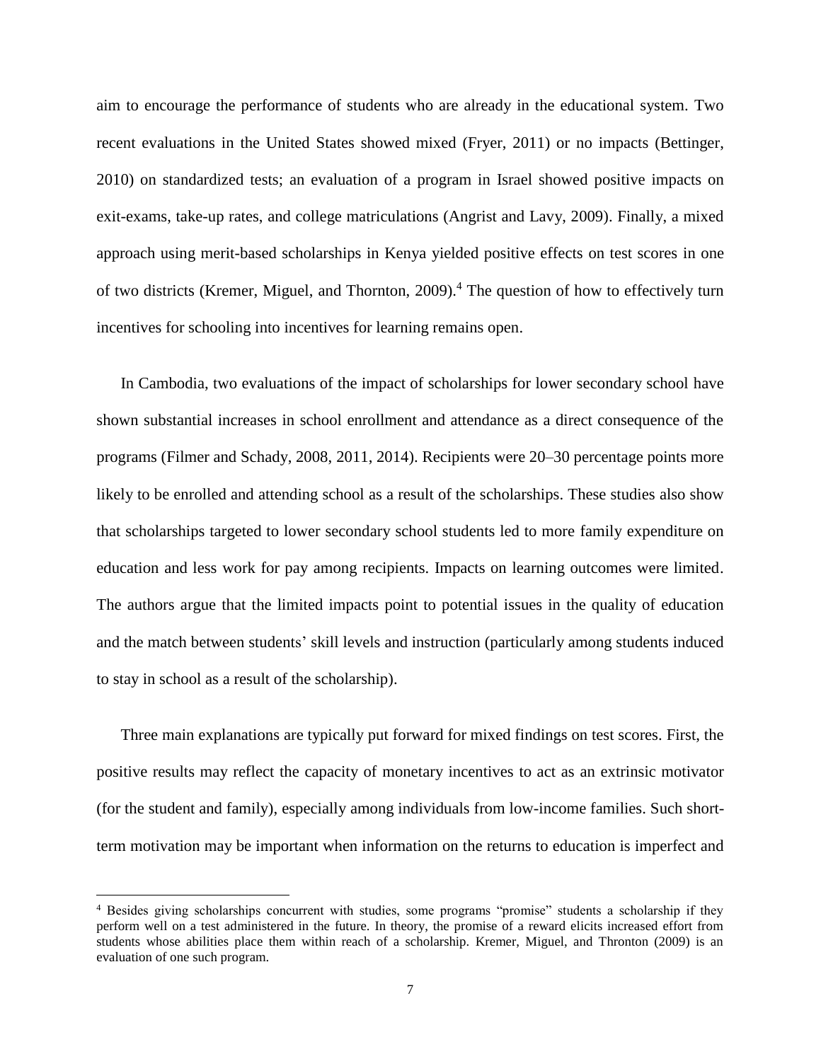aim to encourage the performance of students who are already in the educational system. Two recent evaluations in the United States showed mixed (Fryer, 2011) or no impacts (Bettinger, 2010) on standardized tests; an evaluation of a program in Israel showed positive impacts on exit-exams, take-up rates, and college matriculations (Angrist and Lavy, 2009). Finally, a mixed approach using merit-based scholarships in Kenya yielded positive effects on test scores in one of two districts (Kremer, Miguel, and Thornton, 2009).[4] The question of how to effectively turn incentives for schooling into incentives for learning remains open.

In Cambodia, two evaluations of the impact of scholarships for lower secondary school have shown substantial increases in school enrollment and attendance as a direct consequence of the programs (Filmer and Schady, 2008, 2011, 2014). Recipients were 20–30 percentage points more likely to be enrolled and attending school as a result of the scholarships. These studies also show that scholarships targeted to lower secondary school students led to more family expenditure on education and less work for pay among recipients. Impacts on learning outcomes were limited. The authors argue that the limited impacts point to potential issues in the quality of education and the match between students' skill levels and instruction (particularly among students induced to stay in school as a result of the scholarship).

Three main explanations are typically put forward for mixed findings on test scores. First, the positive results may reflect the capacity of monetary incentives to act as an extrinsic motivator (for the student and family), especially among individuals from low-income families. Such short-term motivation may be important when information on the returns to education is imperfect and

[4] Besides giving scholarships concurrent with studies, some programs "promise" students a scholarship if they perform well on a test administered in the future. In theory, the promise of a reward elicits increased effort from students whose abilities place them within reach of a scholarship. Kremer, Miguel, and Thronton (2009) is an evaluation of one such program.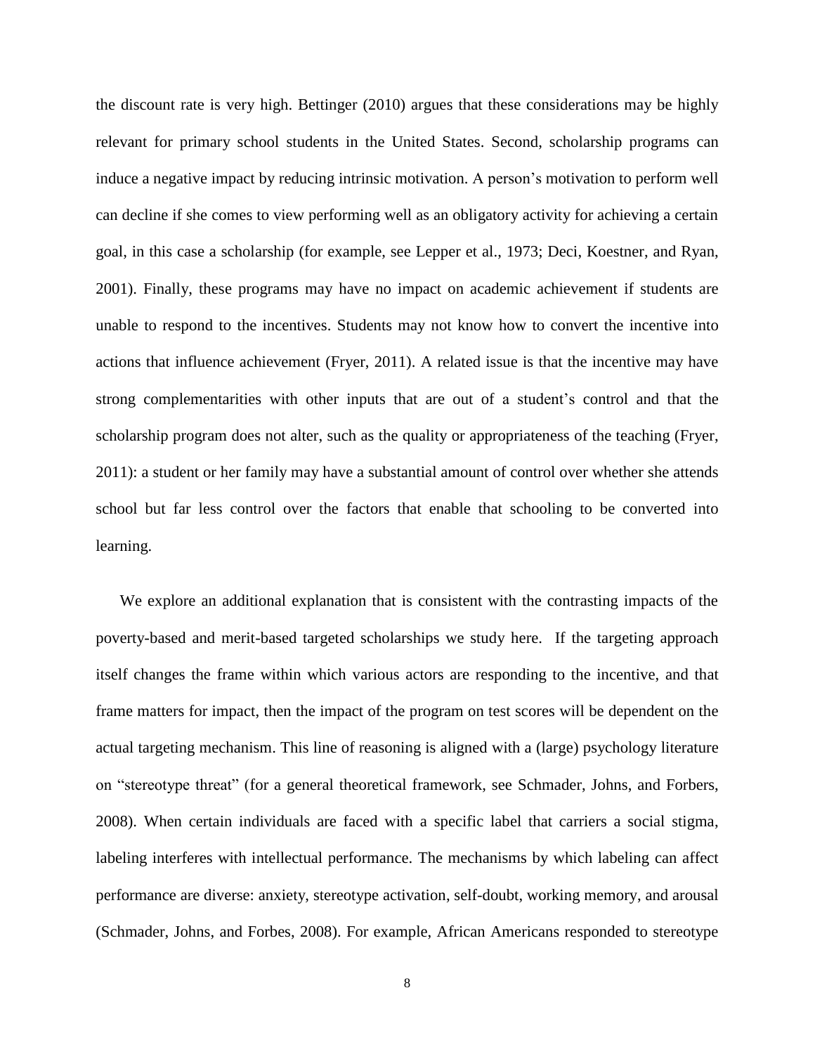the discount rate is very high. Bettinger (2010) argues that these considerations may be highly relevant for primary school students in the United States. Second, scholarship programs can induce a negative impact by reducing intrinsic motivation. A person's motivation to perform well can decline if she comes to view performing well as an obligatory activity for achieving a certain goal, in this case a scholarship (for example, see Lepper et al., 1973; Deci, Koestner, and Ryan, 2001). Finally, these programs may have no impact on academic achievement if students are unable to respond to the incentives. Students may not know how to convert the incentive into actions that influence achievement (Fryer, 2011). A related issue is that the incentive may have strong complementarities with other inputs that are out of a student's control and that the scholarship program does not alter, such as the quality or appropriateness of the teaching (Fryer, 2011): a student or her family may have a substantial amount of control over whether she attends school but far less control over the factors that enable that schooling to be converted into learning.

We explore an additional explanation that is consistent with the contrasting impacts of the poverty-based and merit-based targeted scholarships we study here. If the targeting approach itself changes the frame within which various actors are responding to the incentive, and that frame matters for impact, then the impact of the program on test scores will be dependent on the actual targeting mechanism. This line of reasoning is aligned with a (large) psychology literature on "stereotype threat" (for a general theoretical framework, see Schmader, Johns, and Forbers, 2008). When certain individuals are faced with a specific label that carriers a social stigma, labeling interferes with intellectual performance. The mechanisms by which labeling can affect performance are diverse: anxiety, stereotype activation, self-doubt, working memory, and arousal (Schmader, Johns, and Forbes, 2008). For example, African Americans responded to stereotype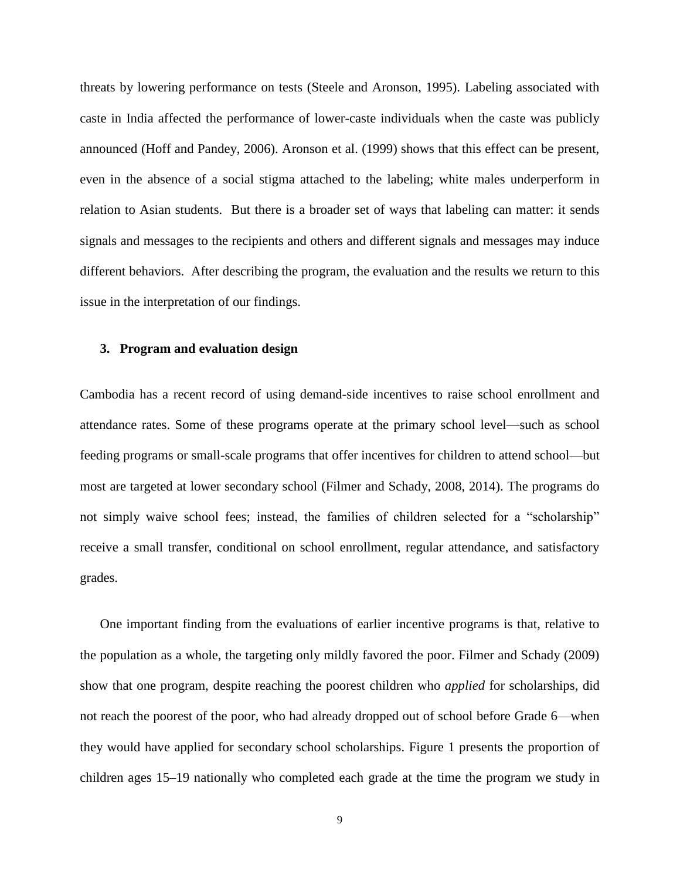threats by lowering performance on tests (Steele and Aronson, 1995). Labeling associated with caste in India affected the performance of lower-caste individuals when the caste was publicly announced (Hoff and Pandey, 2006). Aronson et al. (1999) shows that this effect can be present, even in the absence of a social stigma attached to the labeling; white males underperform in relation to Asian students. But there is a broader set of ways that labeling can matter: it sends signals and messages to the recipients and others and different signals and messages may induce different behaviors. After describing the program, the evaluation and the results we return to this issue in the interpretation of our findings.

## 3. Program and evaluation design

Cambodia has a recent record of using demand-side incentives to raise school enrollment and attendance rates. Some of these programs operate at the primary school level—such as school feeding programs or small-scale programs that offer incentives for children to attend school—but most are targeted at lower secondary school (Filmer and Schady, 2008, 2014). The programs do not simply waive school fees; instead, the families of children selected for a "scholarship" receive a small transfer, conditional on school enrollment, regular attendance, and satisfactory grades.

One important finding from the evaluations of earlier incentive programs is that, relative to the population as a whole, the targeting only mildly favored the poor. Filmer and Schady (2009) show that one program, despite reaching the poorest children who *applied* for scholarships, did not reach the poorest of the poor, who had already dropped out of school before Grade 6—when they would have applied for secondary school scholarships. Figure 1 presents the proportion of children ages 15–19 nationally who completed each grade at the time the program we study in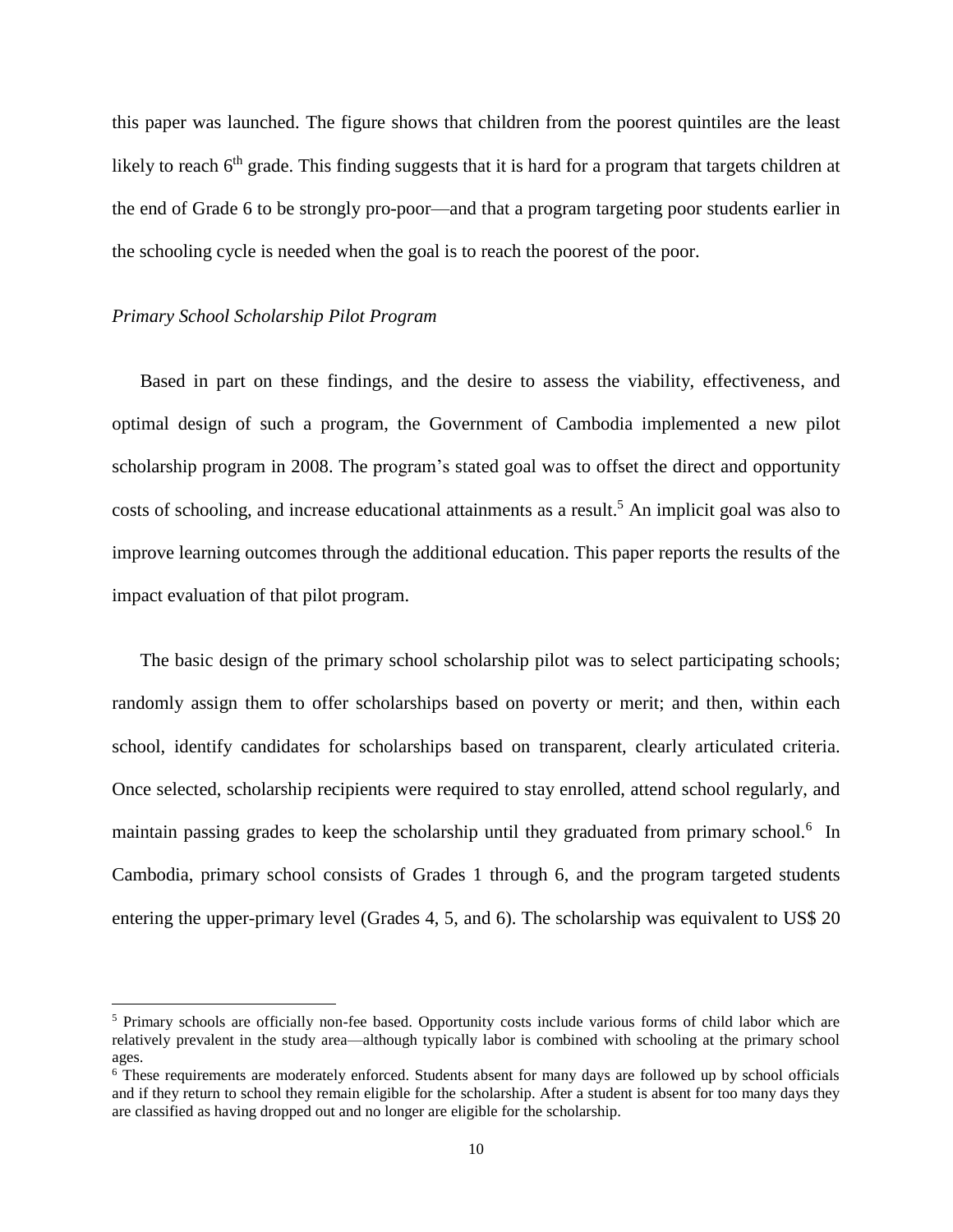this paper was launched. The figure shows that children from the poorest quintiles are the least likely to reach 6th grade. This finding suggests that it is hard for a program that targets children at the end of Grade 6 to be strongly pro-poor—and that a program targeting poor students earlier in the schooling cycle is needed when the goal is to reach the poorest of the poor.

*Primary School Scholarship Pilot Program*

Based in part on these findings, and the desire to assess the viability, effectiveness, and optimal design of such a program, the Government of Cambodia implemented a new pilot scholarship program in 2008. The program's stated goal was to offset the direct and opportunity costs of schooling, and increase educational attainments as a result.[5] An implicit goal was also to improve learning outcomes through the additional education. This paper reports the results of the impact evaluation of that pilot program.

The basic design of the primary school scholarship pilot was to select participating schools; randomly assign them to offer scholarships based on poverty or merit; and then, within each school, identify candidates for scholarships based on transparent, clearly articulated criteria. Once selected, scholarship recipients were required to stay enrolled, attend school regularly, and maintain passing grades to keep the scholarship until they graduated from primary school.[6] In Cambodia, primary school consists of Grades 1 through 6, and the program targeted students entering the upper-primary level (Grades 4, 5, and 6). The scholarship was equivalent to US$ 20

[5] Primary schools are officially non-fee based. Opportunity costs include various forms of child labor which are relatively prevalent in the study area—although typically labor is combined with schooling at the primary school ages.

[6] These requirements are moderately enforced. Students absent for many days are followed up by school officials and if they return to school they remain eligible for the scholarship. After a student is absent for too many days they are classified as having dropped out and no longer are eligible for the scholarship.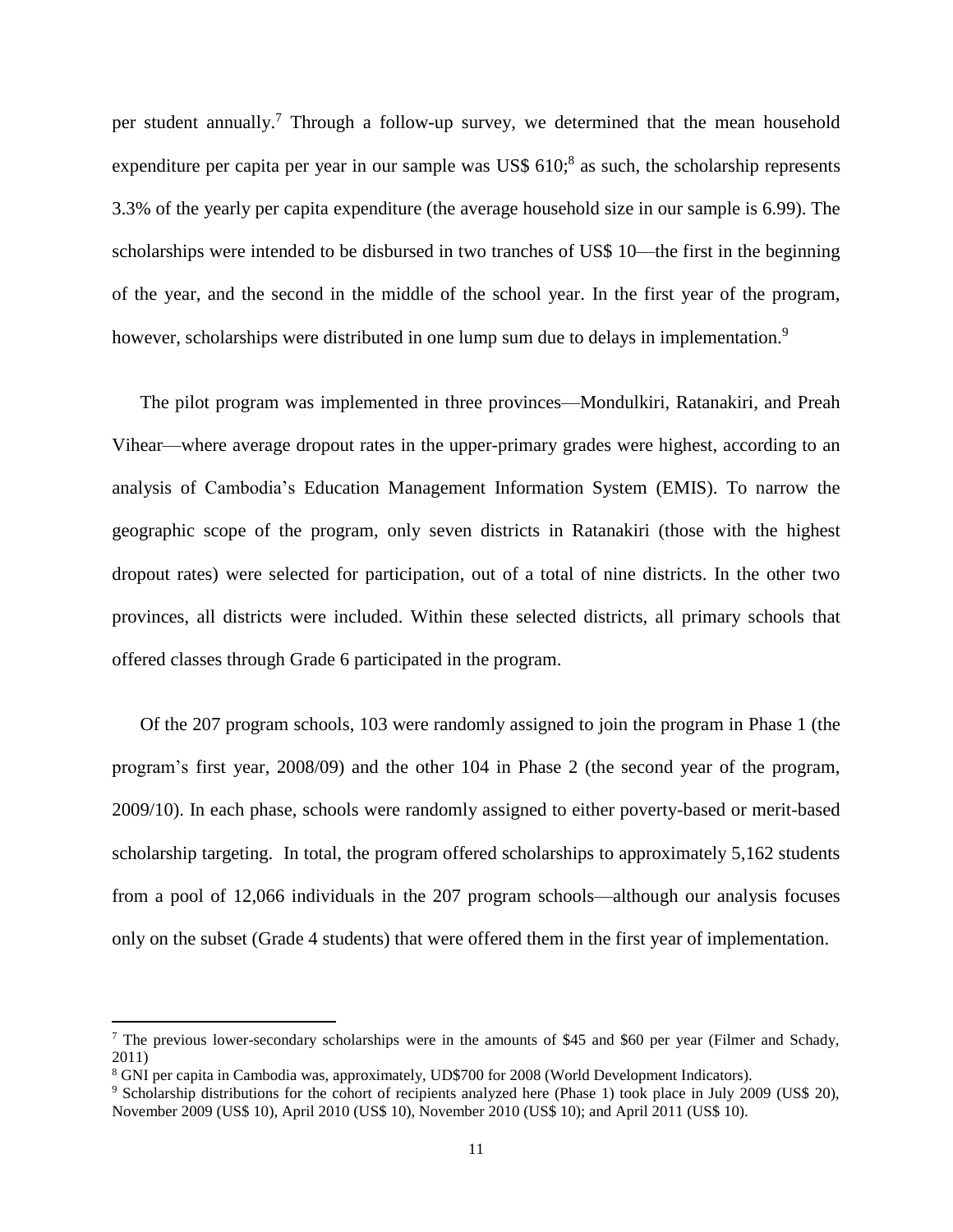per student annually.[7] Through a follow-up survey, we determined that the mean household expenditure per capita per year in our sample was US$ 610;[8] as such, the scholarship represents 3.3% of the yearly per capita expenditure (the average household size in our sample is 6.99). The scholarships were intended to be disbursed in two tranches of US$ 10—the first in the beginning of the year, and the second in the middle of the school year. In the first year of the program, however, scholarships were distributed in one lump sum due to delays in implementation.[9]

The pilot program was implemented in three provinces—Mondulkiri, Ratanakiri, and Preah Vihear—where average dropout rates in the upper-primary grades were highest, according to an analysis of Cambodia's Education Management Information System (EMIS). To narrow the geographic scope of the program, only seven districts in Ratanakiri (those with the highest dropout rates) were selected for participation, out of a total of nine districts. In the other two provinces, all districts were included. Within these selected districts, all primary schools that offered classes through Grade 6 participated in the program.

Of the 207 program schools, 103 were randomly assigned to join the program in Phase 1 (the program's first year, 2008/09) and the other 104 in Phase 2 (the second year of the program, 2009/10). In each phase, schools were randomly assigned to either poverty-based or merit-based scholarship targeting. In total, the program offered scholarships to approximately 5,162 students from a pool of 12,066 individuals in the 207 program schools—although our analysis focuses only on the subset (Grade 4 students) that were offered them in the first year of implementation.

---

[7] The previous lower-secondary scholarships were in the amounts of $45 and $60 per year (Filmer and Schady, 2011)

[8] GNI per capita in Cambodia was, approximately, UD$700 for 2008 (World Development Indicators).

[9] Scholarship distributions for the cohort of recipients analyzed here (Phase 1) took place in July 2009 (US$ 20), November 2009 (US$ 10), April 2010 (US$ 10), November 2010 (US$ 10); and April 2011 (US$ 10).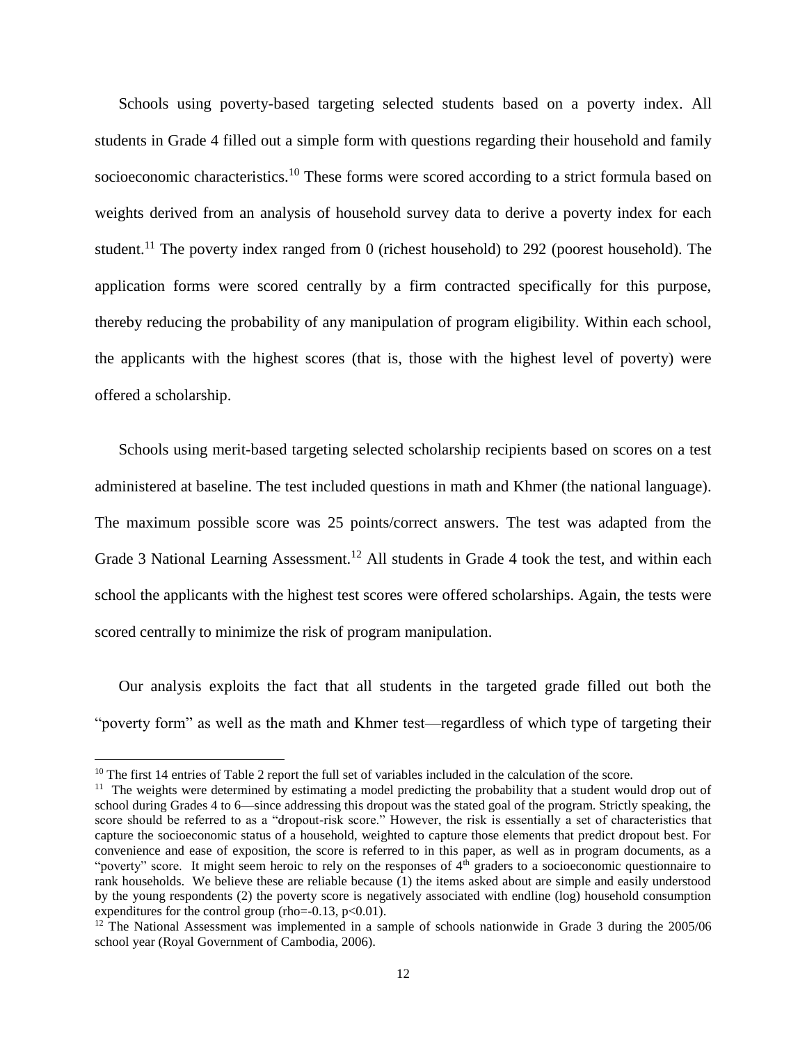Schools using poverty-based targeting selected students based on a poverty index. All students in Grade 4 filled out a simple form with questions regarding their household and family socioeconomic characteristics.[10] These forms were scored according to a strict formula based on weights derived from an analysis of household survey data to derive a poverty index for each student.[11] The poverty index ranged from 0 (richest household) to 292 (poorest household). The application forms were scored centrally by a firm contracted specifically for this purpose, thereby reducing the probability of any manipulation of program eligibility. Within each school, the applicants with the highest scores (that is, those with the highest level of poverty) were offered a scholarship.

Schools using merit-based targeting selected scholarship recipients based on scores on a test administered at baseline. The test included questions in math and Khmer (the national language). The maximum possible score was 25 points/correct answers. The test was adapted from the Grade 3 National Learning Assessment.[12] All students in Grade 4 took the test, and within each school the applicants with the highest test scores were offered scholarships. Again, the tests were scored centrally to minimize the risk of program manipulation.

Our analysis exploits the fact that all students in the targeted grade filled out both the "poverty form" as well as the math and Khmer test—regardless of which type of targeting their

---

[10] The first 14 entries of Table 2 report the full set of variables included in the calculation of the score.

[11] The weights were determined by estimating a model predicting the probability that a student would drop out of school during Grades 4 to 6—since addressing this dropout was the stated goal of the program. Strictly speaking, the score should be referred to as a "dropout-risk score." However, the risk is essentially a set of characteristics that capture the socioeconomic status of a household, weighted to capture those elements that predict dropout best. For convenience and ease of exposition, the score is referred to in this paper, as well as in program documents, as a "poverty" score. It might seem heroic to rely on the responses of 4th graders to a socioeconomic questionnaire to rank households. We believe these are reliable because (1) the items asked about are simple and easily understood by the young respondents (2) the poverty score is negatively associated with endline (log) household consumption expenditures for the control group (rho=-0.13, $p<0.01$).

[12] The National Assessment was implemented in a sample of schools nationwide in Grade 3 during the 2005/06 school year (Royal Government of Cambodia, 2006).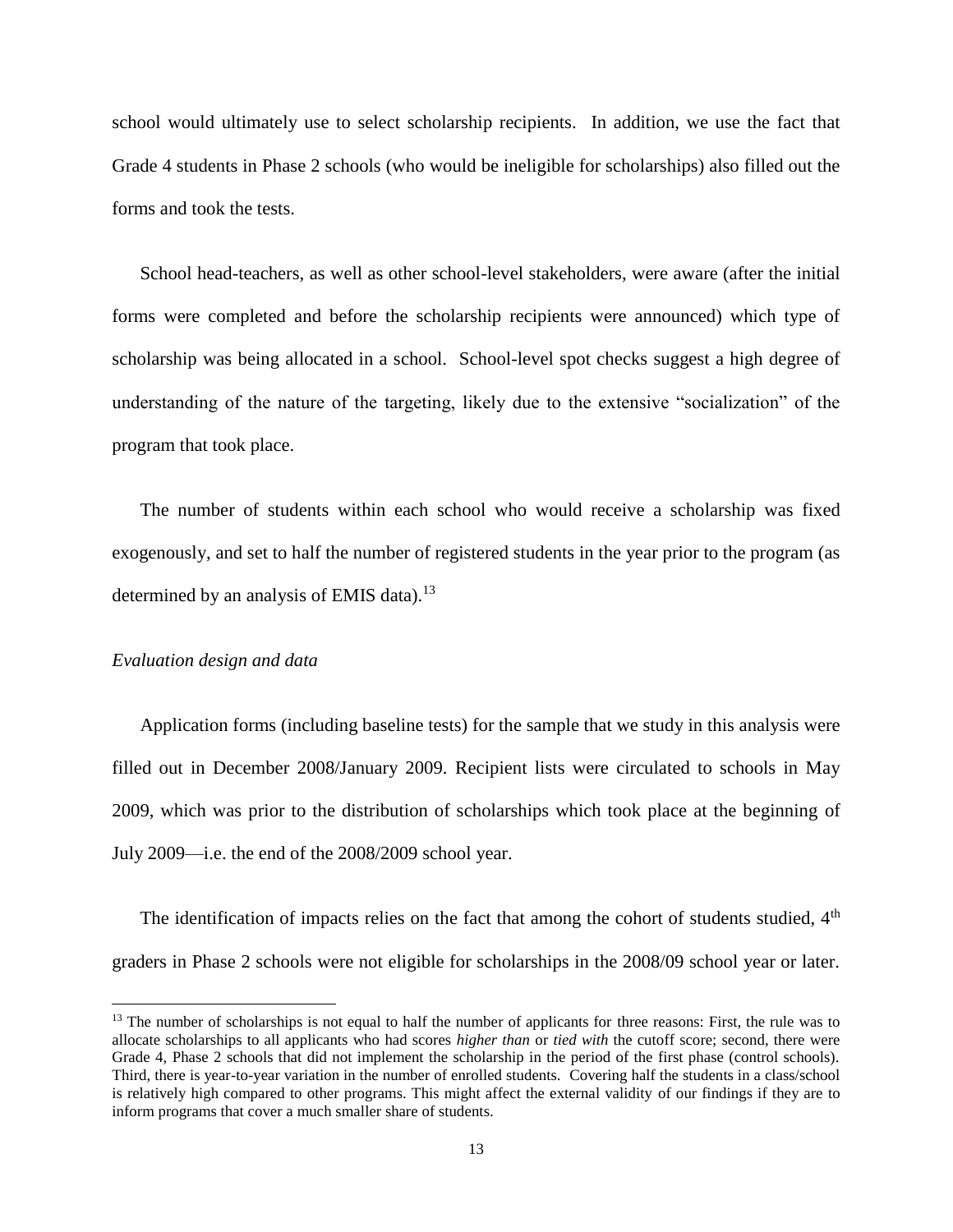school would ultimately use to select scholarship recipients. In addition, we use the fact that Grade 4 students in Phase 2 schools (who would be ineligible for scholarships) also filled out the forms and took the tests.

School head-teachers, as well as other school-level stakeholders, were aware (after the initial forms were completed and before the scholarship recipients were announced) which type of scholarship was being allocated in a school. School-level spot checks suggest a high degree of understanding of the nature of the targeting, likely due to the extensive "socialization" of the program that took place.

The number of students within each school who would receive a scholarship was fixed exogenously, and set to half the number of registered students in the year prior to the program (as determined by an analysis of EMIS data).[13]

*Evaluation design and data*

Application forms (including baseline tests) for the sample that we study in this analysis were filled out in December 2008/January 2009. Recipient lists were circulated to schools in May 2009, which was prior to the distribution of scholarships which took place at the beginning of July 2009—i.e. the end of the 2008/2009 school year.

The identification of impacts relies on the fact that among the cohort of students studied, 4th graders in Phase 2 schools were not eligible for scholarships in the 2008/09 school year or later.

[13] The number of scholarships is not equal to half the number of applicants for three reasons: First, the rule was to allocate scholarships to all applicants who had scores *higher than* or *tied with* the cutoff score; second, there were Grade 4, Phase 2 schools that did not implement the scholarship in the period of the first phase (control schools). Third, there is year-to-year variation in the number of enrolled students. Covering half the students in a class/school is relatively high compared to other programs. This might affect the external validity of our findings if they are to inform programs that cover a much smaller share of students.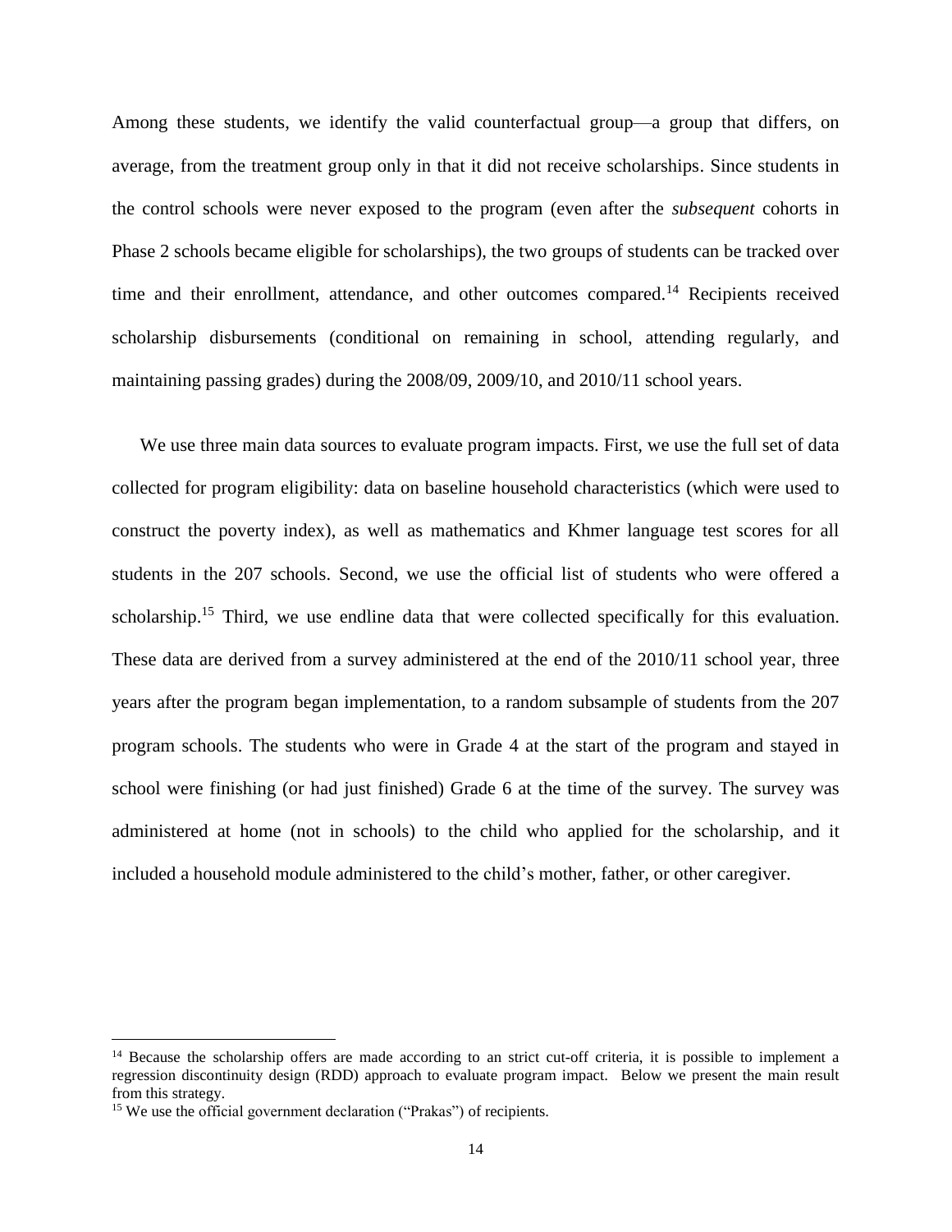Among these students, we identify the valid counterfactual group—a group that differs, on average, from the treatment group only in that it did not receive scholarships. Since students in the control schools were never exposed to the program (even after the *subsequent* cohorts in Phase 2 schools became eligible for scholarships), the two groups of students can be tracked over time and their enrollment, attendance, and other outcomes compared.[14] Recipients received scholarship disbursements (conditional on remaining in school, attending regularly, and maintaining passing grades) during the 2008/09, 2009/10, and 2010/11 school years.

We use three main data sources to evaluate program impacts. First, we use the full set of data collected for program eligibility: data on baseline household characteristics (which were used to construct the poverty index), as well as mathematics and Khmer language test scores for all students in the 207 schools. Second, we use the official list of students who were offered a scholarship.[15] Third, we use endline data that were collected specifically for this evaluation. These data are derived from a survey administered at the end of the 2010/11 school year, three years after the program began implementation, to a random subsample of students from the 207 program schools. The students who were in Grade 4 at the start of the program and stayed in school were finishing (or had just finished) Grade 6 at the time of the survey. The survey was administered at home (not in schools) to the child who applied for the scholarship, and it included a household module administered to the child's mother, father, or other caregiver.

[14] Because the scholarship offers are made according to an strict cut-off criteria, it is possible to implement a regression discontinuity design (RDD) approach to evaluate program impact. Below we present the main result from this strategy.

[15] We use the official government declaration ("Prakas") of recipients.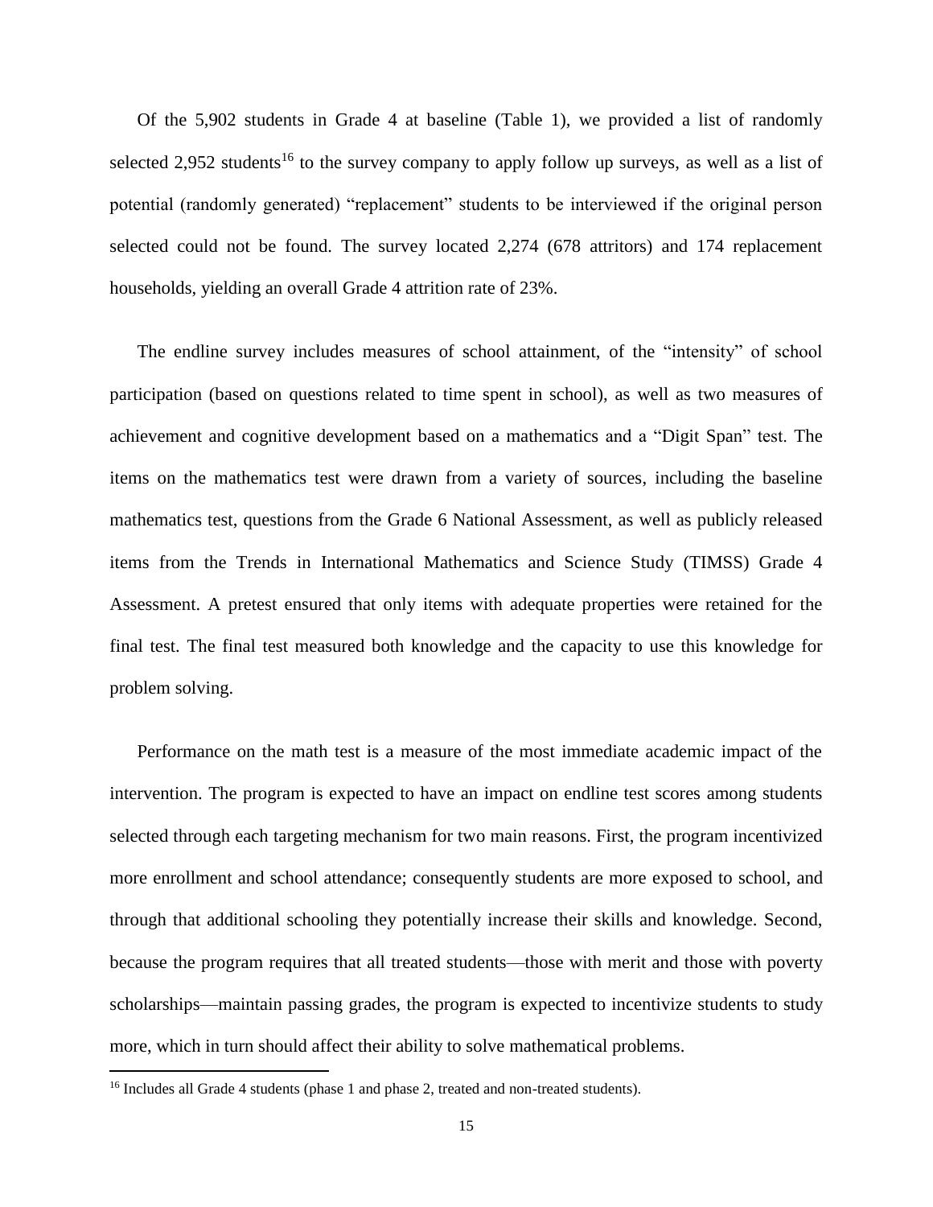Of the 5,902 students in Grade 4 at baseline (Table 1), we provided a list of randomly selected 2,952 students[16] to the survey company to apply follow up surveys, as well as a list of potential (randomly generated) "replacement" students to be interviewed if the original person selected could not be found. The survey located 2,274 (678 attritors) and 174 replacement households, yielding an overall Grade 4 attrition rate of 23%.

The endline survey includes measures of school attainment, of the "intensity" of school participation (based on questions related to time spent in school), as well as two measures of achievement and cognitive development based on a mathematics and a "Digit Span" test. The items on the mathematics test were drawn from a variety of sources, including the baseline mathematics test, questions from the Grade 6 National Assessment, as well as publicly released items from the Trends in International Mathematics and Science Study (TIMSS) Grade 4 Assessment. A pretest ensured that only items with adequate properties were retained for the final test. The final test measured both knowledge and the capacity to use this knowledge for problem solving.

Performance on the math test is a measure of the most immediate academic impact of the intervention. The program is expected to have an impact on endline test scores among students selected through each targeting mechanism for two main reasons. First, the program incentivized more enrollment and school attendance; consequently students are more exposed to school, and through that additional schooling they potentially increase their skills and knowledge. Second, because the program requires that all treated students—those with merit and those with poverty scholarships—maintain passing grades, the program is expected to incentivize students to study more, which in turn should affect their ability to solve mathematical problems.

[16] Includes all Grade 4 students (phase 1 and phase 2, treated and non-treated students).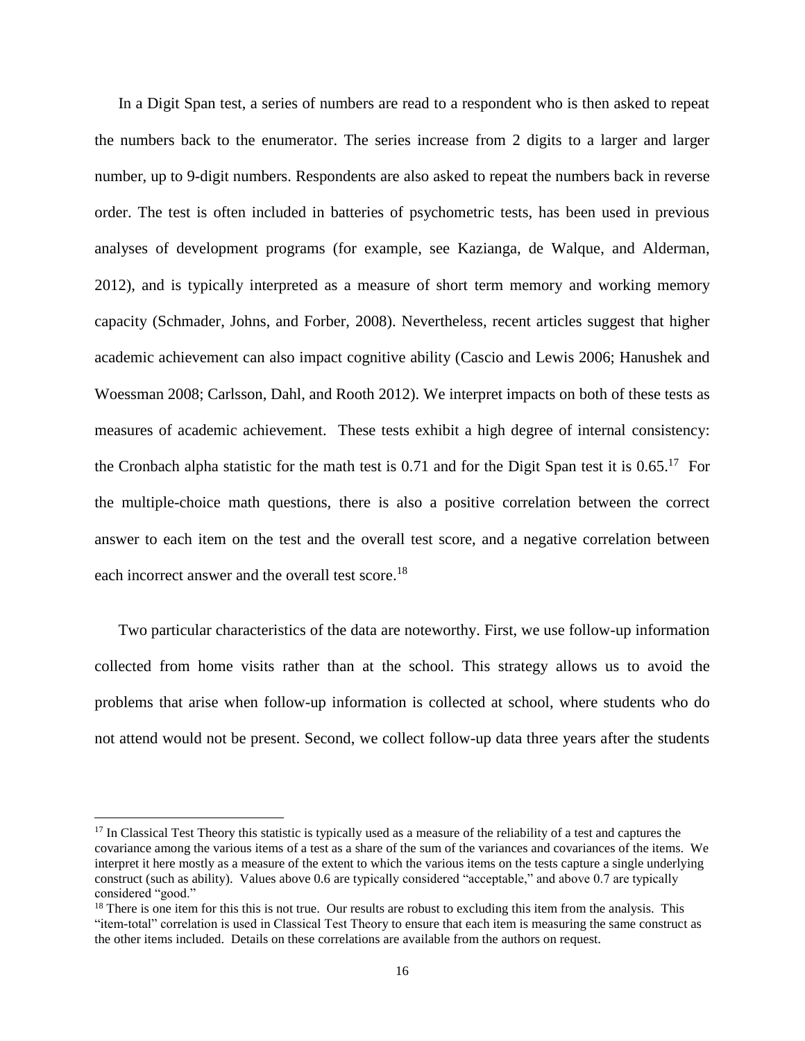In a Digit Span test, a series of numbers are read to a respondent who is then asked to repeat the numbers back to the enumerator. The series increase from 2 digits to a larger and larger number, up to 9-digit numbers. Respondents are also asked to repeat the numbers back in reverse order. The test is often included in batteries of psychometric tests, has been used in previous analyses of development programs (for example, see Kazianga, de Walque, and Alderman, 2012), and is typically interpreted as a measure of short term memory and working memory capacity (Schmader, Johns, and Forber, 2008). Nevertheless, recent articles suggest that higher academic achievement can also impact cognitive ability (Cascio and Lewis 2006; Hanushek and Woessman 2008; Carlsson, Dahl, and Rooth 2012). We interpret impacts on both of these tests as measures of academic achievement. These tests exhibit a high degree of internal consistency: the Cronbach alpha statistic for the math test is 0.71 and for the Digit Span test it is 0.65.[17] For the multiple-choice math questions, there is also a positive correlation between the correct answer to each item on the test and the overall test score, and a negative correlation between each incorrect answer and the overall test score.[18]

Two particular characteristics of the data are noteworthy. First, we use follow-up information collected from home visits rather than at the school. This strategy allows us to avoid the problems that arise when follow-up information is collected at school, where students who do not attend would not be present. Second, we collect follow-up data three years after the students

[17] In Classical Test Theory this statistic is typically used as a measure of the reliability of a test and captures the covariance among the various items of a test as a share of the sum of the variances and covariances of the items. We interpret it here mostly as a measure of the extent to which the various items on the tests capture a single underlying construct (such as ability). Values above 0.6 are typically considered "acceptable," and above 0.7 are typically considered "good."

[18] There is one item for this this is not true. Our results are robust to excluding this item from the analysis. This "item-total" correlation is used in Classical Test Theory to ensure that each item is measuring the same construct as the other items included. Details on these correlations are available from the authors on request.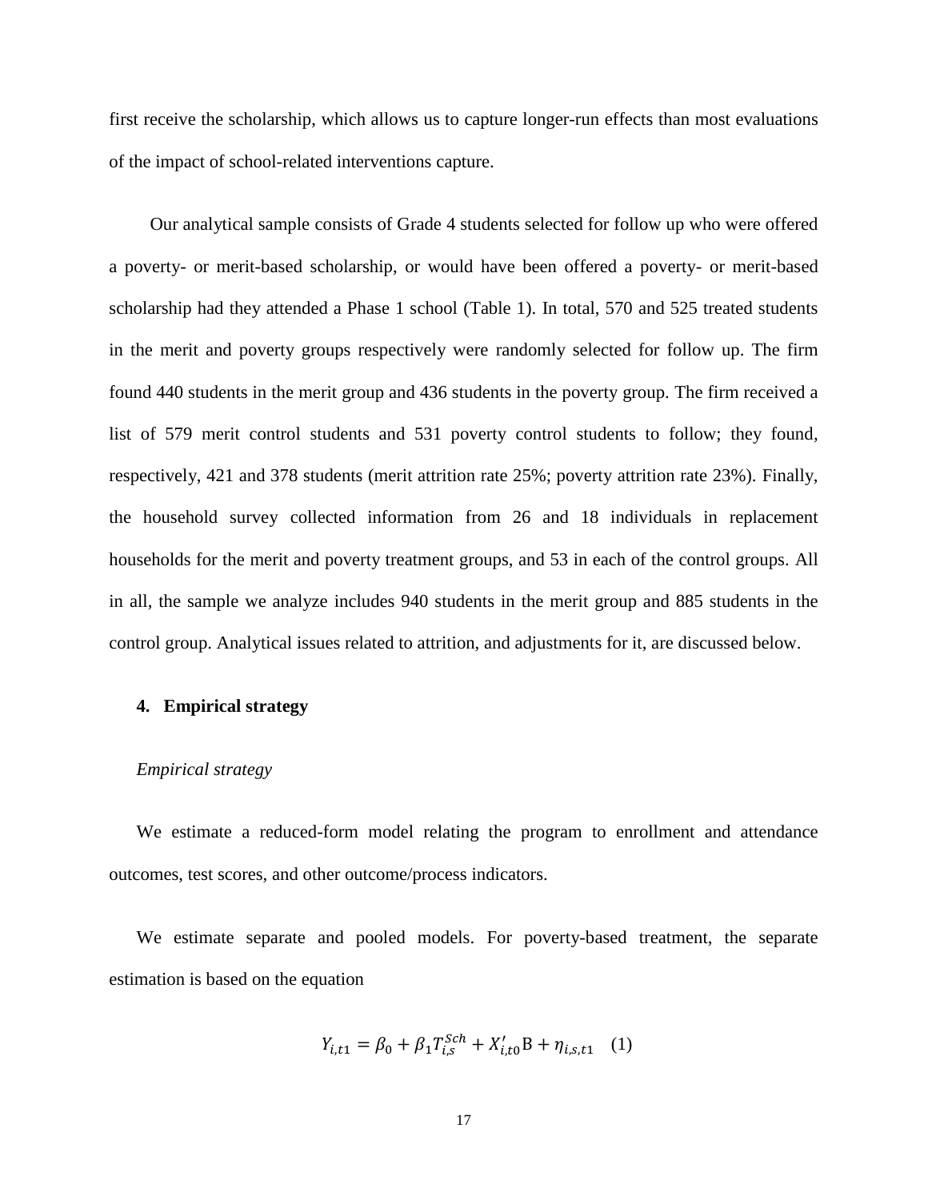first receive the scholarship, which allows us to capture longer-run effects than most evaluations of the impact of school-related interventions capture.

Our analytical sample consists of Grade 4 students selected for follow up who were offered a poverty- or merit-based scholarship, or would have been offered a poverty- or merit-based scholarship had they attended a Phase 1 school (Table 1). In total, 570 and 525 treated students in the merit and poverty groups respectively were randomly selected for follow up. The firm found 440 students in the merit group and 436 students in the poverty group. The firm received a list of 579 merit control students and 531 poverty control students to follow; they found, respectively, 421 and 378 students (merit attrition rate 25%; poverty attrition rate 23%). Finally, the household survey collected information from 26 and 18 individuals in replacement households for the merit and poverty treatment groups, and 53 in each of the control groups. All in all, the sample we analyze includes 940 students in the merit group and 885 students in the control group. Analytical issues related to attrition, and adjustments for it, are discussed below.

## 4. Empirical strategy

### *Empirical strategy*

We estimate a reduced-form model relating the program to enrollment and attendance outcomes, test scores, and other outcome/process indicators.

We estimate separate and pooled models. For poverty-based treatment, the separate estimation is based on the equation

$$Y_{i,t1} = \beta_0 + \beta_1 T_{i,s}^{Sch} + X'_{i,t0}\mathrm{B} + \eta_{i,s,t1} \quad (1)$$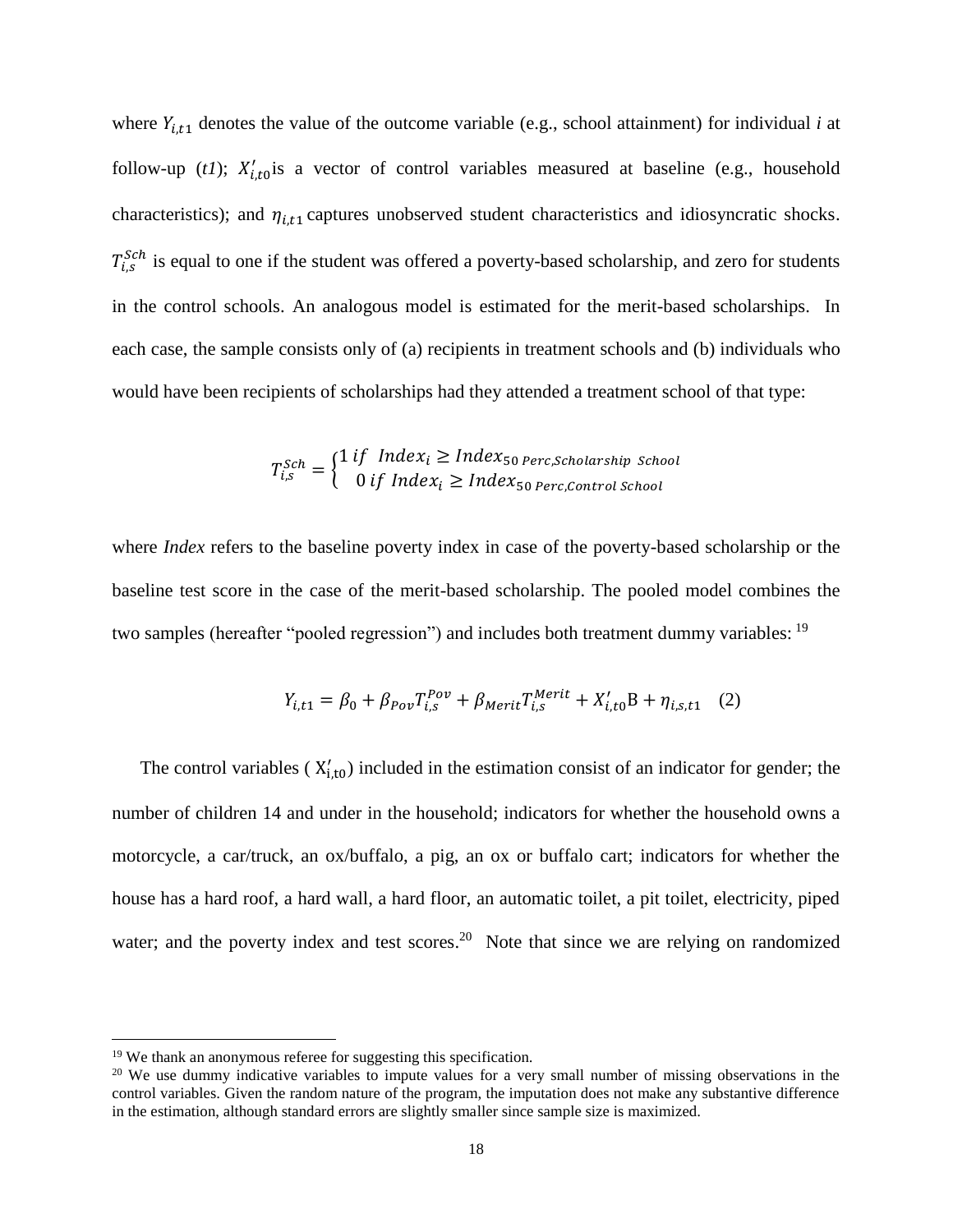where $Y_{i,t1}$ denotes the value of the outcome variable (e.g., school attainment) for individual *i* at follow-up (*t1*); $X'_{i,t0}$is a vector of control variables measured at baseline (e.g., household characteristics); and $\eta_{i,t1}$ captures unobserved student characteristics and idiosyncratic shocks. $T^{Sch}_{i,s}$ is equal to one if the student was offered a poverty-based scholarship, and zero for students in the control schools. An analogous model is estimated for the merit-based scholarships. In each case, the sample consists only of (a) recipients in treatment schools and (b) individuals who would have been recipients of scholarships had they attended a treatment school of that type:

$$T^{Sch}_{i,s} = \begin{cases} 1 \; if \;\; Index_i \geq Index_{50\,Perc,Scholarship\;School} \\ \;\; 0 \; if \; Index_i \geq Index_{50\,Perc,Control\;School} \end{cases}$$

where *Index* refers to the baseline poverty index in case of the poverty-based scholarship or the baseline test score in the case of the merit-based scholarship. The pooled model combines the two samples (hereafter "pooled regression") and includes both treatment dummy variables: [19]

$$Y_{i,t1} = \beta_0 + \beta_{Pov} T^{Pov}_{i,s} + \beta_{Merit} T^{Merit}_{i,s} + X'_{i,t0}\mathrm{B} + \eta_{i,s,t1} \quad (2)$$

The control variables ( $X'_{i,t0}$) included in the estimation consist of an indicator for gender; the number of children 14 and under in the household; indicators for whether the household owns a motorcycle, a car/truck, an ox/buffalo, a pig, an ox or buffalo cart; indicators for whether the house has a hard roof, a hard wall, a hard floor, an automatic toilet, a pit toilet, electricity, piped water; and the poverty index and test scores.[20] Note that since we are relying on randomized

---

[19] We thank an anonymous referee for suggesting this specification.

[20] We use dummy indicative variables to impute values for a very small number of missing observations in the control variables. Given the random nature of the program, the imputation does not make any substantive difference in the estimation, although standard errors are slightly smaller since sample size is maximized.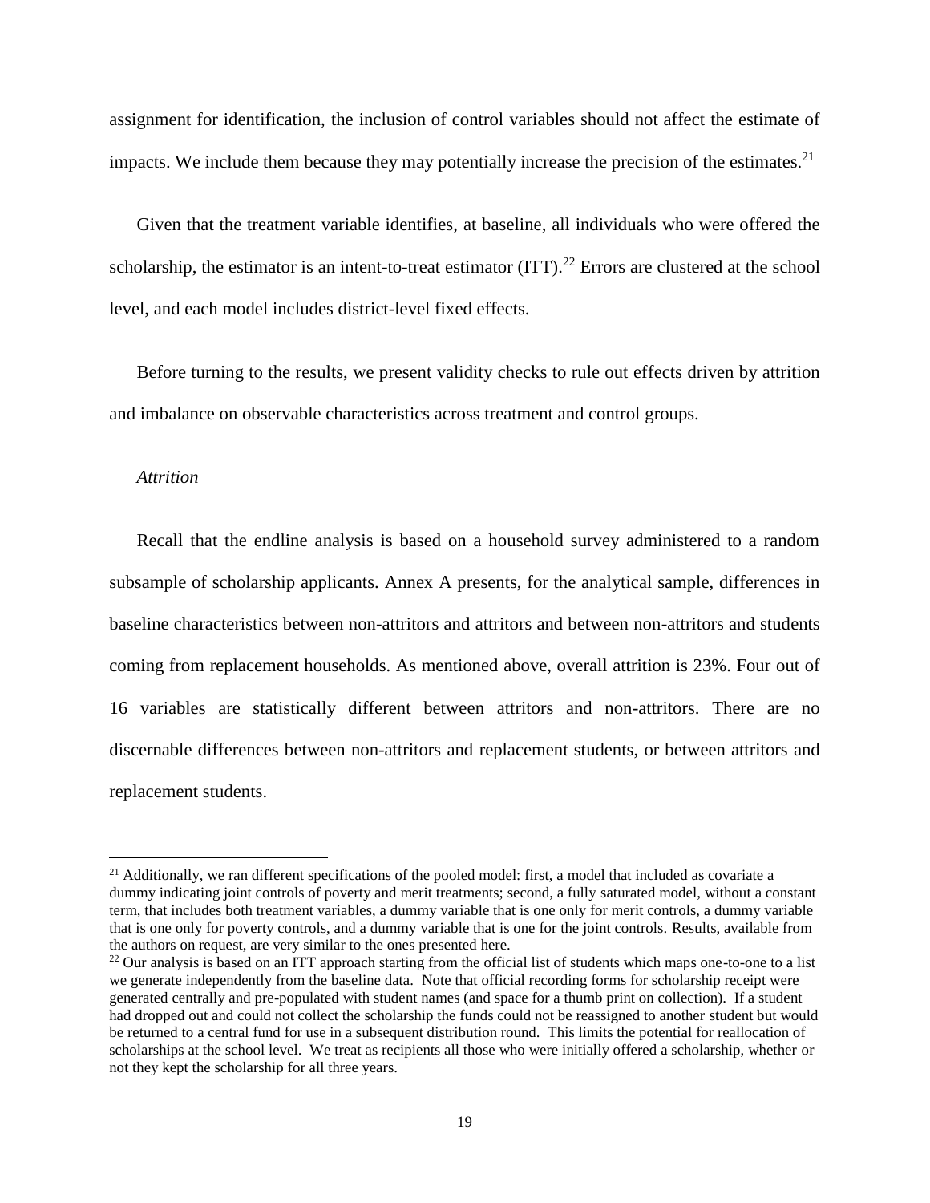assignment for identification, the inclusion of control variables should not affect the estimate of impacts. We include them because they may potentially increase the precision of the estimates.[21]

Given that the treatment variable identifies, at baseline, all individuals who were offered the scholarship, the estimator is an intent-to-treat estimator (ITT).[22] Errors are clustered at the school level, and each model includes district-level fixed effects.

Before turning to the results, we present validity checks to rule out effects driven by attrition and imbalance on observable characteristics across treatment and control groups.

*Attrition*

Recall that the endline analysis is based on a household survey administered to a random subsample of scholarship applicants. Annex A presents, for the analytical sample, differences in baseline characteristics between non-attritors and attritors and between non-attritors and students coming from replacement households. As mentioned above, overall attrition is 23%. Four out of 16 variables are statistically different between attritors and non-attritors. There are no discernable differences between non-attritors and replacement students, or between attritors and replacement students.

[21] Additionally, we ran different specifications of the pooled model: first, a model that included as covariate a dummy indicating joint controls of poverty and merit treatments; second, a fully saturated model, without a constant term, that includes both treatment variables, a dummy variable that is one only for merit controls, a dummy variable that is one only for poverty controls, and a dummy variable that is one for the joint controls. Results, available from the authors on request, are very similar to the ones presented here.

[22] Our analysis is based on an ITT approach starting from the official list of students which maps one-to-one to a list we generate independently from the baseline data. Note that official recording forms for scholarship receipt were generated centrally and pre-populated with student names (and space for a thumb print on collection). If a student had dropped out and could not collect the scholarship the funds could not be reassigned to another student but would be returned to a central fund for use in a subsequent distribution round. This limits the potential for reallocation of scholarships at the school level. We treat as recipients all those who were initially offered a scholarship, whether or not they kept the scholarship for all three years.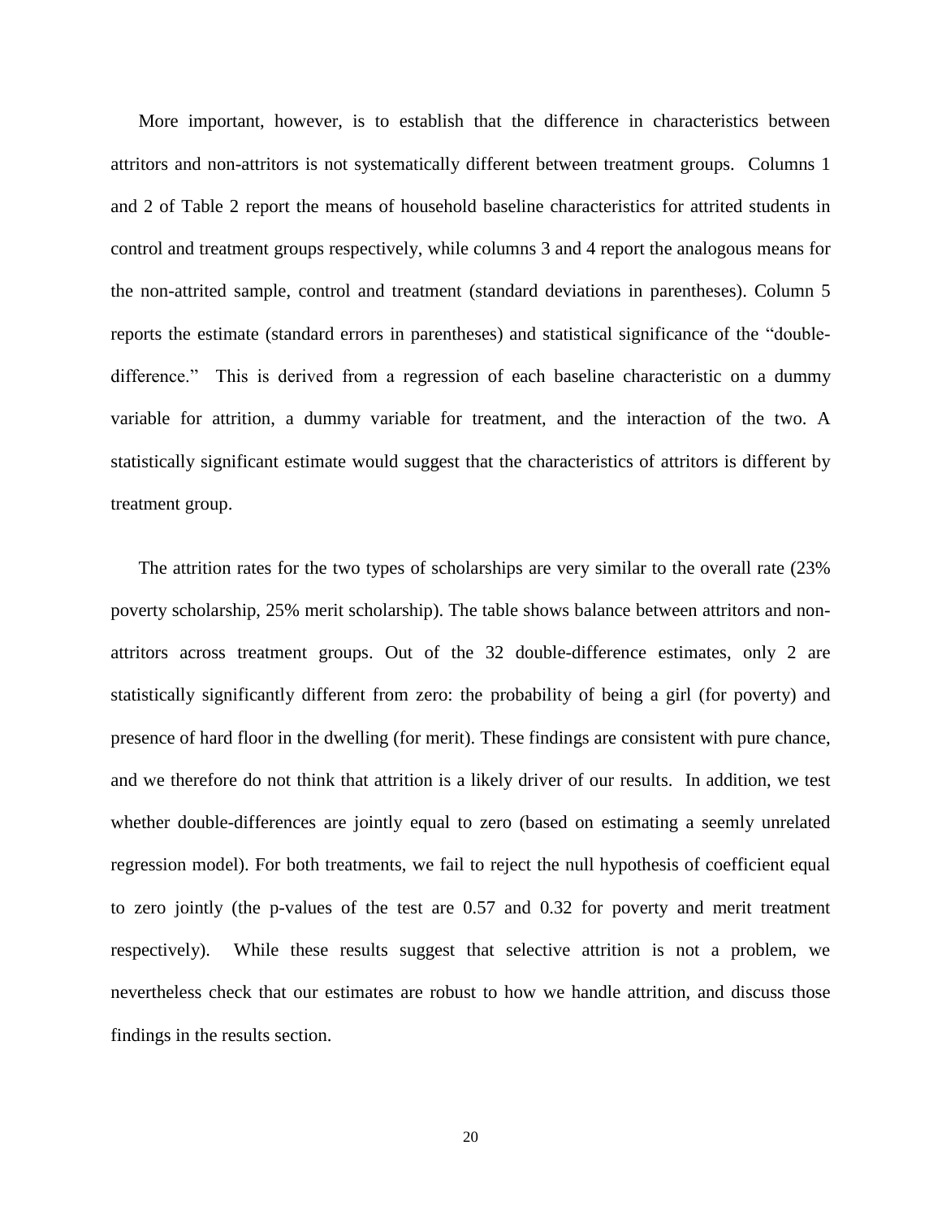More important, however, is to establish that the difference in characteristics between attritors and non-attritors is not systematically different between treatment groups. Columns 1 and 2 of Table 2 report the means of household baseline characteristics for attrited students in control and treatment groups respectively, while columns 3 and 4 report the analogous means for the non-attrited sample, control and treatment (standard deviations in parentheses). Column 5 reports the estimate (standard errors in parentheses) and statistical significance of the "double-difference." This is derived from a regression of each baseline characteristic on a dummy variable for attrition, a dummy variable for treatment, and the interaction of the two. A statistically significant estimate would suggest that the characteristics of attritors is different by treatment group.

The attrition rates for the two types of scholarships are very similar to the overall rate (23% poverty scholarship, 25% merit scholarship). The table shows balance between attritors and non-attritors across treatment groups. Out of the 32 double-difference estimates, only 2 are statistically significantly different from zero: the probability of being a girl (for poverty) and presence of hard floor in the dwelling (for merit). These findings are consistent with pure chance, and we therefore do not think that attrition is a likely driver of our results. In addition, we test whether double-differences are jointly equal to zero (based on estimating a seemly unrelated regression model). For both treatments, we fail to reject the null hypothesis of coefficient equal to zero jointly (the p-values of the test are 0.57 and 0.32 for poverty and merit treatment respectively). While these results suggest that selective attrition is not a problem, we nevertheless check that our estimates are robust to how we handle attrition, and discuss those findings in the results section.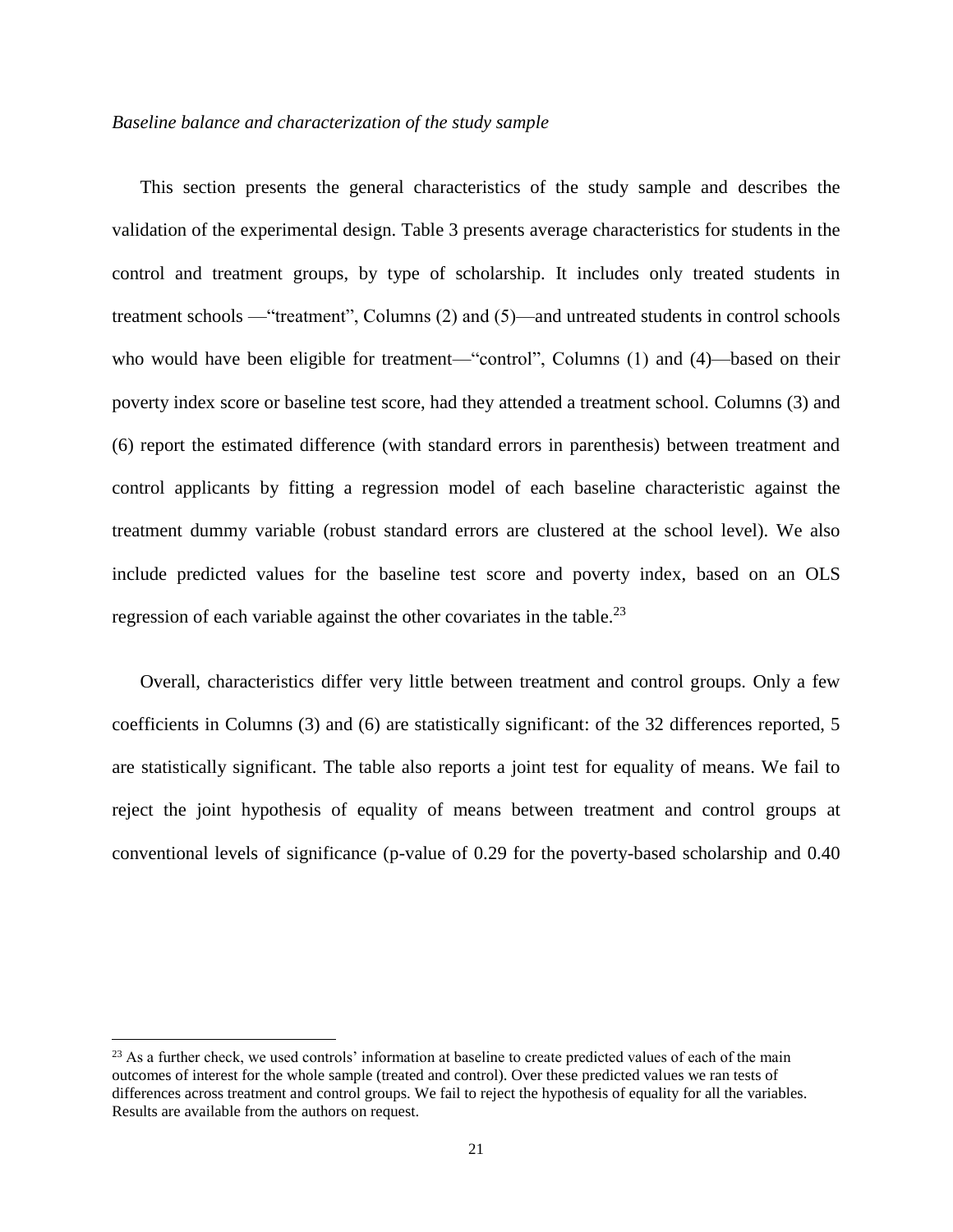*Baseline balance and characterization of the study sample*

This section presents the general characteristics of the study sample and describes the validation of the experimental design. Table 3 presents average characteristics for students in the control and treatment groups, by type of scholarship. It includes only treated students in treatment schools —"treatment", Columns (2) and (5)—and untreated students in control schools who would have been eligible for treatment—"control", Columns (1) and (4)—based on their poverty index score or baseline test score, had they attended a treatment school. Columns (3) and (6) report the estimated difference (with standard errors in parenthesis) between treatment and control applicants by fitting a regression model of each baseline characteristic against the treatment dummy variable (robust standard errors are clustered at the school level). We also include predicted values for the baseline test score and poverty index, based on an OLS regression of each variable against the other covariates in the table.[23]

Overall, characteristics differ very little between treatment and control groups. Only a few coefficients in Columns (3) and (6) are statistically significant: of the 32 differences reported, 5 are statistically significant. The table also reports a joint test for equality of means. We fail to reject the joint hypothesis of equality of means between treatment and control groups at conventional levels of significance (p-value of 0.29 for the poverty-based scholarship and 0.40

[23] As a further check, we used controls' information at baseline to create predicted values of each of the main outcomes of interest for the whole sample (treated and control). Over these predicted values we ran tests of differences across treatment and control groups. We fail to reject the hypothesis of equality for all the variables. Results are available from the authors on request.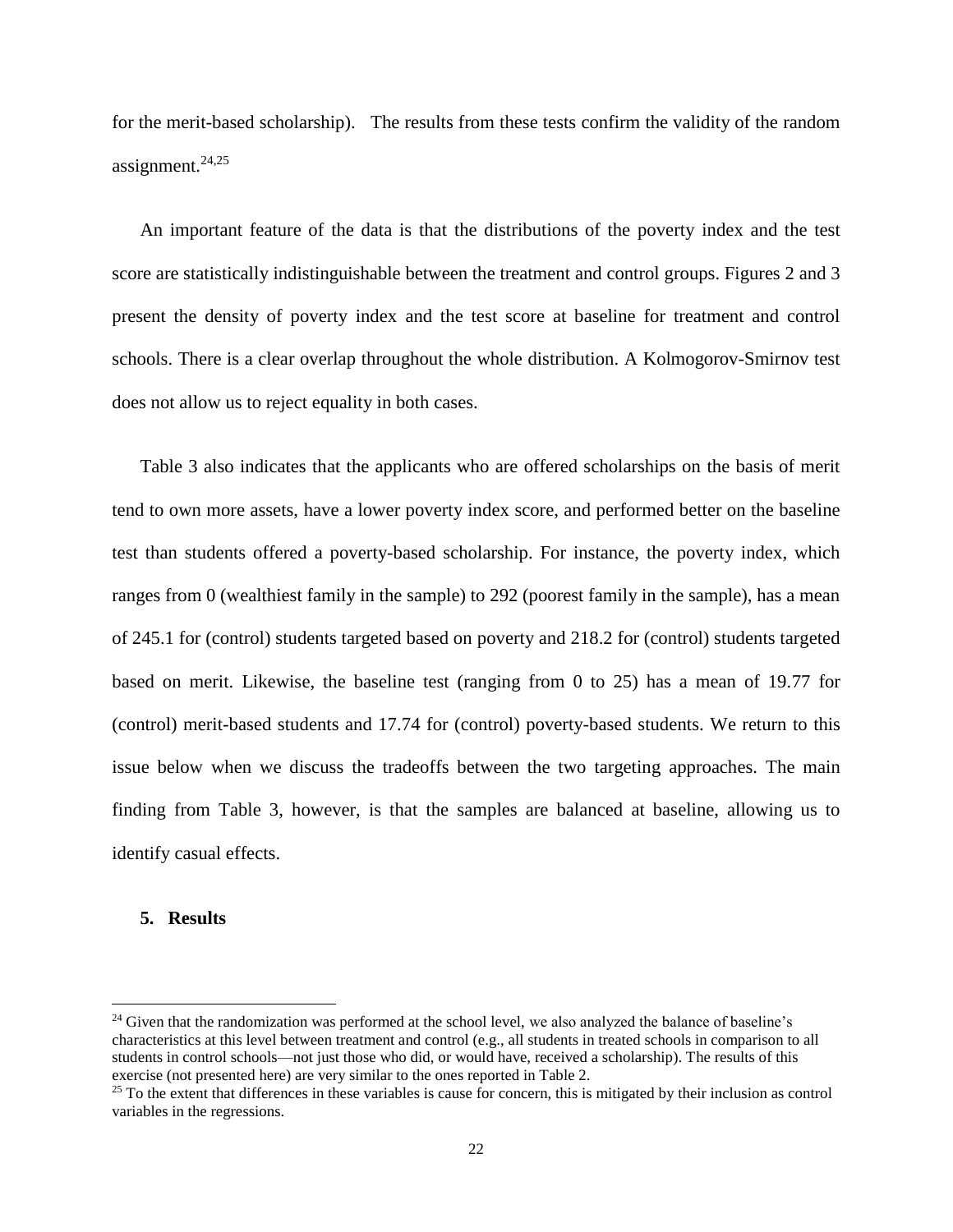for the merit-based scholarship). The results from these tests confirm the validity of the random assignment.[24,25]

An important feature of the data is that the distributions of the poverty index and the test score are statistically indistinguishable between the treatment and control groups. Figures 2 and 3 present the density of poverty index and the test score at baseline for treatment and control schools. There is a clear overlap throughout the whole distribution. A Kolmogorov-Smirnov test does not allow us to reject equality in both cases.

Table 3 also indicates that the applicants who are offered scholarships on the basis of merit tend to own more assets, have a lower poverty index score, and performed better on the baseline test than students offered a poverty-based scholarship. For instance, the poverty index, which ranges from 0 (wealthiest family in the sample) to 292 (poorest family in the sample), has a mean of 245.1 for (control) students targeted based on poverty and 218.2 for (control) students targeted based on merit. Likewise, the baseline test (ranging from 0 to 25) has a mean of 19.77 for (control) merit-based students and 17.74 for (control) poverty-based students. We return to this issue below when we discuss the tradeoffs between the two targeting approaches. The main finding from Table 3, however, is that the samples are balanced at baseline, allowing us to identify casual effects.

## 5. Results

[24] Given that the randomization was performed at the school level, we also analyzed the balance of baseline's characteristics at this level between treatment and control (e.g., all students in treated schools in comparison to all students in control schools—not just those who did, or would have, received a scholarship). The results of this exercise (not presented here) are very similar to the ones reported in Table 2.

[25] To the extent that differences in these variables is cause for concern, this is mitigated by their inclusion as control variables in the regressions.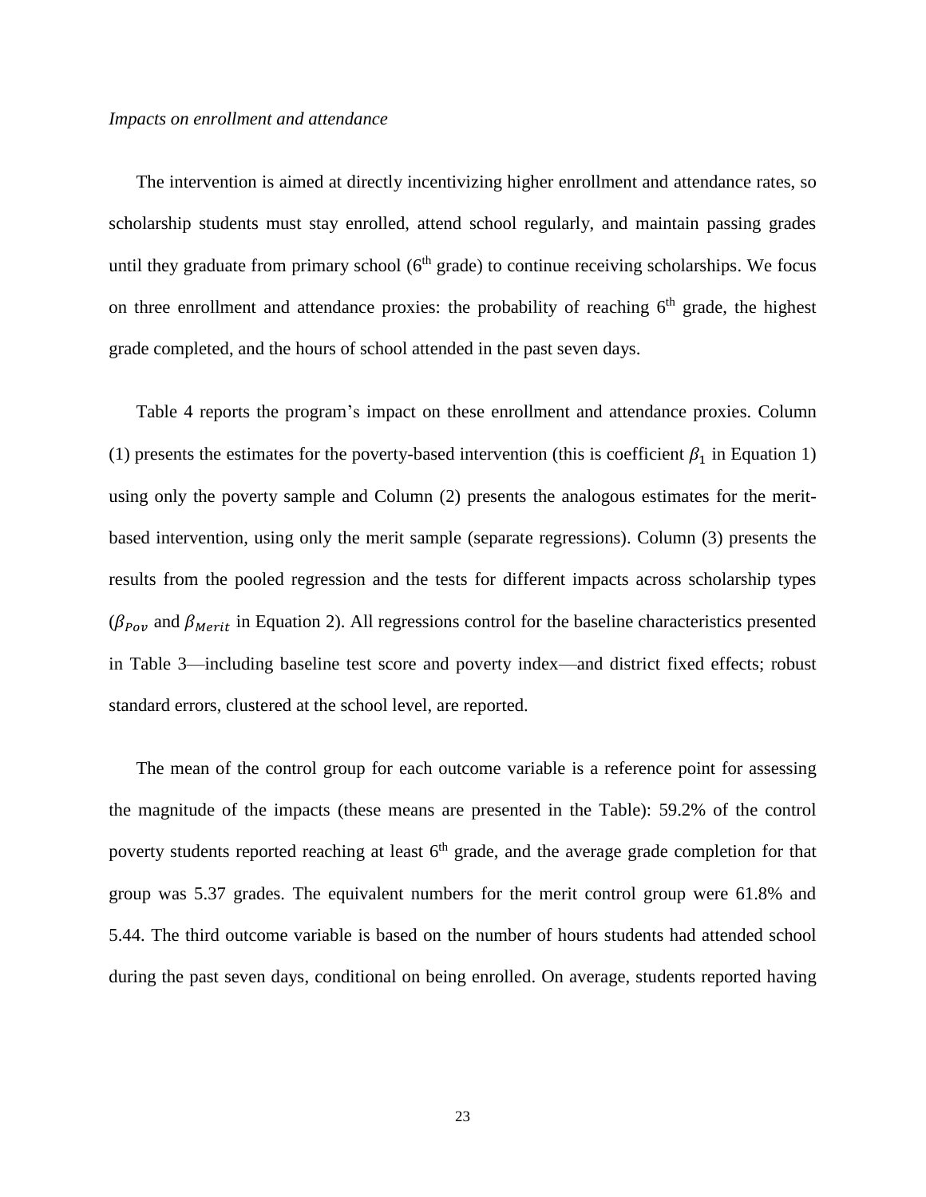*Impacts on enrollment and attendance*

The intervention is aimed at directly incentivizing higher enrollment and attendance rates, so scholarship students must stay enrolled, attend school regularly, and maintain passing grades until they graduate from primary school ($6^{th}$ grade) to continue receiving scholarships. We focus on three enrollment and attendance proxies: the probability of reaching $6^{th}$ grade, the highest grade completed, and the hours of school attended in the past seven days.

Table 4 reports the program's impact on these enrollment and attendance proxies. Column (1) presents the estimates for the poverty-based intervention (this is coefficient $\beta_1$ in Equation 1) using only the poverty sample and Column (2) presents the analogous estimates for the merit-based intervention, using only the merit sample (separate regressions). Column (3) presents the results from the pooled regression and the tests for different impacts across scholarship types ($\beta_{Pov}$ and $\beta_{Merit}$ in Equation 2). All regressions control for the baseline characteristics presented in Table 3—including baseline test score and poverty index—and district fixed effects; robust standard errors, clustered at the school level, are reported.

The mean of the control group for each outcome variable is a reference point for assessing the magnitude of the impacts (these means are presented in the Table): 59.2% of the control poverty students reported reaching at least $6^{th}$ grade, and the average grade completion for that group was 5.37 grades. The equivalent numbers for the merit control group were 61.8% and 5.44. The third outcome variable is based on the number of hours students had attended school during the past seven days, conditional on being enrolled. On average, students reported having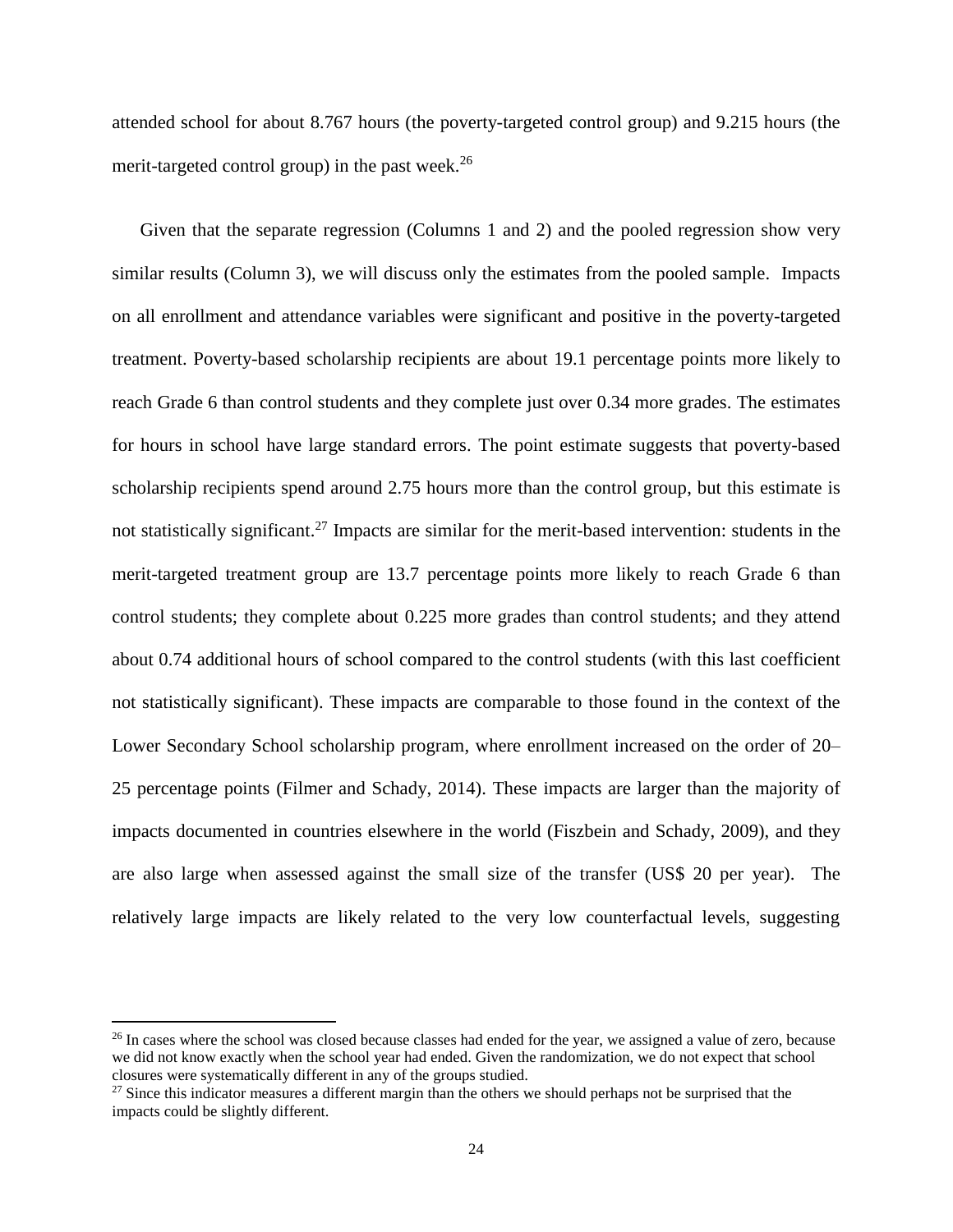attended school for about 8.767 hours (the poverty-targeted control group) and 9.215 hours (the merit-targeted control group) in the past week.[26]

Given that the separate regression (Columns 1 and 2) and the pooled regression show very similar results (Column 3), we will discuss only the estimates from the pooled sample. Impacts on all enrollment and attendance variables were significant and positive in the poverty-targeted treatment. Poverty-based scholarship recipients are about 19.1 percentage points more likely to reach Grade 6 than control students and they complete just over 0.34 more grades. The estimates for hours in school have large standard errors. The point estimate suggests that poverty-based scholarship recipients spend around 2.75 hours more than the control group, but this estimate is not statistically significant.[27] Impacts are similar for the merit-based intervention: students in the merit-targeted treatment group are 13.7 percentage points more likely to reach Grade 6 than control students; they complete about 0.225 more grades than control students; and they attend about 0.74 additional hours of school compared to the control students (with this last coefficient not statistically significant). These impacts are comparable to those found in the context of the Lower Secondary School scholarship program, where enrollment increased on the order of 20–25 percentage points (Filmer and Schady, 2014). These impacts are larger than the majority of impacts documented in countries elsewhere in the world (Fiszbein and Schady, 2009), and they are also large when assessed against the small size of the transfer (US$ 20 per year). The relatively large impacts are likely related to the very low counterfactual levels, suggesting

[26] In cases where the school was closed because classes had ended for the year, we assigned a value of zero, because we did not know exactly when the school year had ended. Given the randomization, we do not expect that school closures were systematically different in any of the groups studied.

[27] Since this indicator measures a different margin than the others we should perhaps not be surprised that the impacts could be slightly different.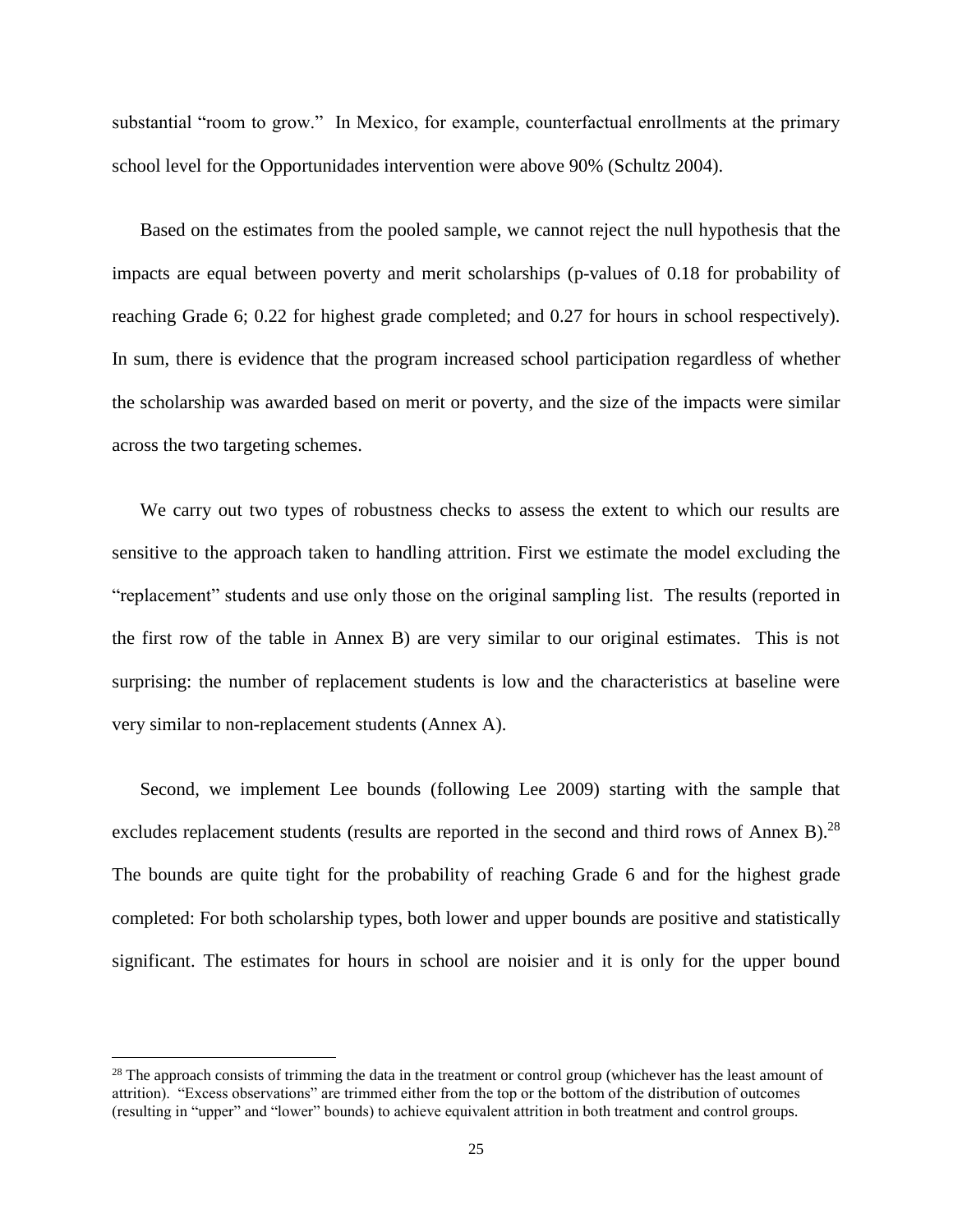substantial "room to grow." In Mexico, for example, counterfactual enrollments at the primary school level for the Opportunidades intervention were above 90% (Schultz 2004).

Based on the estimates from the pooled sample, we cannot reject the null hypothesis that the impacts are equal between poverty and merit scholarships (p-values of 0.18 for probability of reaching Grade 6; 0.22 for highest grade completed; and 0.27 for hours in school respectively). In sum, there is evidence that the program increased school participation regardless of whether the scholarship was awarded based on merit or poverty, and the size of the impacts were similar across the two targeting schemes.

We carry out two types of robustness checks to assess the extent to which our results are sensitive to the approach taken to handling attrition. First we estimate the model excluding the "replacement" students and use only those on the original sampling list. The results (reported in the first row of the table in Annex B) are very similar to our original estimates. This is not surprising: the number of replacement students is low and the characteristics at baseline were very similar to non-replacement students (Annex A).

Second, we implement Lee bounds (following Lee 2009) starting with the sample that excludes replacement students (results are reported in the second and third rows of Annex B).[28] The bounds are quite tight for the probability of reaching Grade 6 and for the highest grade completed: For both scholarship types, both lower and upper bounds are positive and statistically significant. The estimates for hours in school are noisier and it is only for the upper bound

[28] The approach consists of trimming the data in the treatment or control group (whichever has the least amount of attrition). "Excess observations" are trimmed either from the top or the bottom of the distribution of outcomes (resulting in "upper" and "lower" bounds) to achieve equivalent attrition in both treatment and control groups.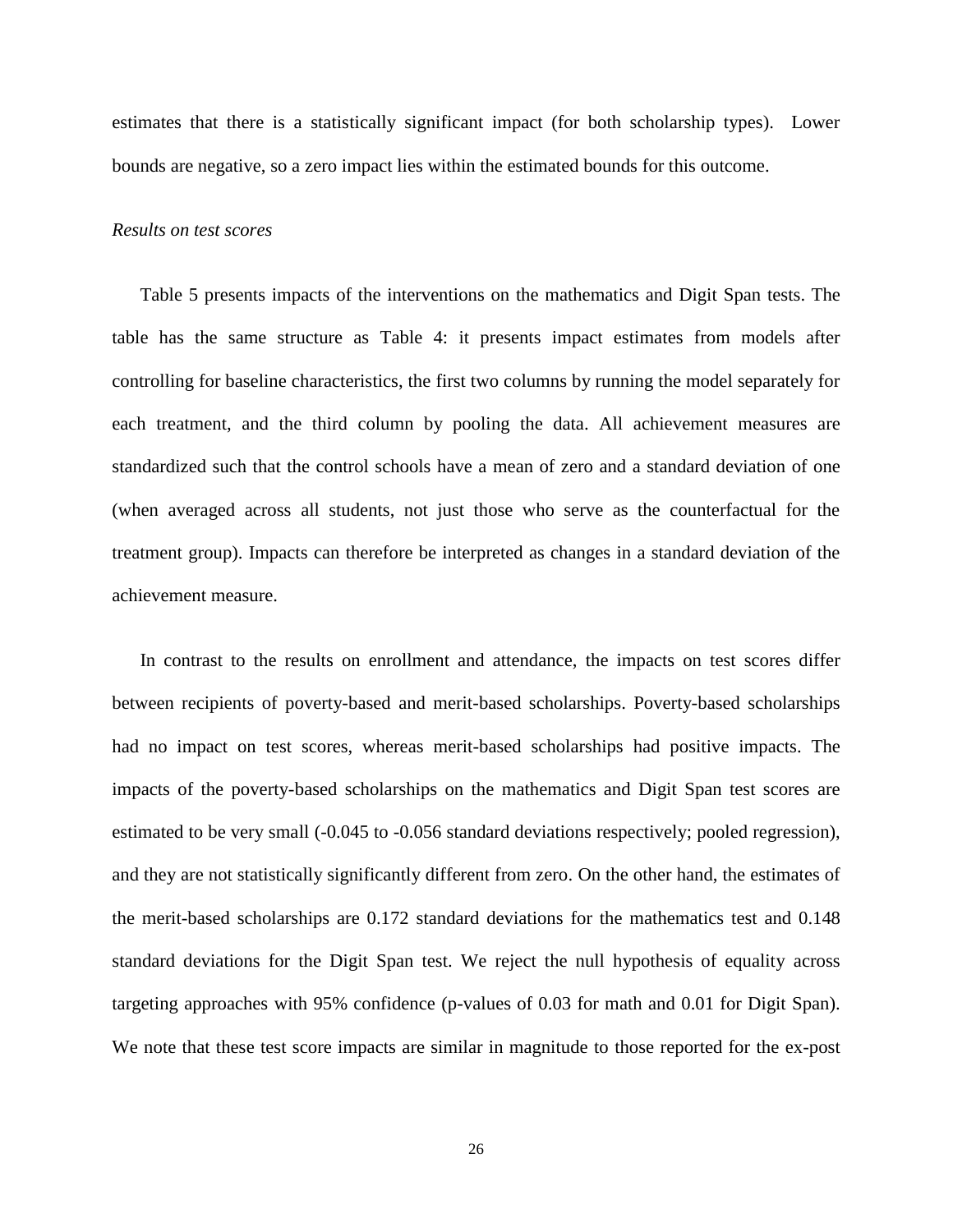estimates that there is a statistically significant impact (for both scholarship types). Lower bounds are negative, so a zero impact lies within the estimated bounds for this outcome.

*Results on test scores*

Table 5 presents impacts of the interventions on the mathematics and Digit Span tests. The table has the same structure as Table 4: it presents impact estimates from models after controlling for baseline characteristics, the first two columns by running the model separately for each treatment, and the third column by pooling the data. All achievement measures are standardized such that the control schools have a mean of zero and a standard deviation of one (when averaged across all students, not just those who serve as the counterfactual for the treatment group). Impacts can therefore be interpreted as changes in a standard deviation of the achievement measure.

In contrast to the results on enrollment and attendance, the impacts on test scores differ between recipients of poverty-based and merit-based scholarships. Poverty-based scholarships had no impact on test scores, whereas merit-based scholarships had positive impacts. The impacts of the poverty-based scholarships on the mathematics and Digit Span test scores are estimated to be very small (-0.045 to -0.056 standard deviations respectively; pooled regression), and they are not statistically significantly different from zero. On the other hand, the estimates of the merit-based scholarships are 0.172 standard deviations for the mathematics test and 0.148 standard deviations for the Digit Span test. We reject the null hypothesis of equality across targeting approaches with 95% confidence (p-values of 0.03 for math and 0.01 for Digit Span). We note that these test score impacts are similar in magnitude to those reported for the ex-post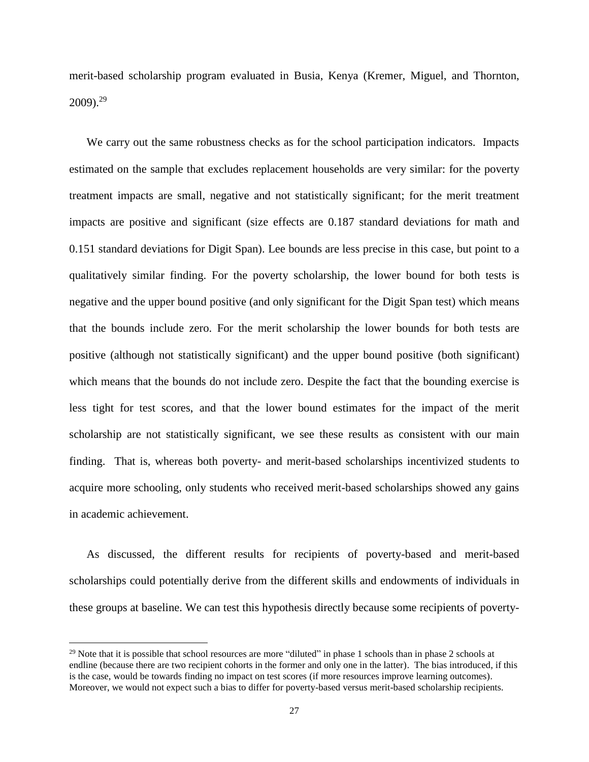merit-based scholarship program evaluated in Busia, Kenya (Kremer, Miguel, and Thornton, 2009).[29]

We carry out the same robustness checks as for the school participation indicators. Impacts estimated on the sample that excludes replacement households are very similar: for the poverty treatment impacts are small, negative and not statistically significant; for the merit treatment impacts are positive and significant (size effects are 0.187 standard deviations for math and 0.151 standard deviations for Digit Span). Lee bounds are less precise in this case, but point to a qualitatively similar finding. For the poverty scholarship, the lower bound for both tests is negative and the upper bound positive (and only significant for the Digit Span test) which means that the bounds include zero. For the merit scholarship the lower bounds for both tests are positive (although not statistically significant) and the upper bound positive (both significant) which means that the bounds do not include zero. Despite the fact that the bounding exercise is less tight for test scores, and that the lower bound estimates for the impact of the merit scholarship are not statistically significant, we see these results as consistent with our main finding. That is, whereas both poverty- and merit-based scholarships incentivized students to acquire more schooling, only students who received merit-based scholarships showed any gains in academic achievement.

As discussed, the different results for recipients of poverty-based and merit-based scholarships could potentially derive from the different skills and endowments of individuals in these groups at baseline. We can test this hypothesis directly because some recipients of poverty-

[29] Note that it is possible that school resources are more "diluted" in phase 1 schools than in phase 2 schools at endline (because there are two recipient cohorts in the former and only one in the latter). The bias introduced, if this is the case, would be towards finding no impact on test scores (if more resources improve learning outcomes). Moreover, we would not expect such a bias to differ for poverty-based versus merit-based scholarship recipients.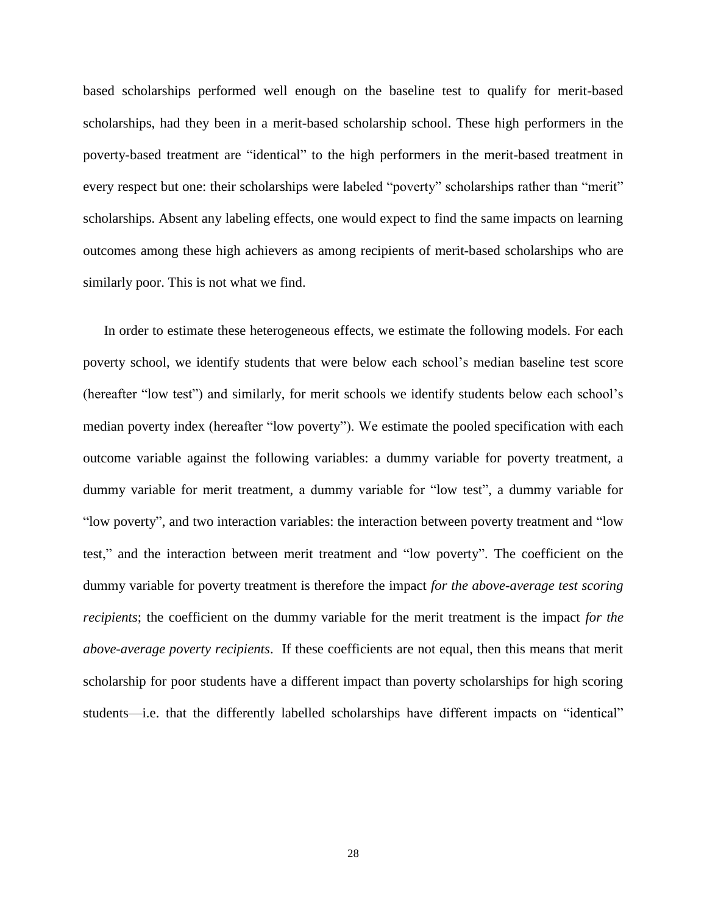based scholarships performed well enough on the baseline test to qualify for merit-based scholarships, had they been in a merit-based scholarship school. These high performers in the poverty-based treatment are "identical" to the high performers in the merit-based treatment in every respect but one: their scholarships were labeled "poverty" scholarships rather than "merit" scholarships. Absent any labeling effects, one would expect to find the same impacts on learning outcomes among these high achievers as among recipients of merit-based scholarships who are similarly poor. This is not what we find.

In order to estimate these heterogeneous effects, we estimate the following models. For each poverty school, we identify students that were below each school's median baseline test score (hereafter "low test") and similarly, for merit schools we identify students below each school's median poverty index (hereafter "low poverty"). We estimate the pooled specification with each outcome variable against the following variables: a dummy variable for poverty treatment, a dummy variable for merit treatment, a dummy variable for "low test", a dummy variable for "low poverty", and two interaction variables: the interaction between poverty treatment and "low test," and the interaction between merit treatment and "low poverty". The coefficient on the dummy variable for poverty treatment is therefore the impact *for the above-average test scoring recipients*; the coefficient on the dummy variable for the merit treatment is the impact *for the above-average poverty recipients*. If these coefficients are not equal, then this means that merit scholarship for poor students have a different impact than poverty scholarships for high scoring students—i.e. that the differently labelled scholarships have different impacts on "identical"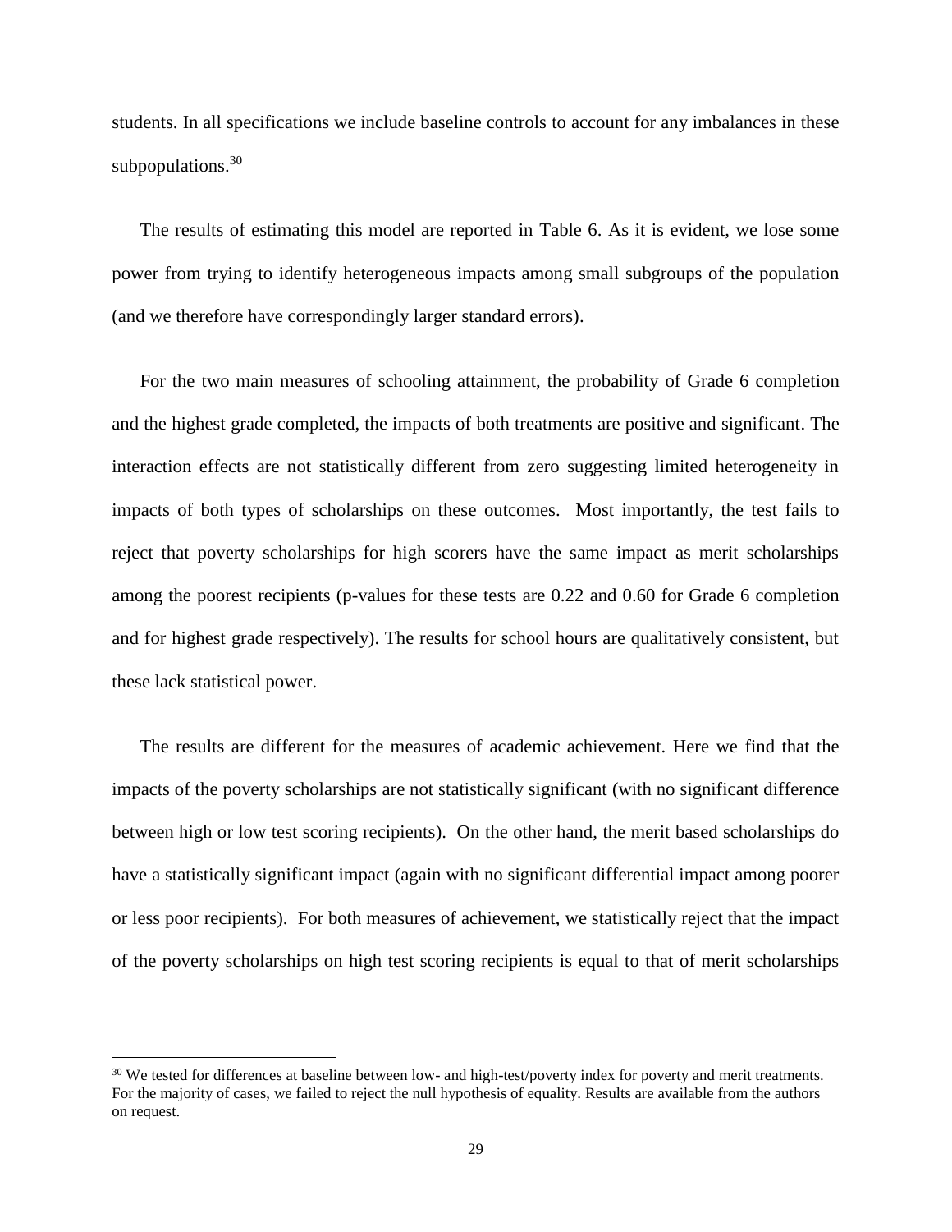students. In all specifications we include baseline controls to account for any imbalances in these subpopulations.[30]

The results of estimating this model are reported in Table 6. As it is evident, we lose some power from trying to identify heterogeneous impacts among small subgroups of the population (and we therefore have correspondingly larger standard errors).

For the two main measures of schooling attainment, the probability of Grade 6 completion and the highest grade completed, the impacts of both treatments are positive and significant. The interaction effects are not statistically different from zero suggesting limited heterogeneity in impacts of both types of scholarships on these outcomes. Most importantly, the test fails to reject that poverty scholarships for high scorers have the same impact as merit scholarships among the poorest recipients (p-values for these tests are 0.22 and 0.60 for Grade 6 completion and for highest grade respectively). The results for school hours are qualitatively consistent, but these lack statistical power.

The results are different for the measures of academic achievement. Here we find that the impacts of the poverty scholarships are not statistically significant (with no significant difference between high or low test scoring recipients). On the other hand, the merit based scholarships do have a statistically significant impact (again with no significant differential impact among poorer or less poor recipients). For both measures of achievement, we statistically reject that the impact of the poverty scholarships on high test scoring recipients is equal to that of merit scholarships

[30] We tested for differences at baseline between low- and high-test/poverty index for poverty and merit treatments. For the majority of cases, we failed to reject the null hypothesis of equality. Results are available from the authors on request.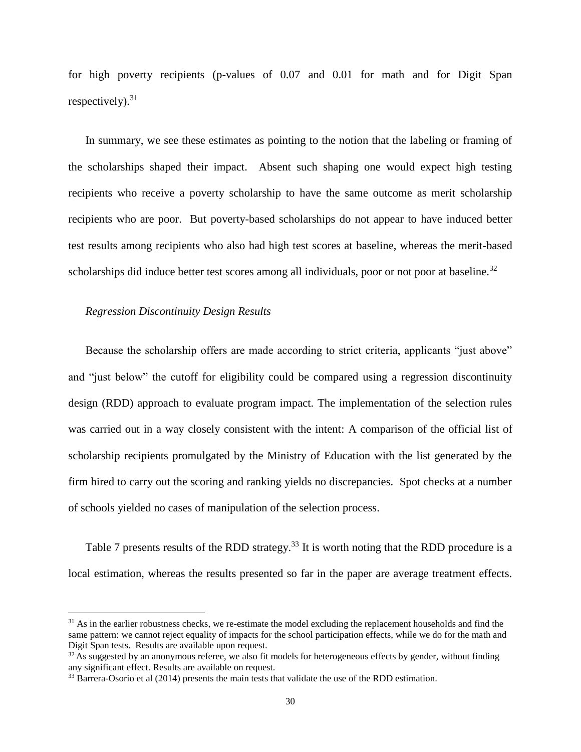for high poverty recipients (p-values of 0.07 and 0.01 for math and for Digit Span respectively).[31]

In summary, we see these estimates as pointing to the notion that the labeling or framing of the scholarships shaped their impact. Absent such shaping one would expect high testing recipients who receive a poverty scholarship to have the same outcome as merit scholarship recipients who are poor. But poverty-based scholarships do not appear to have induced better test results among recipients who also had high test scores at baseline, whereas the merit-based scholarships did induce better test scores among all individuals, poor or not poor at baseline.[32]

*Regression Discontinuity Design Results*

Because the scholarship offers are made according to strict criteria, applicants "just above" and "just below" the cutoff for eligibility could be compared using a regression discontinuity design (RDD) approach to evaluate program impact. The implementation of the selection rules was carried out in a way closely consistent with the intent: A comparison of the official list of scholarship recipients promulgated by the Ministry of Education with the list generated by the firm hired to carry out the scoring and ranking yields no discrepancies. Spot checks at a number of schools yielded no cases of manipulation of the selection process.

Table 7 presents results of the RDD strategy.[33] It is worth noting that the RDD procedure is a local estimation, whereas the results presented so far in the paper are average treatment effects.

---

[31] As in the earlier robustness checks, we re-estimate the model excluding the replacement households and find the same pattern: we cannot reject equality of impacts for the school participation effects, while we do for the math and Digit Span tests. Results are available upon request.

[32] As suggested by an anonymous referee, we also fit models for heterogeneous effects by gender, without finding any significant effect. Results are available on request.

[33] Barrera-Osorio et al (2014) presents the main tests that validate the use of the RDD estimation.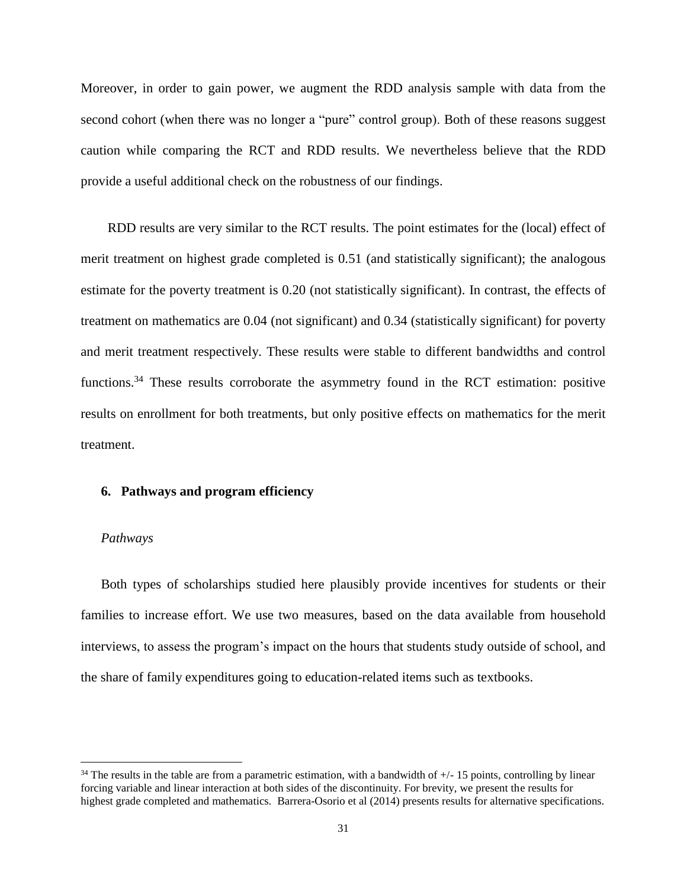Moreover, in order to gain power, we augment the RDD analysis sample with data from the second cohort (when there was no longer a "pure" control group). Both of these reasons suggest caution while comparing the RCT and RDD results. We nevertheless believe that the RDD provide a useful additional check on the robustness of our findings.

RDD results are very similar to the RCT results. The point estimates for the (local) effect of merit treatment on highest grade completed is 0.51 (and statistically significant); the analogous estimate for the poverty treatment is 0.20 (not statistically significant). In contrast, the effects of treatment on mathematics are 0.04 (not significant) and 0.34 (statistically significant) for poverty and merit treatment respectively. These results were stable to different bandwidths and control functions.[34] These results corroborate the asymmetry found in the RCT estimation: positive results on enrollment for both treatments, but only positive effects on mathematics for the merit treatment.

## 6. Pathways and program efficiency

### *Pathways*

Both types of scholarships studied here plausibly provide incentives for students or their families to increase effort. We use two measures, based on the data available from household interviews, to assess the program's impact on the hours that students study outside of school, and the share of family expenditures going to education-related items such as textbooks.

---

[34] The results in the table are from a parametric estimation, with a bandwidth of +/- 15 points, controlling by linear forcing variable and linear interaction at both sides of the discontinuity. For brevity, we present the results for highest grade completed and mathematics. Barrera-Osorio et al (2014) presents results for alternative specifications.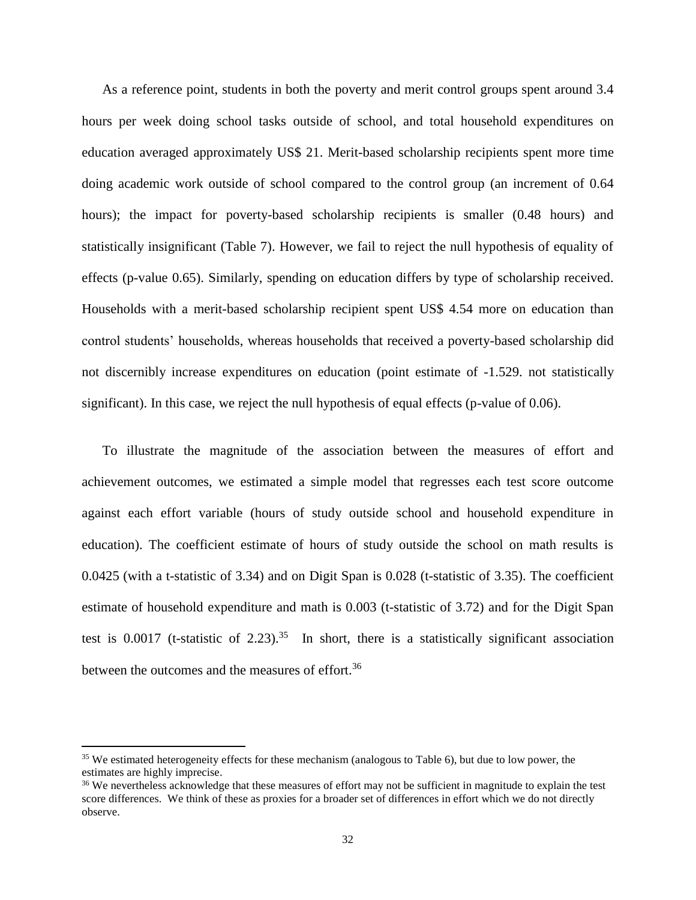As a reference point, students in both the poverty and merit control groups spent around 3.4 hours per week doing school tasks outside of school, and total household expenditures on education averaged approximately US$ 21. Merit-based scholarship recipients spent more time doing academic work outside of school compared to the control group (an increment of 0.64 hours); the impact for poverty-based scholarship recipients is smaller (0.48 hours) and statistically insignificant (Table 7). However, we fail to reject the null hypothesis of equality of effects (p-value 0.65). Similarly, spending on education differs by type of scholarship received. Households with a merit-based scholarship recipient spent US$ 4.54 more on education than control students' households, whereas households that received a poverty-based scholarship did not discernibly increase expenditures on education (point estimate of -1.529. not statistically significant). In this case, we reject the null hypothesis of equal effects (p-value of 0.06).

To illustrate the magnitude of the association between the measures of effort and achievement outcomes, we estimated a simple model that regresses each test score outcome against each effort variable (hours of study outside school and household expenditure in education). The coefficient estimate of hours of study outside the school on math results is 0.0425 (with a t-statistic of 3.34) and on Digit Span is 0.028 (t-statistic of 3.35). The coefficient estimate of household expenditure and math is 0.003 (t-statistic of 3.72) and for the Digit Span test is 0.0017 (t-statistic of 2.23).[35] In short, there is a statistically significant association between the outcomes and the measures of effort.[36]

[35] We estimated heterogeneity effects for these mechanism (analogous to Table 6), but due to low power, the estimates are highly imprecise.

[36] We nevertheless acknowledge that these measures of effort may not be sufficient in magnitude to explain the test score differences. We think of these as proxies for a broader set of differences in effort which we do not directly observe.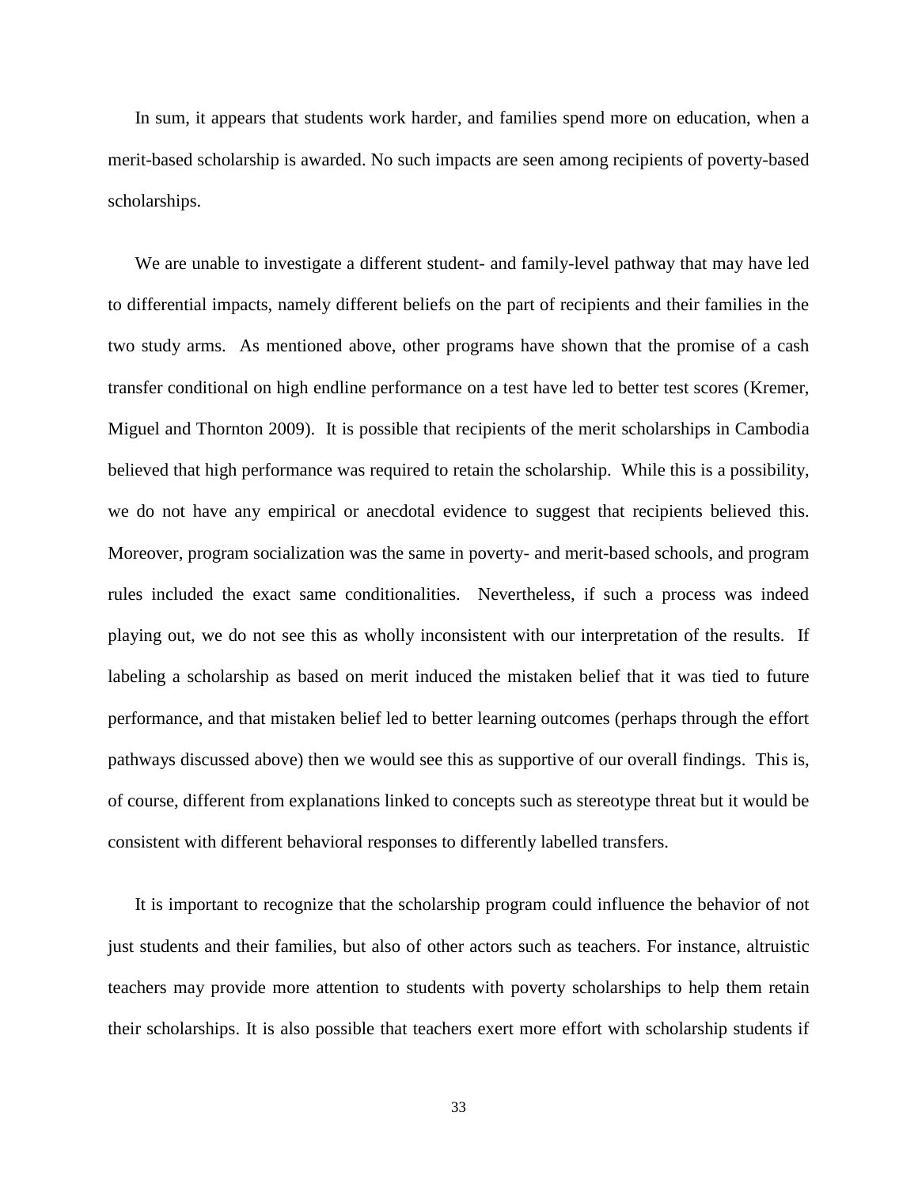In sum, it appears that students work harder, and families spend more on education, when a merit-based scholarship is awarded. No such impacts are seen among recipients of poverty-based scholarships.

We are unable to investigate a different student- and family-level pathway that may have led to differential impacts, namely different beliefs on the part of recipients and their families in the two study arms. As mentioned above, other programs have shown that the promise of a cash transfer conditional on high endline performance on a test have led to better test scores (Kremer, Miguel and Thornton 2009). It is possible that recipients of the merit scholarships in Cambodia believed that high performance was required to retain the scholarship. While this is a possibility, we do not have any empirical or anecdotal evidence to suggest that recipients believed this. Moreover, program socialization was the same in poverty- and merit-based schools, and program rules included the exact same conditionalities. Nevertheless, if such a process was indeed playing out, we do not see this as wholly inconsistent with our interpretation of the results. If labeling a scholarship as based on merit induced the mistaken belief that it was tied to future performance, and that mistaken belief led to better learning outcomes (perhaps through the effort pathways discussed above) then we would see this as supportive of our overall findings. This is, of course, different from explanations linked to concepts such as stereotype threat but it would be consistent with different behavioral responses to differently labelled transfers.

It is important to recognize that the scholarship program could influence the behavior of not just students and their families, but also of other actors such as teachers. For instance, altruistic teachers may provide more attention to students with poverty scholarships to help them retain their scholarships. It is also possible that teachers exert more effort with scholarship students if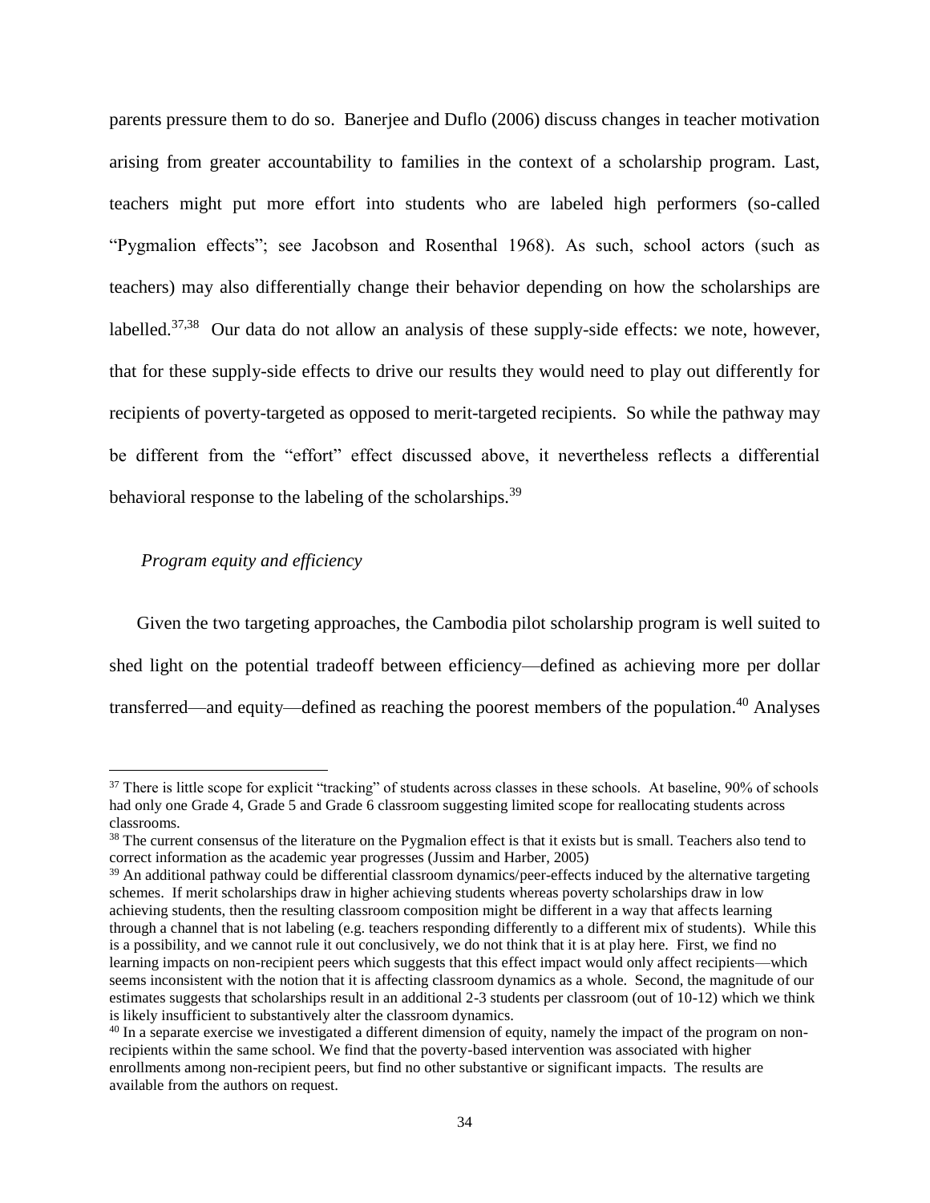parents pressure them to do so. Banerjee and Duflo (2006) discuss changes in teacher motivation arising from greater accountability to families in the context of a scholarship program. Last, teachers might put more effort into students who are labeled high performers (so-called "Pygmalion effects"; see Jacobson and Rosenthal 1968). As such, school actors (such as teachers) may also differentially change their behavior depending on how the scholarships are labelled.[37,38] Our data do not allow an analysis of these supply-side effects: we note, however, that for these supply-side effects to drive our results they would need to play out differently for recipients of poverty-targeted as opposed to merit-targeted recipients. So while the pathway may be different from the "effort" effect discussed above, it nevertheless reflects a differential behavioral response to the labeling of the scholarships.[39]

*Program equity and efficiency*

Given the two targeting approaches, the Cambodia pilot scholarship program is well suited to shed light on the potential tradeoff between efficiency—defined as achieving more per dollar transferred—and equity—defined as reaching the poorest members of the population.[40] Analyses

---

[37] There is little scope for explicit "tracking" of students across classes in these schools. At baseline, 90% of schools had only one Grade 4, Grade 5 and Grade 6 classroom suggesting limited scope for reallocating students across classrooms.

[38] The current consensus of the literature on the Pygmalion effect is that it exists but is small. Teachers also tend to correct information as the academic year progresses (Jussim and Harber, 2005)

[39] An additional pathway could be differential classroom dynamics/peer-effects induced by the alternative targeting schemes. If merit scholarships draw in higher achieving students whereas poverty scholarships draw in low achieving students, then the resulting classroom composition might be different in a way that affects learning through a channel that is not labeling (e.g. teachers responding differently to a different mix of students). While this is a possibility, and we cannot rule it out conclusively, we do not think that it is at play here. First, we find no learning impacts on non-recipient peers which suggests that this effect impact would only affect recipients—which seems inconsistent with the notion that it is affecting classroom dynamics as a whole. Second, the magnitude of our estimates suggests that scholarships result in an additional 2-3 students per classroom (out of 10-12) which we think is likely insufficient to substantively alter the classroom dynamics.

[40] In a separate exercise we investigated a different dimension of equity, namely the impact of the program on non-recipients within the same school. We find that the poverty-based intervention was associated with higher enrollments among non-recipient peers, but find no other substantive or significant impacts. The results are available from the authors on request.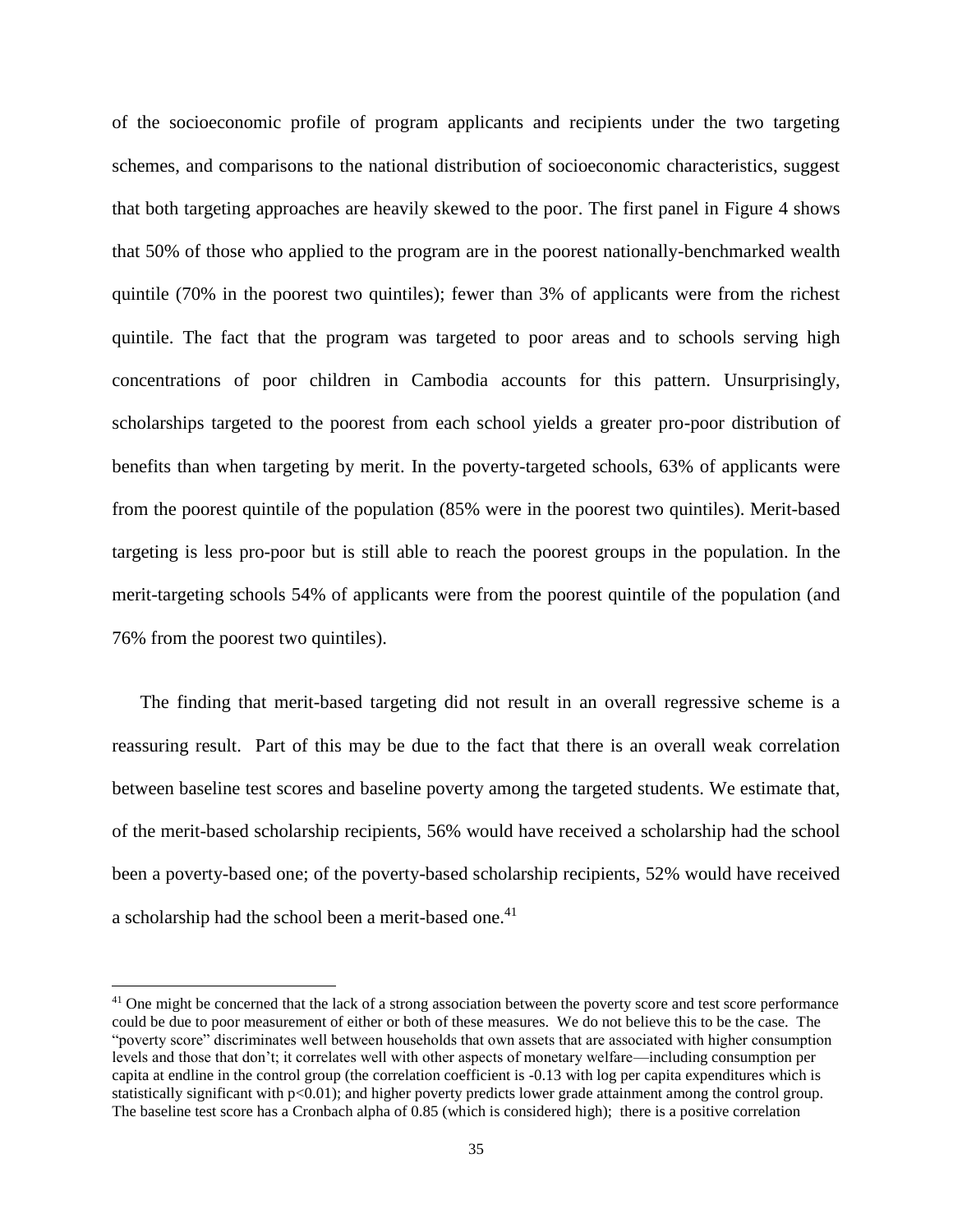of the socioeconomic profile of program applicants and recipients under the two targeting schemes, and comparisons to the national distribution of socioeconomic characteristics, suggest that both targeting approaches are heavily skewed to the poor. The first panel in Figure 4 shows that 50% of those who applied to the program are in the poorest nationally-benchmarked wealth quintile (70% in the poorest two quintiles); fewer than 3% of applicants were from the richest quintile. The fact that the program was targeted to poor areas and to schools serving high concentrations of poor children in Cambodia accounts for this pattern. Unsurprisingly, scholarships targeted to the poorest from each school yields a greater pro-poor distribution of benefits than when targeting by merit. In the poverty-targeted schools, 63% of applicants were from the poorest quintile of the population (85% were in the poorest two quintiles). Merit-based targeting is less pro-poor but is still able to reach the poorest groups in the population. In the merit-targeting schools 54% of applicants were from the poorest quintile of the population (and 76% from the poorest two quintiles).

The finding that merit-based targeting did not result in an overall regressive scheme is a reassuring result. Part of this may be due to the fact that there is an overall weak correlation between baseline test scores and baseline poverty among the targeted students. We estimate that, of the merit-based scholarship recipients, 56% would have received a scholarship had the school been a poverty-based one; of the poverty-based scholarship recipients, 52% would have received a scholarship had the school been a merit-based one.[41]

---

[41] One might be concerned that the lack of a strong association between the poverty score and test score performance could be due to poor measurement of either or both of these measures. We do not believe this to be the case. The "poverty score" discriminates well between households that own assets that are associated with higher consumption levels and those that don't; it correlates well with other aspects of monetary welfare—including consumption per capita at endline in the control group (the correlation coefficient is -0.13 with log per capita expenditures which is statistically significant with $p<0.01$); and higher poverty predicts lower grade attainment among the control group. The baseline test score has a Cronbach alpha of 0.85 (which is considered high); there is a positive correlation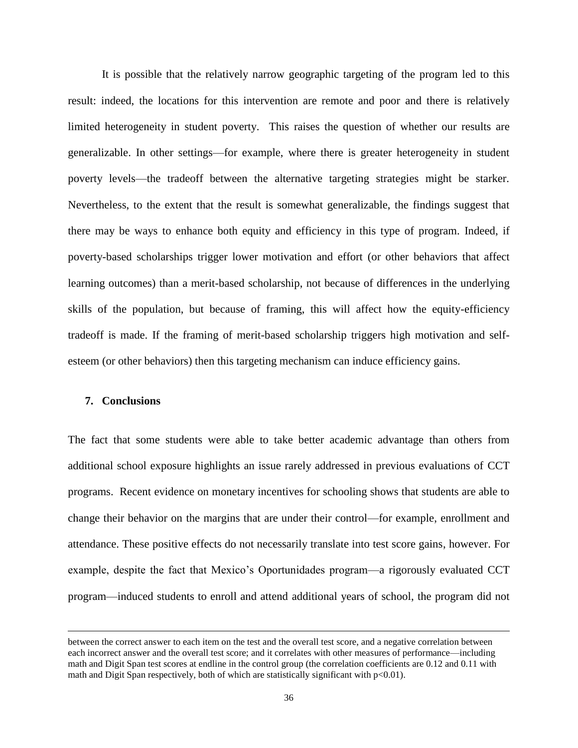It is possible that the relatively narrow geographic targeting of the program led to this result: indeed, the locations for this intervention are remote and poor and there is relatively limited heterogeneity in student poverty. This raises the question of whether our results are generalizable. In other settings—for example, where there is greater heterogeneity in student poverty levels—the tradeoff between the alternative targeting strategies might be starker. Nevertheless, to the extent that the result is somewhat generalizable, the findings suggest that there may be ways to enhance both equity and efficiency in this type of program. Indeed, if poverty-based scholarships trigger lower motivation and effort (or other behaviors that affect learning outcomes) than a merit-based scholarship, not because of differences in the underlying skills of the population, but because of framing, this will affect how the equity-efficiency tradeoff is made. If the framing of merit-based scholarship triggers high motivation and self-esteem (or other behaviors) then this targeting mechanism can induce efficiency gains.

## 7. Conclusions

The fact that some students were able to take better academic advantage than others from additional school exposure highlights an issue rarely addressed in previous evaluations of CCT programs. Recent evidence on monetary incentives for schooling shows that students are able to change their behavior on the margins that are under their control—for example, enrollment and attendance. These positive effects do not necessarily translate into test score gains, however. For example, despite the fact that Mexico's Oportunidades program—a rigorously evaluated CCT program—induced students to enroll and attend additional years of school, the program did not

---

between the correct answer to each item on the test and the overall test score, and a negative correlation between each incorrect answer and the overall test score; and it correlates with other measures of performance—including math and Digit Span test scores at endline in the control group (the correlation coefficients are 0.12 and 0.11 with math and Digit Span respectively, both of which are statistically significant with $p<0.01$).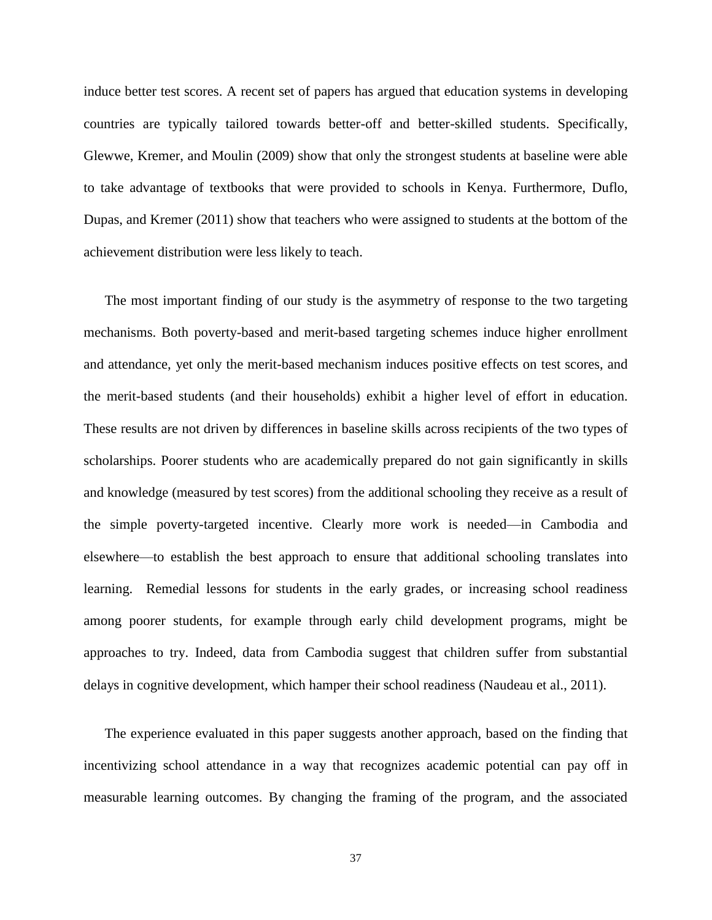induce better test scores. A recent set of papers has argued that education systems in developing countries are typically tailored towards better-off and better-skilled students. Specifically, Glewwe, Kremer, and Moulin (2009) show that only the strongest students at baseline were able to take advantage of textbooks that were provided to schools in Kenya. Furthermore, Duflo, Dupas, and Kremer (2011) show that teachers who were assigned to students at the bottom of the achievement distribution were less likely to teach.

The most important finding of our study is the asymmetry of response to the two targeting mechanisms. Both poverty-based and merit-based targeting schemes induce higher enrollment and attendance, yet only the merit-based mechanism induces positive effects on test scores, and the merit-based students (and their households) exhibit a higher level of effort in education. These results are not driven by differences in baseline skills across recipients of the two types of scholarships. Poorer students who are academically prepared do not gain significantly in skills and knowledge (measured by test scores) from the additional schooling they receive as a result of the simple poverty-targeted incentive. Clearly more work is needed—in Cambodia and elsewhere—to establish the best approach to ensure that additional schooling translates into learning. Remedial lessons for students in the early grades, or increasing school readiness among poorer students, for example through early child development programs, might be approaches to try. Indeed, data from Cambodia suggest that children suffer from substantial delays in cognitive development, which hamper their school readiness (Naudeau et al., 2011).

The experience evaluated in this paper suggests another approach, based on the finding that incentivizing school attendance in a way that recognizes academic potential can pay off in measurable learning outcomes. By changing the framing of the program, and the associated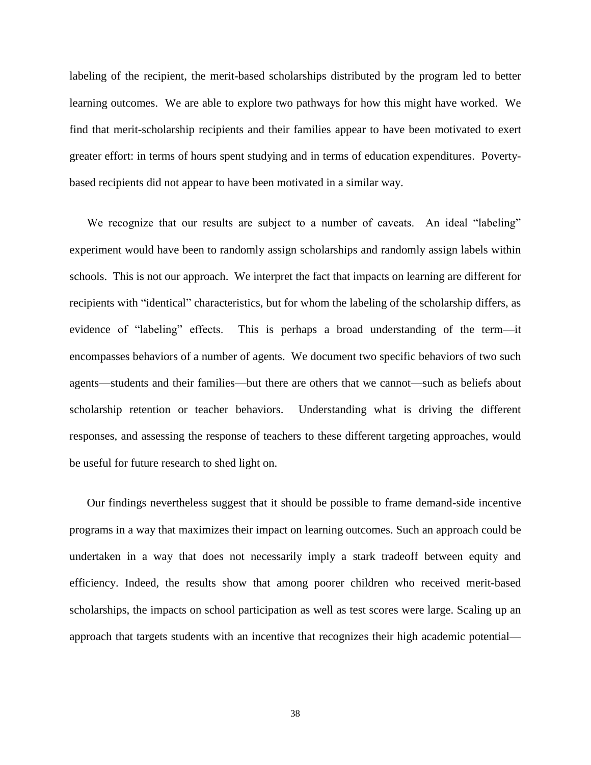labeling of the recipient, the merit-based scholarships distributed by the program led to better learning outcomes. We are able to explore two pathways for how this might have worked. We find that merit-scholarship recipients and their families appear to have been motivated to exert greater effort: in terms of hours spent studying and in terms of education expenditures. Poverty-based recipients did not appear to have been motivated in a similar way.

We recognize that our results are subject to a number of caveats. An ideal "labeling" experiment would have been to randomly assign scholarships and randomly assign labels within schools. This is not our approach. We interpret the fact that impacts on learning are different for recipients with "identical" characteristics, but for whom the labeling of the scholarship differs, as evidence of "labeling" effects. This is perhaps a broad understanding of the term—it encompasses behaviors of a number of agents. We document two specific behaviors of two such agents—students and their families—but there are others that we cannot—such as beliefs about scholarship retention or teacher behaviors. Understanding what is driving the different responses, and assessing the response of teachers to these different targeting approaches, would be useful for future research to shed light on.

Our findings nevertheless suggest that it should be possible to frame demand-side incentive programs in a way that maximizes their impact on learning outcomes. Such an approach could be undertaken in a way that does not necessarily imply a stark tradeoff between equity and efficiency. Indeed, the results show that among poorer children who received merit-based scholarships, the impacts on school participation as well as test scores were large. Scaling up an approach that targets students with an incentive that recognizes their high academic potential—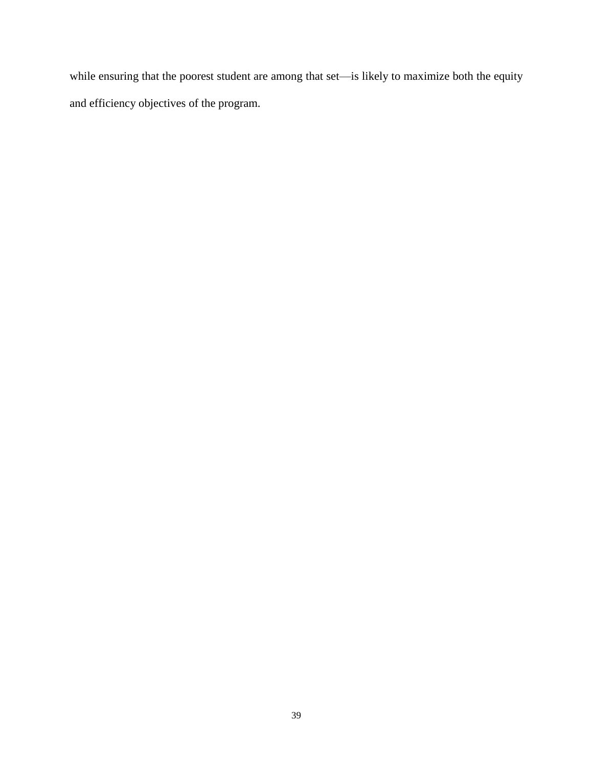while ensuring that the poorest student are among that set—is likely to maximize both the equity and efficiency objectives of the program.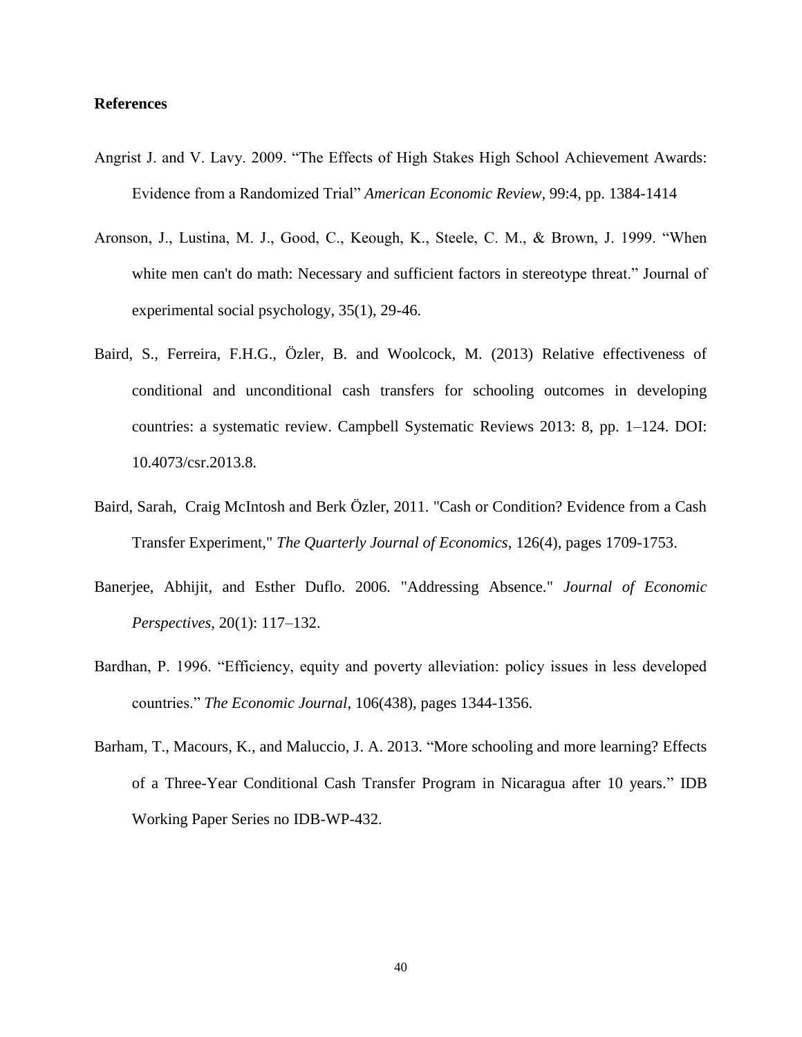**References**

Angrist J. and V. Lavy. 2009. "The Effects of High Stakes High School Achievement Awards: Evidence from a Randomized Trial" *American Economic Review*, 99:4, pp. 1384-1414

Aronson, J., Lustina, M. J., Good, C., Keough, K., Steele, C. M., & Brown, J. 1999. "When white men can't do math: Necessary and sufficient factors in stereotype threat." Journal of experimental social psychology, 35(1), 29-46.

Baird, S., Ferreira, F.H.G., Özler, B. and Woolcock, M. (2013) Relative effectiveness of conditional and unconditional cash transfers for schooling outcomes in developing countries: a systematic review. Campbell Systematic Reviews 2013: 8, pp. 1–124. DOI: 10.4073/csr.2013.8.

Baird, Sarah, Craig McIntosh and Berk Özler, 2011. "Cash or Condition? Evidence from a Cash Transfer Experiment," *The Quarterly Journal of Economics*, 126(4), pages 1709-1753.

Banerjee, Abhijit, and Esther Duflo. 2006. "Addressing Absence." *Journal of Economic Perspectives*, 20(1): 117–132.

Bardhan, P. 1996. "Efficiency, equity and poverty alleviation: policy issues in less developed countries." *The Economic Journal*, 106(438), pages 1344-1356.

Barham, T., Macours, K., and Maluccio, J. A. 2013. "More schooling and more learning? Effects of a Three-Year Conditional Cash Transfer Program in Nicaragua after 10 years." IDB Working Paper Series no IDB-WP-432.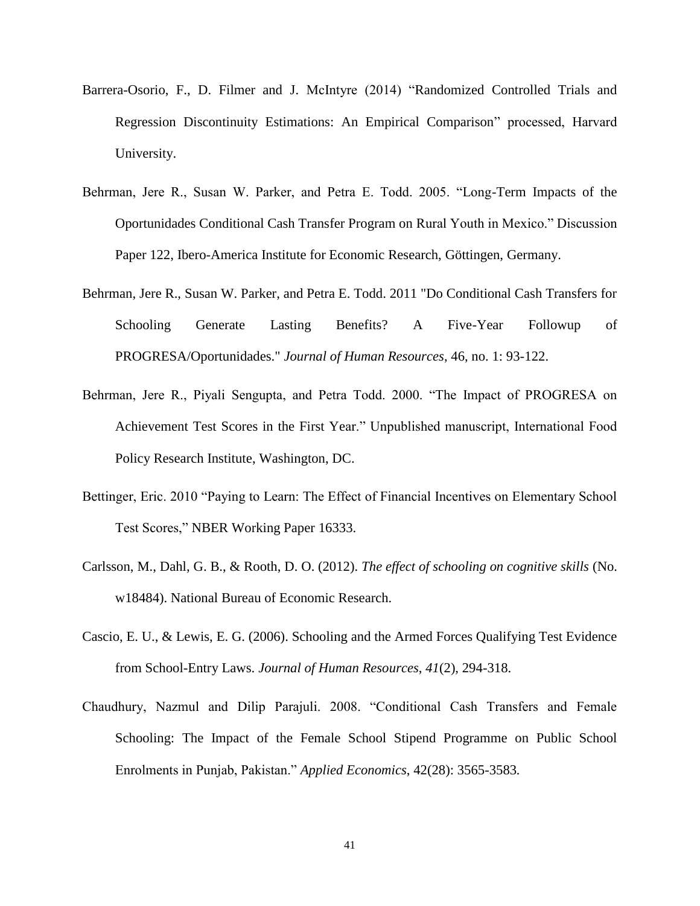Barrera-Osorio, F., D. Filmer and J. McIntyre (2014) “Randomized Controlled Trials and Regression Discontinuity Estimations: An Empirical Comparison” processed, Harvard University.

Behrman, Jere R., Susan W. Parker, and Petra E. Todd. 2005. “Long-Term Impacts of the Oportunidades Conditional Cash Transfer Program on Rural Youth in Mexico.” Discussion Paper 122, Ibero-America Institute for Economic Research, Göttingen, Germany.

Behrman, Jere R., Susan W. Parker, and Petra E. Todd. 2011 "Do Conditional Cash Transfers for Schooling Generate Lasting Benefits? A Five-Year Followup of PROGRESA/Oportunidades." *Journal of Human Resources*, 46, no. 1: 93-122.

Behrman, Jere R., Piyali Sengupta, and Petra Todd. 2000. “The Impact of PROGRESA on Achievement Test Scores in the First Year.” Unpublished manuscript, International Food Policy Research Institute, Washington, DC.

Bettinger, Eric. 2010 “Paying to Learn: The Effect of Financial Incentives on Elementary School Test Scores,” NBER Working Paper 16333.

Carlsson, M., Dahl, G. B., & Rooth, D. O. (2012). *The effect of schooling on cognitive skills* (No. w18484). National Bureau of Economic Research.

Cascio, E. U., & Lewis, E. G. (2006). Schooling and the Armed Forces Qualifying Test Evidence from School-Entry Laws. *Journal of Human Resources*, *41*(2), 294-318.

Chaudhury, Nazmul and Dilip Parajuli. 2008. “Conditional Cash Transfers and Female Schooling: The Impact of the Female School Stipend Programme on Public School Enrolments in Punjab, Pakistan.” *Applied Economics*, 42(28): 3565-3583.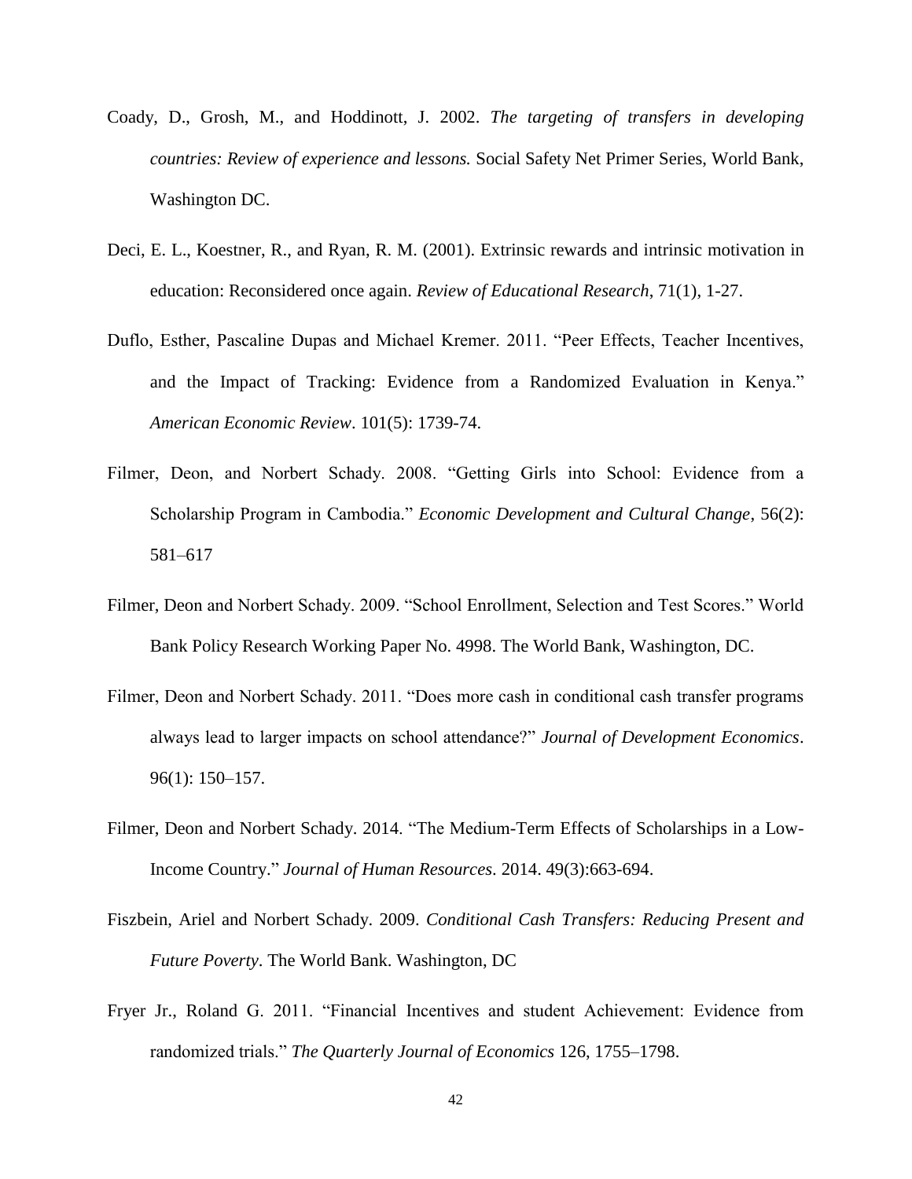Coady, D., Grosh, M., and Hoddinott, J. 2002. *The targeting of transfers in developing countries: Review of experience and lessons.* Social Safety Net Primer Series, World Bank, Washington DC.

Deci, E. L., Koestner, R., and Ryan, R. M. (2001). Extrinsic rewards and intrinsic motivation in education: Reconsidered once again. *Review of Educational Research*, 71(1), 1-27.

Duflo, Esther, Pascaline Dupas and Michael Kremer. 2011. "Peer Effects, Teacher Incentives, and the Impact of Tracking: Evidence from a Randomized Evaluation in Kenya." *American Economic Review*. 101(5): 1739-74.

Filmer, Deon, and Norbert Schady. 2008. "Getting Girls into School: Evidence from a Scholarship Program in Cambodia." *Economic Development and Cultural Change*, 56(2): 581–617

Filmer, Deon and Norbert Schady. 2009. "School Enrollment, Selection and Test Scores." World Bank Policy Research Working Paper No. 4998. The World Bank, Washington, DC.

Filmer, Deon and Norbert Schady. 2011. "Does more cash in conditional cash transfer programs always lead to larger impacts on school attendance?" *Journal of Development Economics*. 96(1): 150–157.

Filmer, Deon and Norbert Schady. 2014. "The Medium-Term Effects of Scholarships in a Low-Income Country." *Journal of Human Resources*. 2014. 49(3):663-694.

Fiszbein, Ariel and Norbert Schady. 2009. *Conditional Cash Transfers: Reducing Present and Future Poverty*. The World Bank. Washington, DC

Fryer Jr., Roland G. 2011. "Financial Incentives and student Achievement: Evidence from randomized trials." *The Quarterly Journal of Economics* 126, 1755–1798.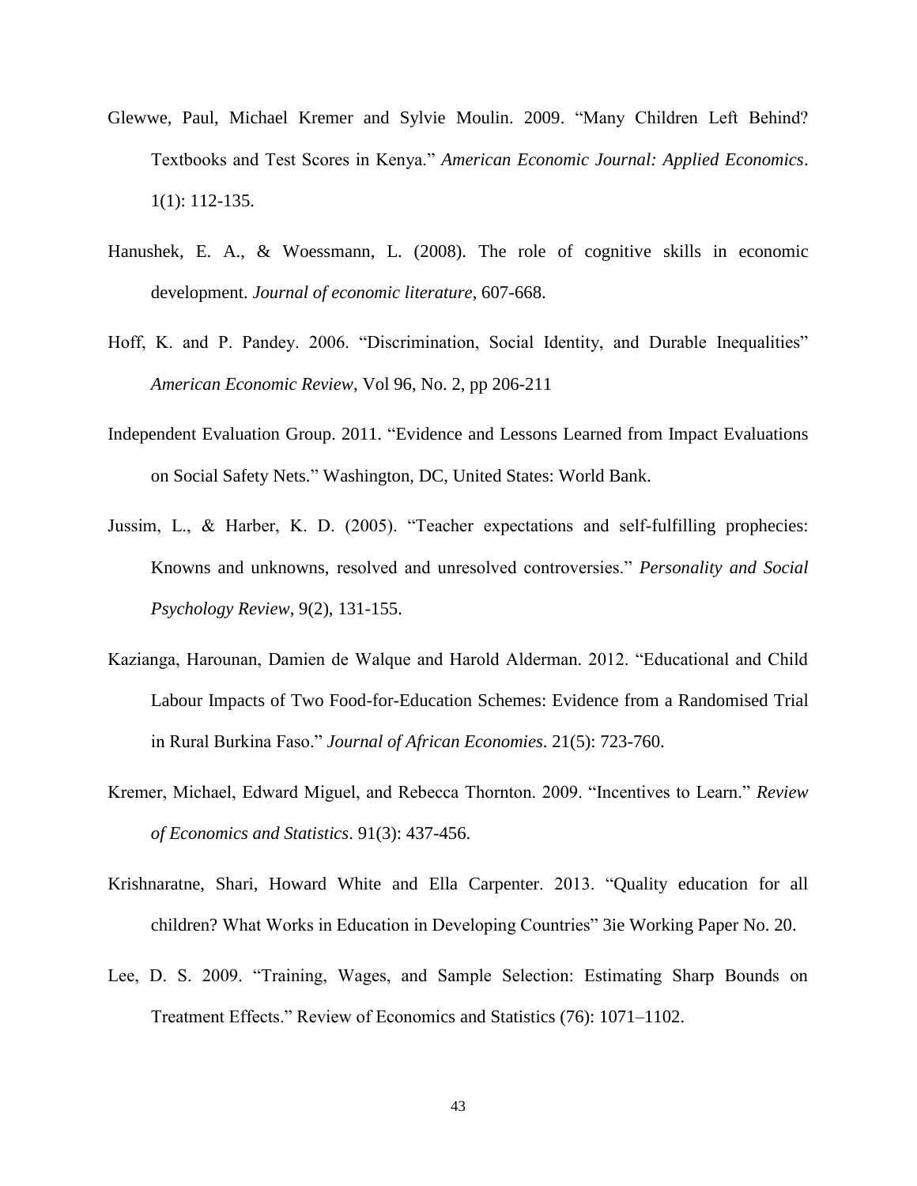Glewwe, Paul, Michael Kremer and Sylvie Moulin. 2009. "Many Children Left Behind? Textbooks and Test Scores in Kenya." *American Economic Journal: Applied Economics*. 1(1): 112-135.

Hanushek, E. A., & Woessmann, L. (2008). The role of cognitive skills in economic development. *Journal of economic literature*, 607-668.

Hoff, K. and P. Pandey. 2006. "Discrimination, Social Identity, and Durable Inequalities" *American Economic Review*, Vol 96, No. 2, pp 206-211

Independent Evaluation Group. 2011. "Evidence and Lessons Learned from Impact Evaluations on Social Safety Nets." Washington, DC, United States: World Bank.

Jussim, L., & Harber, K. D. (2005). "Teacher expectations and self-fulfilling prophecies: Knowns and unknowns, resolved and unresolved controversies." *Personality and Social Psychology Review*, 9(2), 131-155.

Kazianga, Harounan, Damien de Walque and Harold Alderman. 2012. "Educational and Child Labour Impacts of Two Food-for-Education Schemes: Evidence from a Randomised Trial in Rural Burkina Faso." *Journal of African Economies*. 21(5): 723-760.

Kremer, Michael, Edward Miguel, and Rebecca Thornton. 2009. "Incentives to Learn." *Review of Economics and Statistics*. 91(3): 437-456.

Krishnaratne, Shari, Howard White and Ella Carpenter. 2013. "Quality education for all children? What Works in Education in Developing Countries" 3ie Working Paper No. 20.

Lee, D. S. 2009. "Training, Wages, and Sample Selection: Estimating Sharp Bounds on Treatment Effects." Review of Economics and Statistics (76): 1071–1102.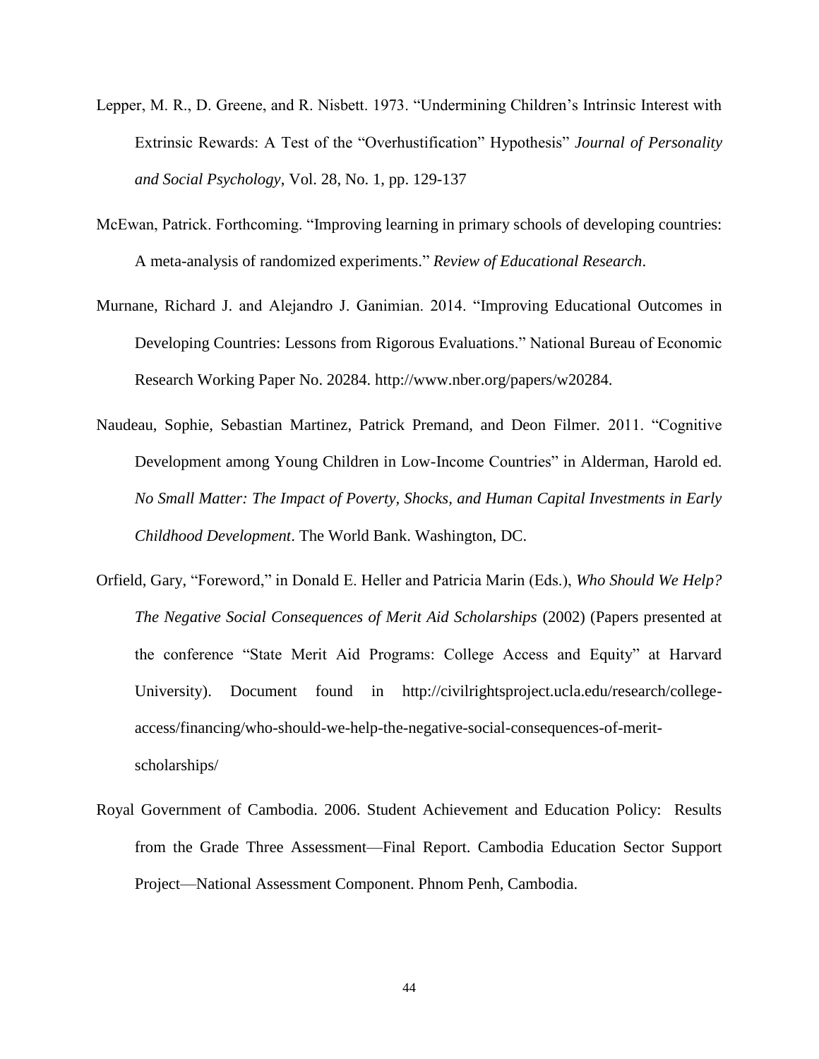Lepper, M. R., D. Greene, and R. Nisbett. 1973. "Undermining Children's Intrinsic Interest with Extrinsic Rewards: A Test of the "Overhustification" Hypothesis" *Journal of Personality and Social Psychology*, Vol. 28, No. 1, pp. 129-137

McEwan, Patrick. Forthcoming. "Improving learning in primary schools of developing countries: A meta-analysis of randomized experiments." *Review of Educational Research*.

Murnane, Richard J. and Alejandro J. Ganimian. 2014. "Improving Educational Outcomes in Developing Countries: Lessons from Rigorous Evaluations." National Bureau of Economic Research Working Paper No. 20284. http://www.nber.org/papers/w20284.

Naudeau, Sophie, Sebastian Martinez, Patrick Premand, and Deon Filmer. 2011. "Cognitive Development among Young Children in Low-Income Countries" in Alderman, Harold ed. *No Small Matter: The Impact of Poverty, Shocks, and Human Capital Investments in Early Childhood Development*. The World Bank. Washington, DC.

Orfield, Gary, "Foreword," in Donald E. Heller and Patricia Marin (Eds.), *Who Should We Help? The Negative Social Consequences of Merit Aid Scholarships* (2002) (Papers presented at the conference "State Merit Aid Programs: College Access and Equity" at Harvard University). Document found in http://civilrightsproject.ucla.edu/research/college-access/financing/who-should-we-help-the-negative-social-consequences-of-merit-scholarships/

Royal Government of Cambodia. 2006. Student Achievement and Education Policy: Results from the Grade Three Assessment—Final Report. Cambodia Education Sector Support Project—National Assessment Component. Phnom Penh, Cambodia.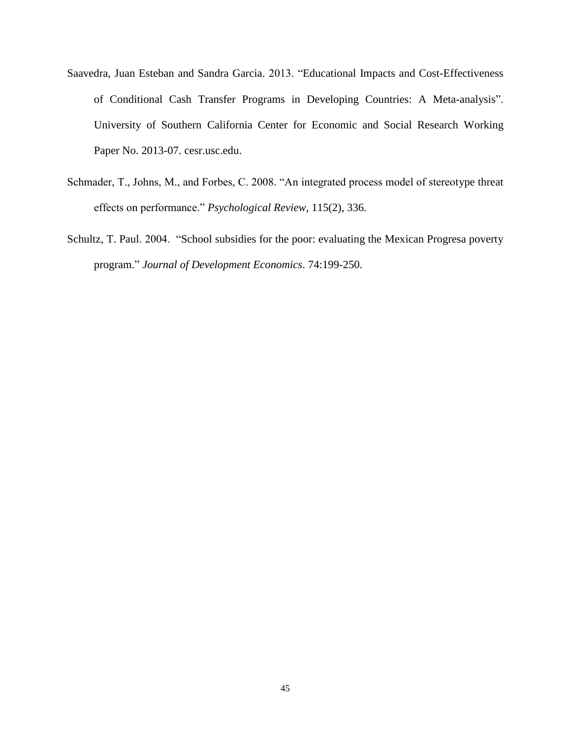Saavedra, Juan Esteban and Sandra Garcia. 2013. "Educational Impacts and Cost-Effectiveness of Conditional Cash Transfer Programs in Developing Countries: A Meta-analysis". University of Southern California Center for Economic and Social Research Working Paper No. 2013-07. cesr.usc.edu.

Schmader, T., Johns, M., and Forbes, C. 2008. "An integrated process model of stereotype threat effects on performance." *Psychological Review*, 115(2), 336.

Schultz, T. Paul. 2004. "School subsidies for the poor: evaluating the Mexican Progresa poverty program." *Journal of Development Economics*. 74:199-250.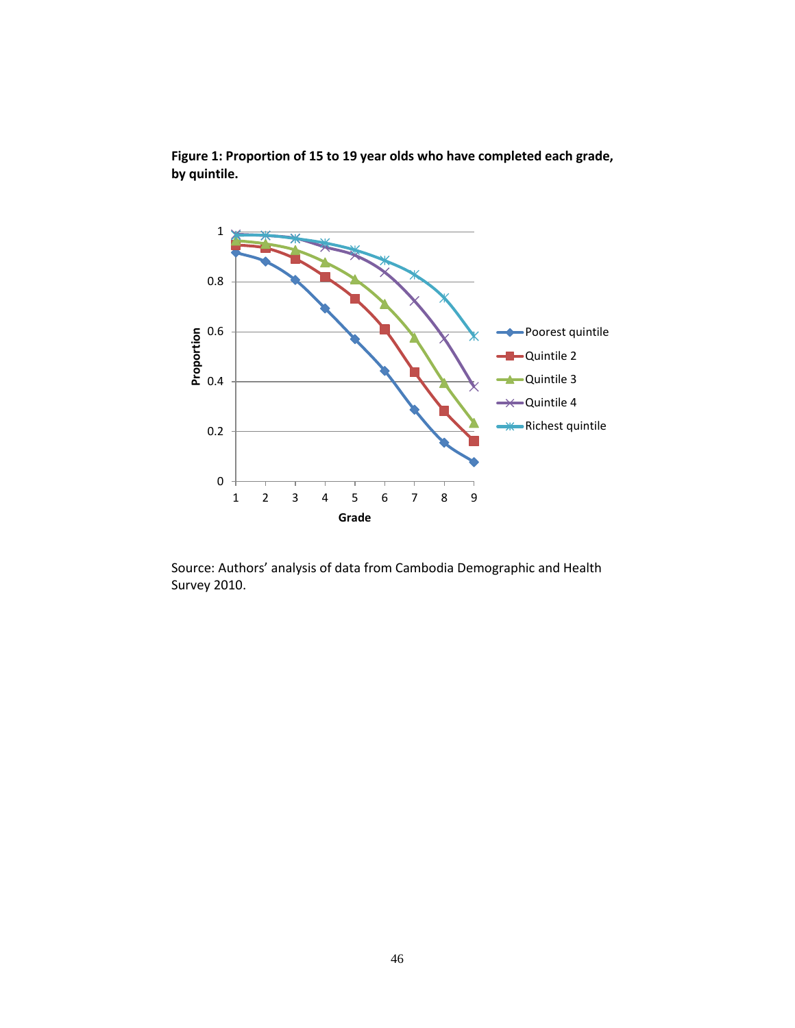**Figure 1: Proportion of 15 to 19 year olds who have completed each grade, by quintile.**

Source: Authors' analysis of data from Cambodia Demographic and Health Survey 2010.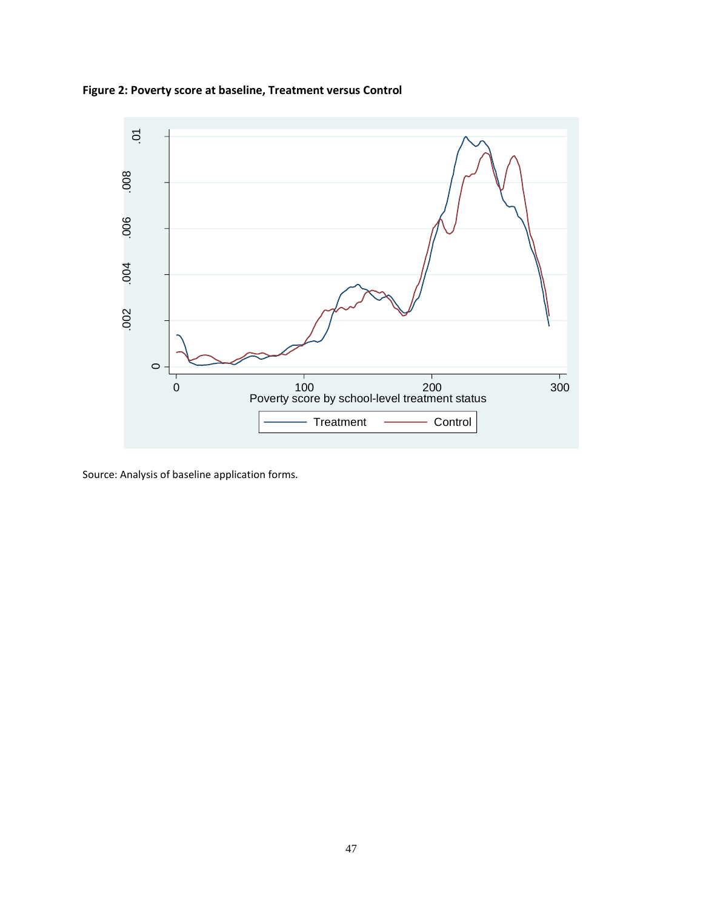**Figure 2: Poverty score at baseline, Treatment versus Control**

Source: Analysis of baseline application forms.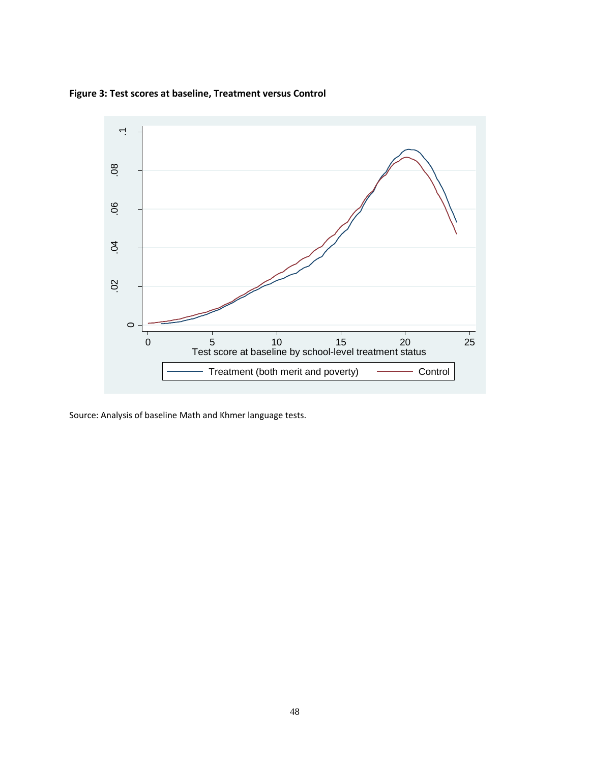**Figure 3: Test scores at baseline, Treatment versus Control**

Source: Analysis of baseline Math and Khmer language tests.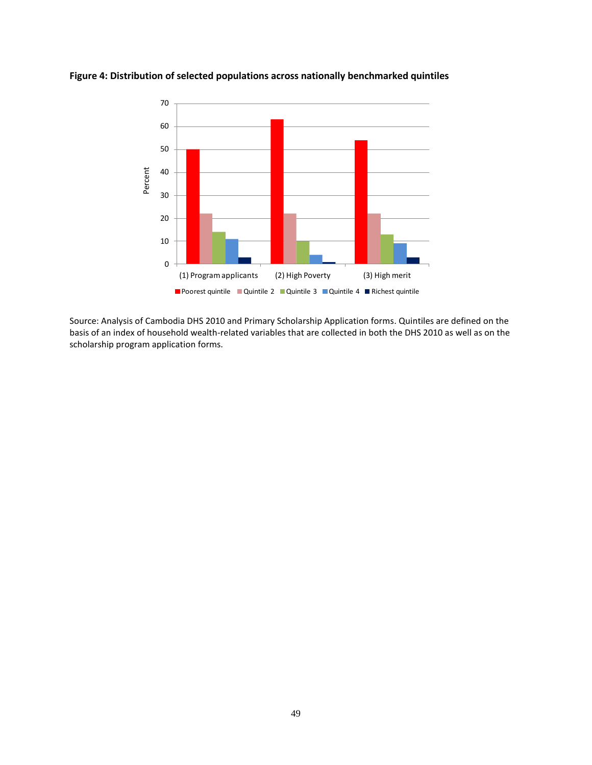**Figure 4: Distribution of selected populations across nationally benchmarked quintiles**

Source: Analysis of Cambodia DHS 2010 and Primary Scholarship Application forms. Quintiles are defined on the basis of an index of household wealth-related variables that are collected in both the DHS 2010 as well as on the scholarship program application forms.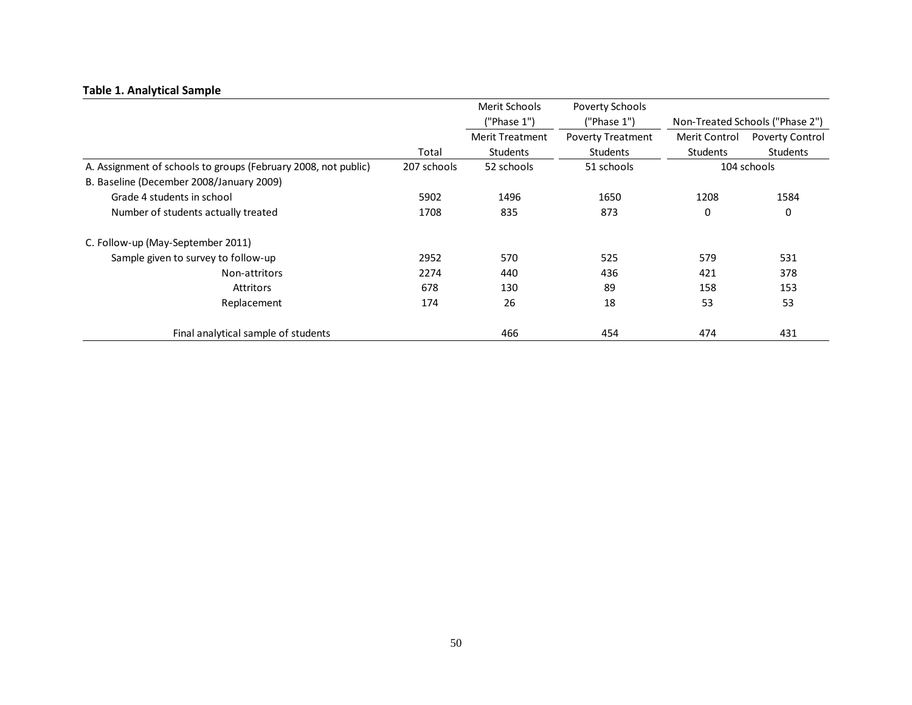**Table 1. Analytical Sample**

| | Total | Merit Schools ("Phase 1") | Poverty Schools ("Phase 1") | Non-Treated Schools ("Phase 2") | |
|---|---|---|---|---|---|
| | | Merit Treatment Students | Poverty Treatment Students | Merit Control Students | Poverty Control Students |
| A. Assignment of schools to groups (February 2008, not public) | 207 schools | 52 schools | 51 schools | 104 schools | |
| B. Baseline (December 2008/January 2009) | | | | | |
| Grade 4 students in school | 5902 | 1496 | 1650 | 1208 | 1584 |
| Number of students actually treated | 1708 | 835 | 873 | 0 | 0 |
| C. Follow-up (May-September 2011) | | | | | |
| Sample given to survey to follow-up | 2952 | 570 | 525 | 579 | 531 |
| Non-attritors | 2274 | 440 | 436 | 421 | 378 |
| Attritors | 678 | 130 | 89 | 158 | 153 |
| Replacement | 174 | 26 | 18 | 53 | 53 |
| Final analytical sample of students | | 466 | 454 | 474 | 431 |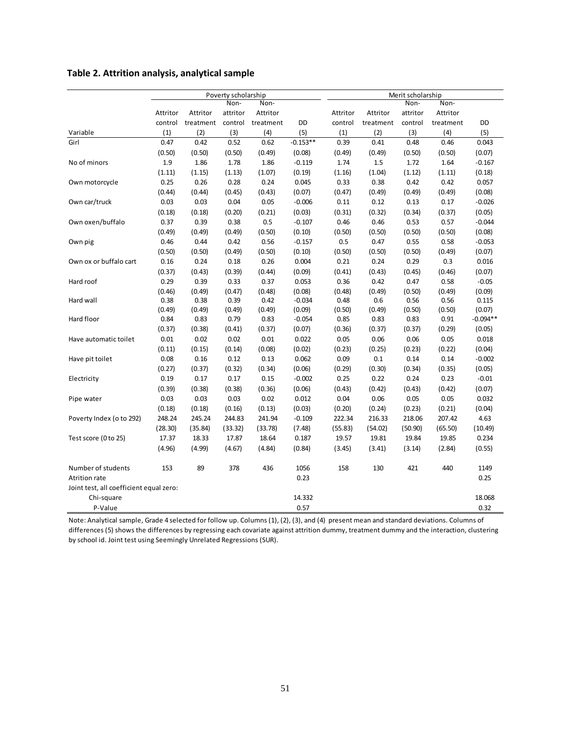## Table 2. Attrition analysis, analytical sample

| | Poverty scholarship | | | | | Merit scholarship | | | | |
|---|---|---|---|---|---|---|---|---|---|---|
| | Attritor control | Attritor treatment | Non-attritor control | Non-Attritor treatment | DD | Attritor control | Attritor treatment | Non-attritor control | Non-Attritor treatment | DD |
| Variable | (1) | (2) | (3) | (4) | (5) | (1) | (2) | (3) | (4) | (5) |
| Girl | 0.47 | 0.42 | 0.52 | 0.62 | -0.153** | 0.39 | 0.41 | 0.48 | 0.46 | 0.043 |
| | (0.50) | (0.50) | (0.50) | (0.49) | (0.08) | (0.49) | (0.49) | (0.50) | (0.50) | (0.07) |
| No of minors | 1.9 | 1.86 | 1.78 | 1.86 | -0.119 | 1.74 | 1.5 | 1.72 | 1.64 | -0.167 |
| | (1.11) | (1.15) | (1.13) | (1.07) | (0.19) | (1.16) | (1.04) | (1.12) | (1.11) | (0.18) |
| Own motorcycle | 0.25 | 0.26 | 0.28 | 0.24 | 0.045 | 0.33 | 0.38 | 0.42 | 0.42 | 0.057 |
| | (0.44) | (0.44) | (0.45) | (0.43) | (0.07) | (0.47) | (0.49) | (0.49) | (0.49) | (0.08) |
| Own car/truck | 0.03 | 0.03 | 0.04 | 0.05 | -0.006 | 0.11 | 0.12 | 0.13 | 0.17 | -0.026 |
| | (0.18) | (0.18) | (0.20) | (0.21) | (0.03) | (0.31) | (0.32) | (0.34) | (0.37) | (0.05) |
| Own oxen/buffalo | 0.37 | 0.39 | 0.38 | 0.5 | -0.107 | 0.46 | 0.46 | 0.53 | 0.57 | -0.044 |
| | (0.49) | (0.49) | (0.49) | (0.50) | (0.10) | (0.50) | (0.50) | (0.50) | (0.50) | (0.08) |
| Own pig | 0.46 | 0.44 | 0.42 | 0.56 | -0.157 | 0.5 | 0.47 | 0.55 | 0.58 | -0.053 |
| | (0.50) | (0.50) | (0.49) | (0.50) | (0.10) | (0.50) | (0.50) | (0.50) | (0.49) | (0.07) |
| Own ox or buffalo cart | 0.16 | 0.24 | 0.18 | 0.26 | 0.004 | 0.21 | 0.24 | 0.29 | 0.3 | 0.016 |
| | (0.37) | (0.43) | (0.39) | (0.44) | (0.09) | (0.41) | (0.43) | (0.45) | (0.46) | (0.07) |
| Hard roof | 0.29 | 0.39 | 0.33 | 0.37 | 0.053 | 0.36 | 0.42 | 0.47 | 0.58 | -0.05 |
| | (0.46) | (0.49) | (0.47) | (0.48) | (0.08) | (0.48) | (0.49) | (0.50) | (0.49) | (0.09) |
| Hard wall | 0.38 | 0.38 | 0.39 | 0.42 | -0.034 | 0.48 | 0.6 | 0.56 | 0.56 | 0.115 |
| | (0.49) | (0.49) | (0.49) | (0.49) | (0.09) | (0.50) | (0.49) | (0.50) | (0.50) | (0.07) |
| Hard floor | 0.84 | 0.83 | 0.79 | 0.83 | -0.054 | 0.85 | 0.83 | 0.83 | 0.91 | -0.094** |
| | (0.37) | (0.38) | (0.41) | (0.37) | (0.07) | (0.36) | (0.37) | (0.37) | (0.29) | (0.05) |
| Have automatic toilet | 0.01 | 0.02 | 0.02 | 0.01 | 0.022 | 0.05 | 0.06 | 0.06 | 0.05 | 0.018 |
| | (0.11) | (0.15) | (0.14) | (0.08) | (0.02) | (0.23) | (0.25) | (0.23) | (0.22) | (0.04) |
| Have pit toilet | 0.08 | 0.16 | 0.12 | 0.13 | 0.062 | 0.09 | 0.1 | 0.14 | 0.14 | -0.002 |
| | (0.27) | (0.37) | (0.32) | (0.34) | (0.06) | (0.29) | (0.30) | (0.34) | (0.35) | (0.05) |
| Electricity | 0.19 | 0.17 | 0.17 | 0.15 | -0.002 | 0.25 | 0.22 | 0.24 | 0.23 | -0.01 |
| | (0.39) | (0.38) | (0.38) | (0.36) | (0.06) | (0.43) | (0.42) | (0.43) | (0.42) | (0.07) |
| Pipe water | 0.03 | 0.03 | 0.03 | 0.02 | 0.012 | 0.04 | 0.06 | 0.05 | 0.05 | 0.032 |
| | (0.18) | (0.18) | (0.16) | (0.13) | (0.03) | (0.20) | (0.24) | (0.23) | (0.21) | (0.04) |
| Poverty Index (o to 292) | 248.24 | 245.24 | 244.83 | 241.94 | -0.109 | 222.34 | 216.33 | 218.06 | 207.42 | 4.63 |
| | (28.30) | (35.84) | (33.32) | (33.78) | (7.48) | (55.83) | (54.02) | (50.90) | (65.50) | (10.49) |
| Test score (0 to 25) | 17.37 | 18.33 | 17.87 | 18.64 | 0.187 | 19.57 | 19.81 | 19.84 | 19.85 | 0.234 |
| | (4.96) | (4.99) | (4.67) | (4.84) | (0.84) | (3.45) | (3.41) | (3.14) | (2.84) | (0.55) |
| Number of students | 153 | 89 | 378 | 436 | 1056 | 158 | 130 | 421 | 440 | 1149 |
| Atrition rate | | | | | 0.23 | | | | | 0.25 |
| Joint test, all coefficient equal zero: | | | | | | | | | | |
| Chi-square | | | | | 14.332 | | | | | 18.068 |
| P-Value | | | | | 0.57 | | | | | 0.32 |

Note: Analytical sample, Grade 4 selected for follow up. Columns (1), (2), (3), and (4) present mean and standard deviations. Columns of differences (5) shows the differences by regressing each covariate against attrition dummy, treatment dummy and the interaction, clustering by school id. Joint test using Seemingly Unrelated Regressions (SUR).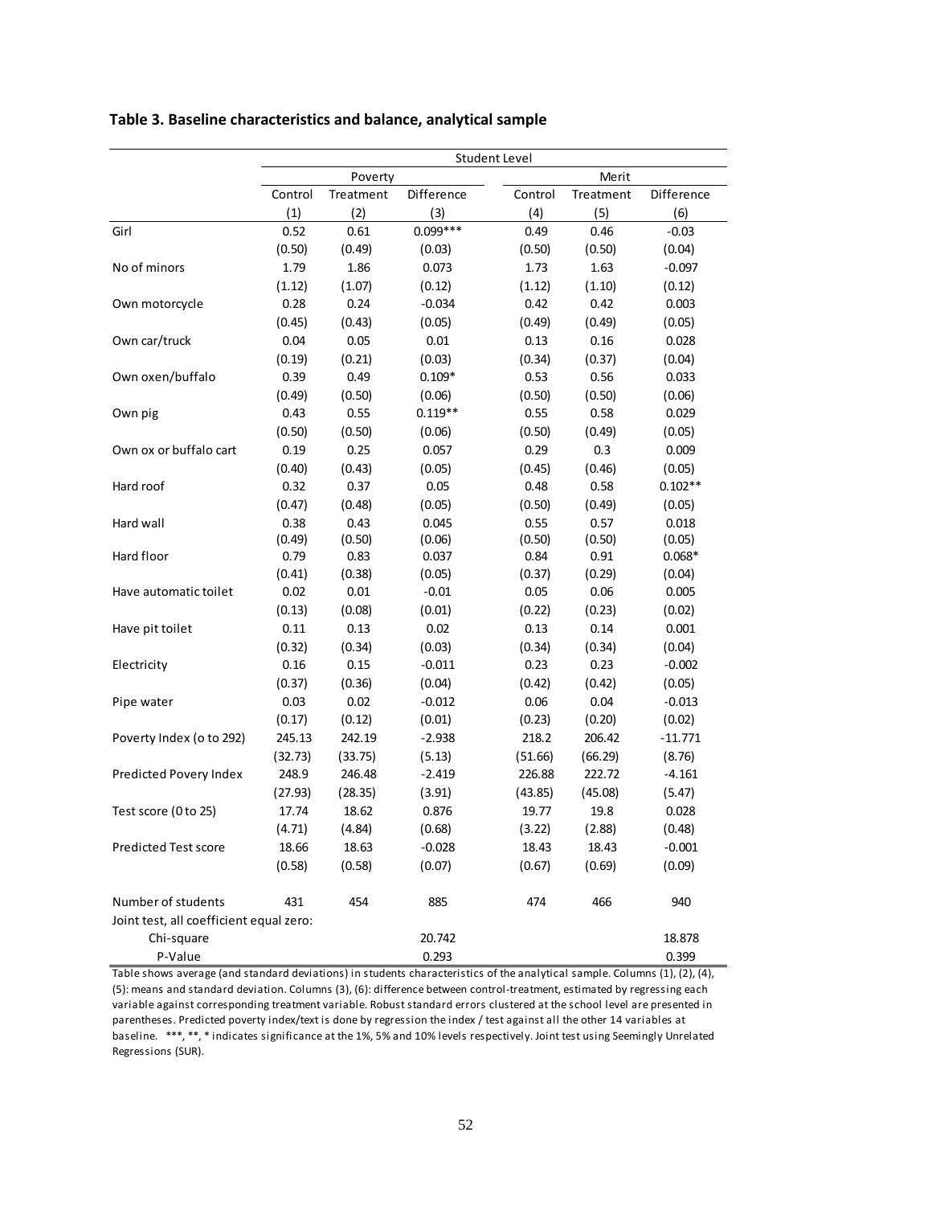**Table 3. Baseline characteristics and balance, analytical sample**

| | Student Level | | | | | |
|---|---|---|---|---|---|---|
| | Poverty | | | Merit | | |
| | Control | Treatment | Difference | Control | Treatment | Difference |
| | (1) | (2) | (3) | (4) | (5) | (6) |
| Girl | 0.52 | 0.61 | 0.099*** | 0.49 | 0.46 | -0.03 |
| | (0.50) | (0.49) | (0.03) | (0.50) | (0.50) | (0.04) |
| No of minors | 1.79 | 1.86 | 0.073 | 1.73 | 1.63 | -0.097 |
| | (1.12) | (1.07) | (0.12) | (1.12) | (1.10) | (0.12) |
| Own motorcycle | 0.28 | 0.24 | -0.034 | 0.42 | 0.42 | 0.003 |
| | (0.45) | (0.43) | (0.05) | (0.49) | (0.49) | (0.05) |
| Own car/truck | 0.04 | 0.05 | 0.01 | 0.13 | 0.16 | 0.028 |
| | (0.19) | (0.21) | (0.03) | (0.34) | (0.37) | (0.04) |
| Own oxen/buffalo | 0.39 | 0.49 | 0.109* | 0.53 | 0.56 | 0.033 |
| | (0.49) | (0.50) | (0.06) | (0.50) | (0.50) | (0.06) |
| Own pig | 0.43 | 0.55 | 0.119** | 0.55 | 0.58 | 0.029 |
| | (0.50) | (0.50) | (0.06) | (0.50) | (0.49) | (0.05) |
| Own ox or buffalo cart | 0.19 | 0.25 | 0.057 | 0.29 | 0.3 | 0.009 |
| | (0.40) | (0.43) | (0.05) | (0.45) | (0.46) | (0.05) |
| Hard roof | 0.32 | 0.37 | 0.05 | 0.48 | 0.58 | 0.102** |
| | (0.47) | (0.48) | (0.05) | (0.50) | (0.49) | (0.05) |
| Hard wall | 0.38 | 0.43 | 0.045 | 0.55 | 0.57 | 0.018 |
| | (0.49) | (0.50) | (0.06) | (0.50) | (0.50) | (0.05) |
| Hard floor | 0.79 | 0.83 | 0.037 | 0.84 | 0.91 | 0.068* |
| | (0.41) | (0.38) | (0.05) | (0.37) | (0.29) | (0.04) |
| Have automatic toilet | 0.02 | 0.01 | -0.01 | 0.05 | 0.06 | 0.005 |
| | (0.13) | (0.08) | (0.01) | (0.22) | (0.23) | (0.02) |
| Have pit toilet | 0.11 | 0.13 | 0.02 | 0.13 | 0.14 | 0.001 |
| | (0.32) | (0.34) | (0.03) | (0.34) | (0.34) | (0.04) |
| Electricity | 0.16 | 0.15 | -0.011 | 0.23 | 0.23 | -0.002 |
| | (0.37) | (0.36) | (0.04) | (0.42) | (0.42) | (0.05) |
| Pipe water | 0.03 | 0.02 | -0.012 | 0.06 | 0.04 | -0.013 |
| | (0.17) | (0.12) | (0.01) | (0.23) | (0.20) | (0.02) |
| Poverty Index (o to 292) | 245.13 | 242.19 | -2.938 | 218.2 | 206.42 | -11.771 |
| | (32.73) | (33.75) | (5.13) | (51.66) | (66.29) | (8.76) |
| Predicted Povery Index | 248.9 | 246.48 | -2.419 | 226.88 | 222.72 | -4.161 |
| | (27.93) | (28.35) | (3.91) | (43.85) | (45.08) | (5.47) |
| Test score (0 to 25) | 17.74 | 18.62 | 0.876 | 19.77 | 19.8 | 0.028 |
| | (4.71) | (4.84) | (0.68) | (3.22) | (2.88) | (0.48) |
| Predicted Test score | 18.66 | 18.63 | -0.028 | 18.43 | 18.43 | -0.001 |
| | (0.58) | (0.58) | (0.07) | (0.67) | (0.69) | (0.09) |
| Number of students | 431 | 454 | 885 | 474 | 466 | 940 |
| Joint test, all coefficient equal zero: | | | | | | |
| Chi-square | | | 20.742 | | | 18.878 |
| P-Value | | | 0.293 | | | 0.399 |

Table shows average (and standard deviations) in students characteristics of the analytical sample. Columns (1), (2), (4), (5): means and standard deviation. Columns (3), (6): difference between control-treatment, estimated by regressing each variable against corresponding treatment variable. Robust standard errors clustered at the school level are presented in parentheses. Predicted poverty index/text is done by regression the index / test against all the other 14 variables at baseline. ***, **, * indicates significance at the 1%, 5% and 10% levels respectively. Joint test using Seemingly Unrelated Regressions (SUR).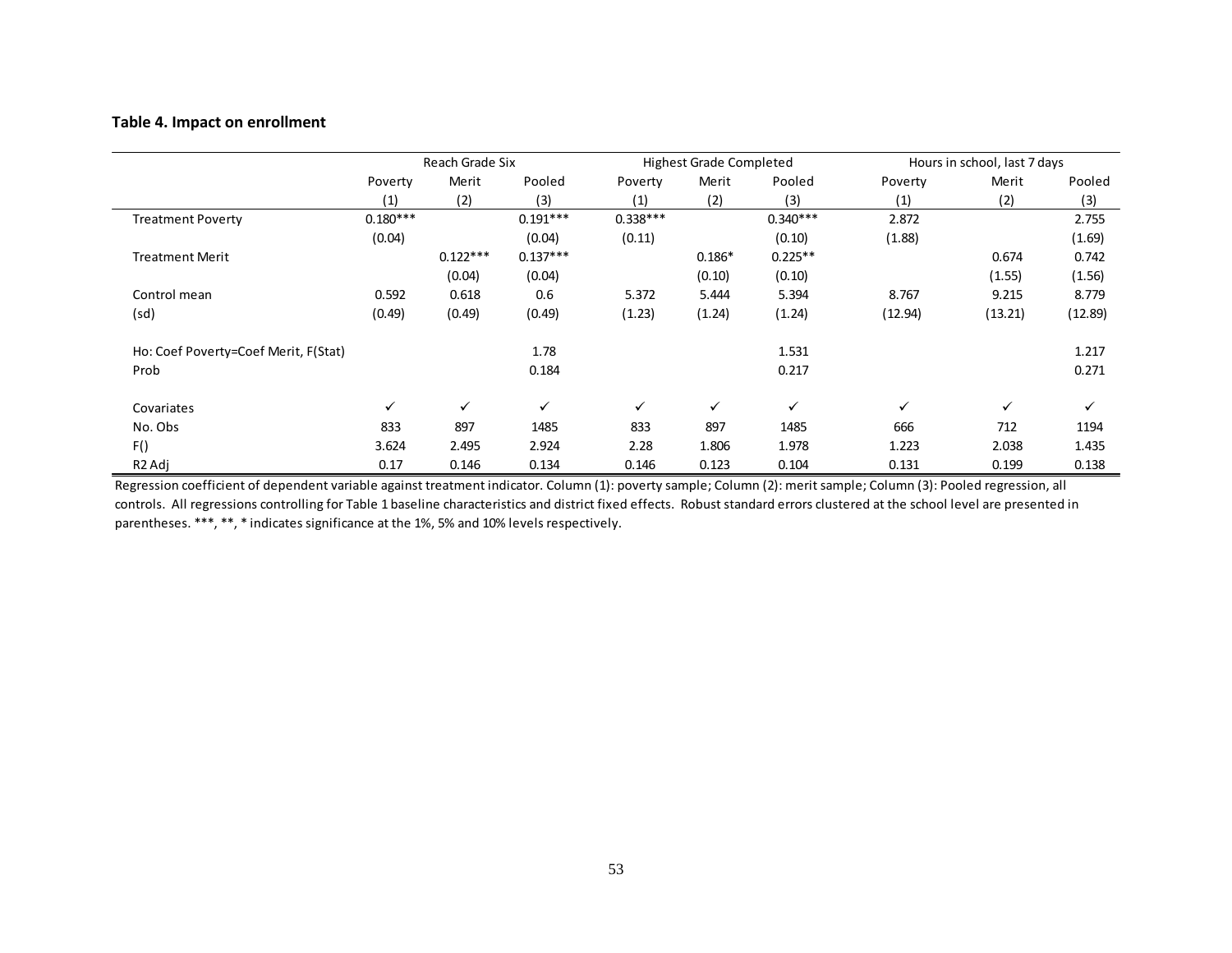**Table 4. Impact on enrollment**

| | Reach Grade Six | | | Highest Grade Completed | | | Hours in school, last 7 days | | |
|---|---|---|---|---|---|---|---|---|---|
| | Poverty | Merit | Pooled | Poverty | Merit | Pooled | Poverty | Merit | Pooled |
| | (1) | (2) | (3) | (1) | (2) | (3) | (1) | (2) | (3) |
| Treatment Poverty | 0.180*** | | 0.191*** | 0.338*** | | 0.340*** | 2.872 | | 2.755 |
| | (0.04) | | (0.04) | (0.11) | | (0.10) | (1.88) | | (1.69) |
| Treatment Merit | | 0.122*** | 0.137*** | | 0.186* | 0.225** | | 0.674 | 0.742 |
| | | (0.04) | (0.04) | | (0.10) | (0.10) | | (1.55) | (1.56) |
| Control mean | 0.592 | 0.618 | 0.6 | 5.372 | 5.444 | 5.394 | 8.767 | 9.215 | 8.779 |
| (sd) | (0.49) | (0.49) | (0.49) | (1.23) | (1.24) | (1.24) | (12.94) | (13.21) | (12.89) |
| Ho: Coef Poverty=Coef Merit, F(Stat) | | | 1.78 | | | 1.531 | | | 1.217 |
| Prob | | | 0.184 | | | 0.217 | | | 0.271 |
| Covariates | ✓ | ✓ | ✓ | ✓ | ✓ | ✓ | ✓ | ✓ | ✓ |
| No. Obs | 833 | 897 | 1485 | 833 | 897 | 1485 | 666 | 712 | 1194 |
| F() | 3.624 | 2.495 | 2.924 | 2.28 | 1.806 | 1.978 | 1.223 | 2.038 | 1.435 |
| R2 Adj | 0.17 | 0.146 | 0.134 | 0.146 | 0.123 | 0.104 | 0.131 | 0.199 | 0.138 |

Regression coefficient of dependent variable against treatment indicator. Column (1): poverty sample; Column (2): merit sample; Column (3): Pooled regression, all controls. All regressions controlling for Table 1 baseline characteristics and district fixed effects. Robust standard errors clustered at the school level are presented in parentheses. ***, **, * indicates significance at the 1%, 5% and 10% levels respectively.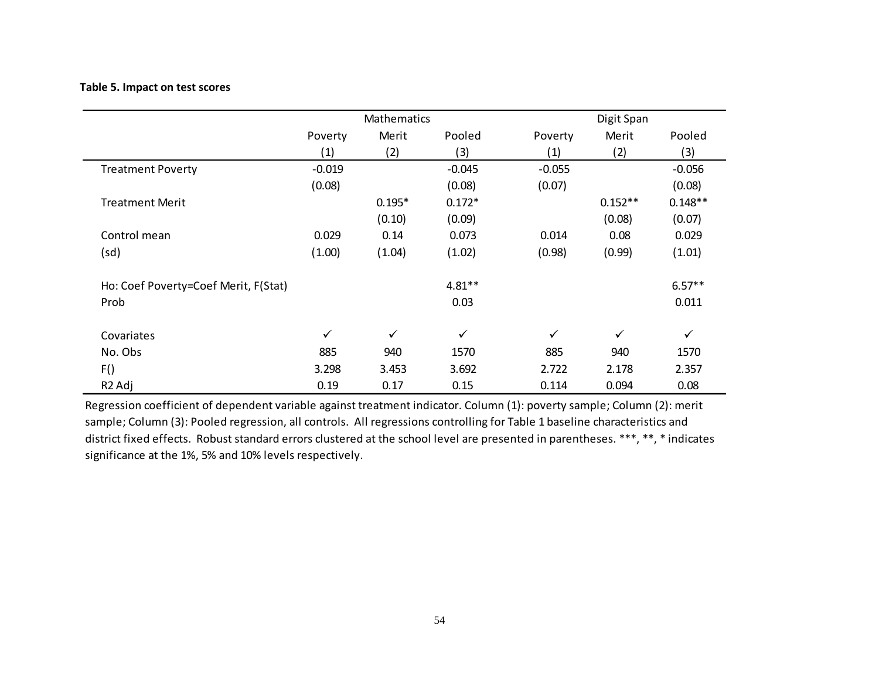**Table 5. Impact on test scores**

| | Mathematics | | | Digit Span | | |
|---|---|---|---|---|---|---|
| | Poverty | Merit | Pooled | Poverty | Merit | Pooled |
| | (1) | (2) | (3) | (1) | (2) | (3) |
| Treatment Poverty | -0.019 | | -0.045 | -0.055 | | -0.056 |
| | (0.08) | | (0.08) | (0.07) | | (0.08) |
| Treatment Merit | | 0.195* | 0.172* | | 0.152** | 0.148** |
| | | (0.10) | (0.09) | | (0.08) | (0.07) |
| Control mean | 0.029 | 0.14 | 0.073 | 0.014 | 0.08 | 0.029 |
| (sd) | (1.00) | (1.04) | (1.02) | (0.98) | (0.99) | (1.01) |
| Ho: Coef Poverty=Coef Merit, F(Stat) | | | 4.81** | | | 6.57** |
| Prob | | | 0.03 | | | 0.011 |
| Covariates | ✓ | ✓ | ✓ | ✓ | ✓ | ✓ |
| No. Obs | 885 | 940 | 1570 | 885 | 940 | 1570 |
| F() | 3.298 | 3.453 | 3.692 | 2.722 | 2.178 | 2.357 |
| R2 Adj | 0.19 | 0.17 | 0.15 | 0.114 | 0.094 | 0.08 |

Regression coefficient of dependent variable against treatment indicator. Column (1): poverty sample; Column (2): merit sample; Column (3): Pooled regression, all controls. All regressions controlling for Table 1 baseline characteristics and district fixed effects. Robust standard errors clustered at the school level are presented in parentheses. ***, **, * indicates significance at the 1%, 5% and 10% levels respectively.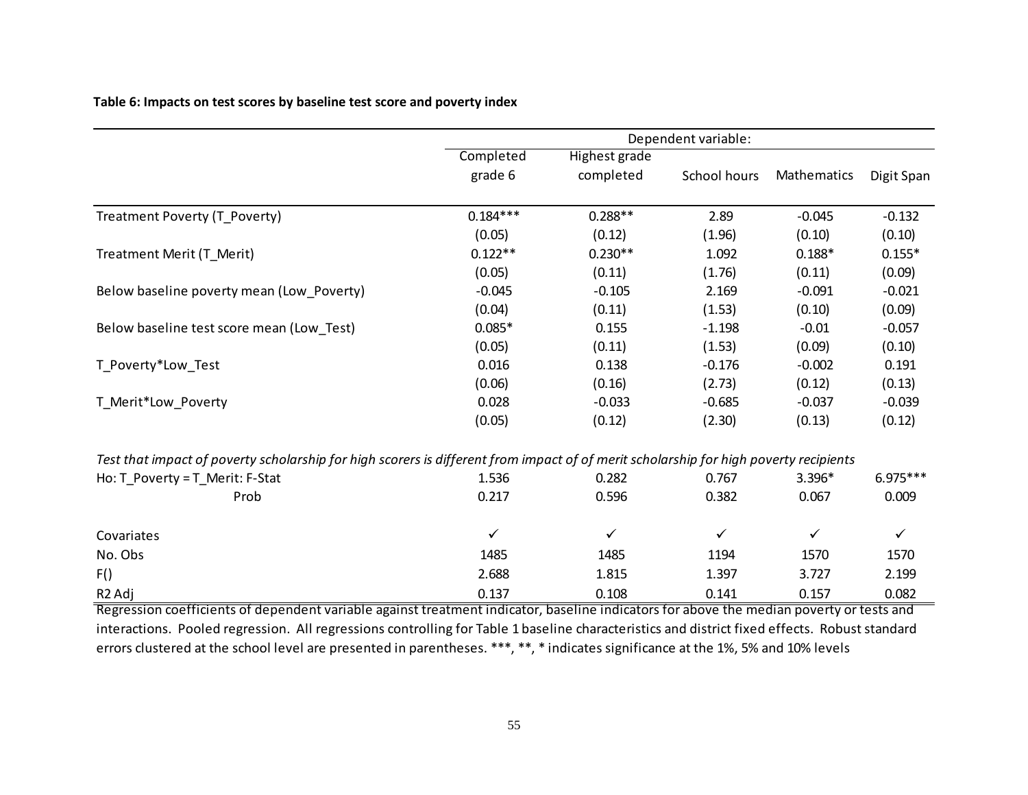**Table 6: Impacts on test scores by baseline test score and poverty index**

| | Dependent variable: | | | | |
|---|---|---|---|---|---|
| | Completed grade 6 | Highest grade completed | School hours | Mathematics | Digit Span |
| Treatment Poverty (T_Poverty) | 0.184*** | 0.288** | 2.89 | -0.045 | -0.132 |
| | (0.05) | (0.12) | (1.96) | (0.10) | (0.10) |
| Treatment Merit (T_Merit) | 0.122** | 0.230** | 1.092 | 0.188* | 0.155* |
| | (0.05) | (0.11) | (1.76) | (0.11) | (0.09) |
| Below baseline poverty mean (Low_Poverty) | -0.045 | -0.105 | 2.169 | -0.091 | -0.021 |
| | (0.04) | (0.11) | (1.53) | (0.10) | (0.09) |
| Below baseline test score mean (Low_Test) | 0.085* | 0.155 | -1.198 | -0.01 | -0.057 |
| | (0.05) | (0.11) | (1.53) | (0.09) | (0.10) |
| T_Poverty*Low_Test | 0.016 | 0.138 | -0.176 | -0.002 | 0.191 |
| | (0.06) | (0.16) | (2.73) | (0.12) | (0.13) |
| T_Merit*Low_Poverty | 0.028 | -0.033 | -0.685 | -0.037 | -0.039 |
| | (0.05) | (0.12) | (2.30) | (0.13) | (0.12) |
| *Test that impact of poverty scholarship for high scorers is different from impact of of merit scholarship for high poverty recipients* | | | | | |
| Ho: T_Poverty = T_Merit: F-Stat | 1.536 | 0.282 | 0.767 | 3.396* | 6.975*** |
| Prob | 0.217 | 0.596 | 0.382 | 0.067 | 0.009 |
| Covariates | ✓ | ✓ | ✓ | ✓ | ✓ |
| No. Obs | 1485 | 1485 | 1194 | 1570 | 1570 |
| F() | 2.688 | 1.815 | 1.397 | 3.727 | 2.199 |
| R2 Adj | 0.137 | 0.108 | 0.141 | 0.157 | 0.082 |

Regression coefficients of dependent variable against treatment indicator, baseline indicators for above the median poverty or tests and interactions. Pooled regression. All regressions controlling for Table 1 baseline characteristics and district fixed effects. Robust standard errors clustered at the school level are presented in parentheses. ***, **, * indicates significance at the 1%, 5% and 10% levels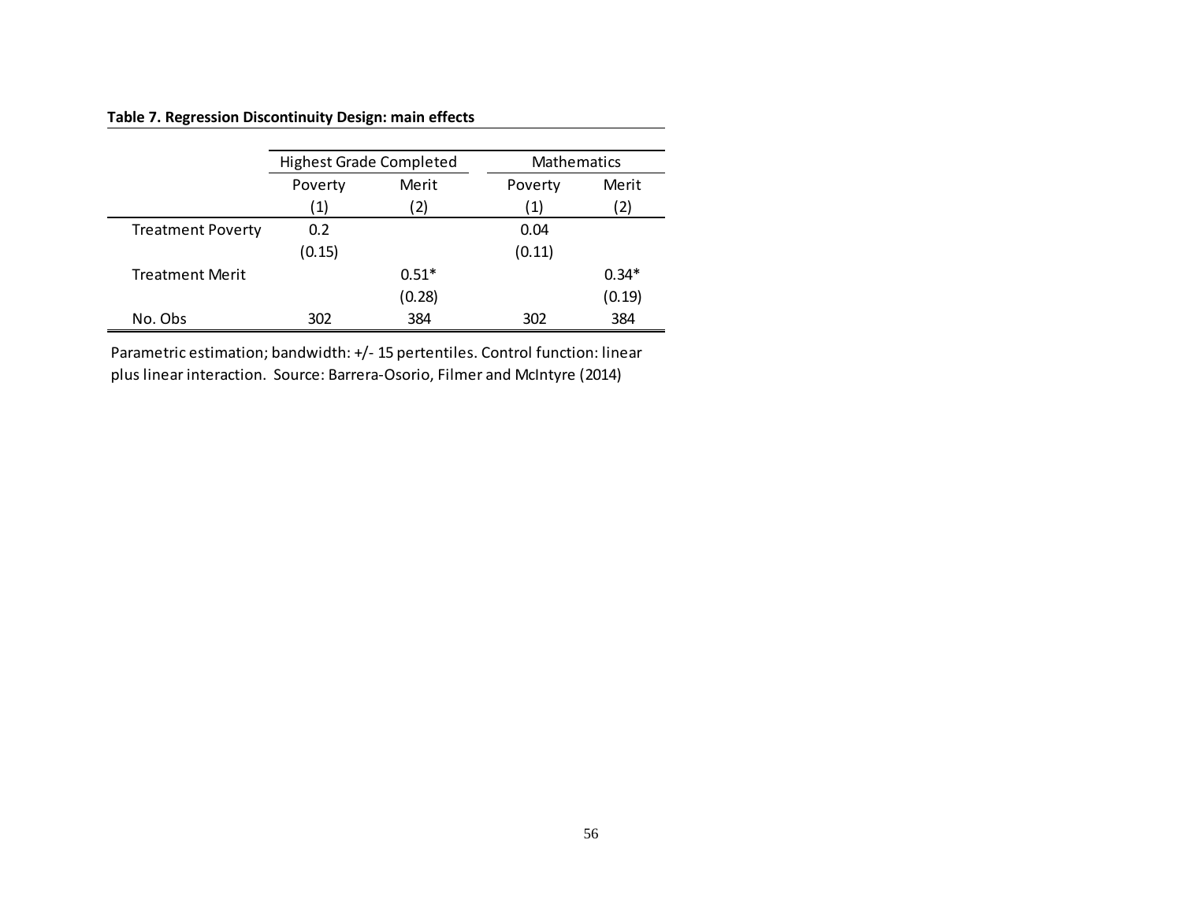**Table 7. Regression Discontinuity Design: main effects**

| | Highest Grade Completed | | Mathematics | |
|---|---|---|---|---|
| | Poverty | Merit | Poverty | Merit |
| | (1) | (2) | (1) | (2) |
| Treatment Poverty | 0.2 | | 0.04 | |
| | (0.15) | | (0.11) | |
| Treatment Merit | | 0.51* | | 0.34* |
| | | (0.28) | | (0.19) |
| No. Obs | 302 | 384 | 302 | 384 |

Parametric estimation; bandwidth: +/- 15 pertentiles. Control function: linear plus linear interaction. Source: Barrera-Osorio, Filmer and McIntyre (2014)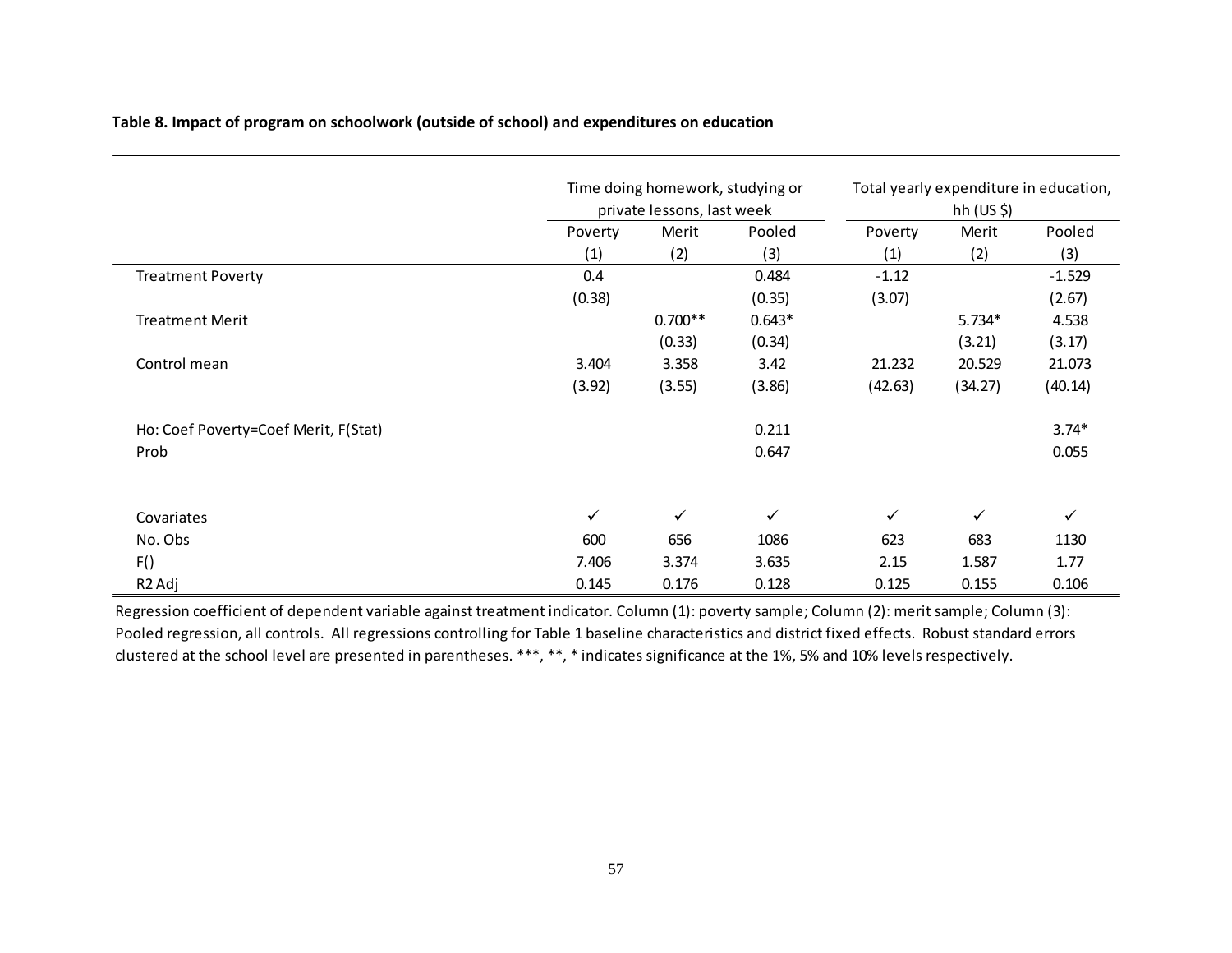**Table 8. Impact of program on schoolwork (outside of school) and expenditures on education**

| | Time doing homework, studying or private lessons, last week | | | Total yearly expenditure in education, hh (US $) | | |
|---|---|---|---|---|---|---|
| | Poverty | Merit | Pooled | Poverty | Merit | Pooled |
| | (1) | (2) | (3) | (1) | (2) | (3) |
| Treatment Poverty | 0.4 | | 0.484 | -1.12 | | -1.529 |
| | (0.38) | | (0.35) | (3.07) | | (2.67) |
| Treatment Merit | | 0.700** | 0.643* | | 5.734* | 4.538 |
| | | (0.33) | (0.34) | | (3.21) | (3.17) |
| Control mean | 3.404 | 3.358 | 3.42 | 21.232 | 20.529 | 21.073 |
| | (3.92) | (3.55) | (3.86) | (42.63) | (34.27) | (40.14) |
| Ho: Coef Poverty=Coef Merit, F(Stat) | | | 0.211 | | | 3.74* |
| Prob | | | 0.647 | | | 0.055 |
| Covariates | ✓ | ✓ | ✓ | ✓ | ✓ | ✓ |
| No. Obs | 600 | 656 | 1086 | 623 | 683 | 1130 |
| F() | 7.406 | 3.374 | 3.635 | 2.15 | 1.587 | 1.77 |
| R2 Adj | 0.145 | 0.176 | 0.128 | 0.125 | 0.155 | 0.106 |

Regression coefficient of dependent variable against treatment indicator. Column (1): poverty sample; Column (2): merit sample; Column (3): Pooled regression, all controls. All regressions controlling for Table 1 baseline characteristics and district fixed effects. Robust standard errors clustered at the school level are presented in parentheses. ***, **, * indicates significance at the 1%, 5% and 10% levels respectively.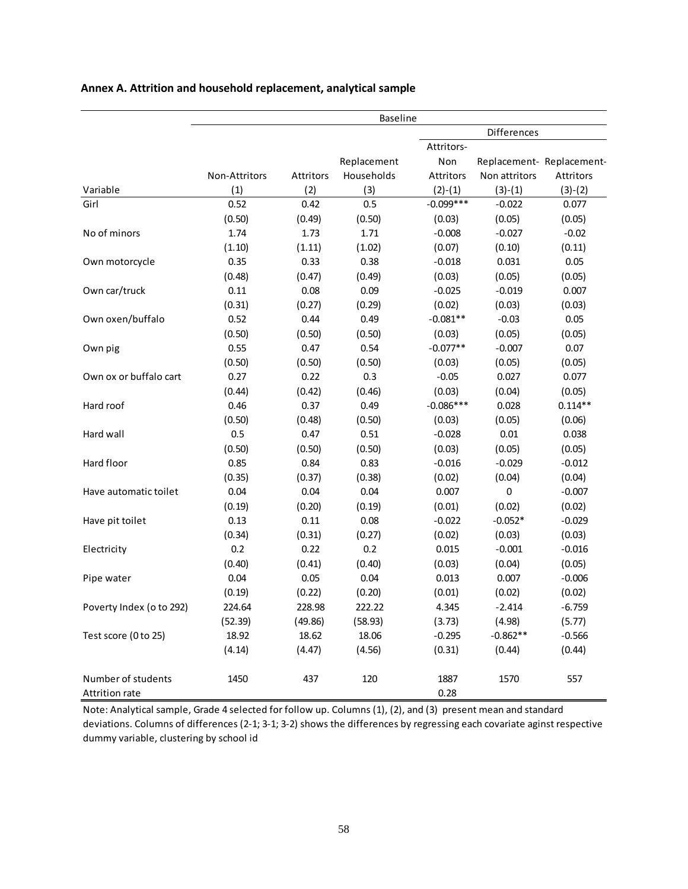**Annex A. Attrition and household replacement, analytical sample**

| | Baseline | | | | | |
|---|---|---|---|---|---|---|
| | | | | Differences | | |
| Variable | Non-Attritors (1) | Attritors (2) | Replacement Households (3) | Attritors-Non Attritors (2)-(1) | Replacement-Non attritors (3)-(1) | Replacement-Attritors (3)-(2) |
| Girl | 0.52 | 0.42 | 0.5 | -0.099*** | -0.022 | 0.077 |
| | (0.50) | (0.49) | (0.50) | (0.03) | (0.05) | (0.05) |
| No of minors | 1.74 | 1.73 | 1.71 | -0.008 | -0.027 | -0.02 |
| | (1.10) | (1.11) | (1.02) | (0.07) | (0.10) | (0.11) |
| Own motorcycle | 0.35 | 0.33 | 0.38 | -0.018 | 0.031 | 0.05 |
| | (0.48) | (0.47) | (0.49) | (0.03) | (0.05) | (0.05) |
| Own car/truck | 0.11 | 0.08 | 0.09 | -0.025 | -0.019 | 0.007 |
| | (0.31) | (0.27) | (0.29) | (0.02) | (0.03) | (0.03) |
| Own oxen/buffalo | 0.52 | 0.44 | 0.49 | -0.081** | -0.03 | 0.05 |
| | (0.50) | (0.50) | (0.50) | (0.03) | (0.05) | (0.05) |
| Own pig | 0.55 | 0.47 | 0.54 | -0.077** | -0.007 | 0.07 |
| | (0.50) | (0.50) | (0.50) | (0.03) | (0.05) | (0.05) |
| Own ox or buffalo cart | 0.27 | 0.22 | 0.3 | -0.05 | 0.027 | 0.077 |
| | (0.44) | (0.42) | (0.46) | (0.03) | (0.04) | (0.05) |
| Hard roof | 0.46 | 0.37 | 0.49 | -0.086*** | 0.028 | 0.114** |
| | (0.50) | (0.48) | (0.50) | (0.03) | (0.05) | (0.06) |
| Hard wall | 0.5 | 0.47 | 0.51 | -0.028 | 0.01 | 0.038 |
| | (0.50) | (0.50) | (0.50) | (0.03) | (0.05) | (0.05) |
| Hard floor | 0.85 | 0.84 | 0.83 | -0.016 | -0.029 | -0.012 |
| | (0.35) | (0.37) | (0.38) | (0.02) | (0.04) | (0.04) |
| Have automatic toilet | 0.04 | 0.04 | 0.04 | 0.007 | 0 | -0.007 |
| | (0.19) | (0.20) | (0.19) | (0.01) | (0.02) | (0.02) |
| Have pit toilet | 0.13 | 0.11 | 0.08 | -0.022 | -0.052* | -0.029 |
| | (0.34) | (0.31) | (0.27) | (0.02) | (0.03) | (0.03) |
| Electricity | 0.2 | 0.22 | 0.2 | 0.015 | -0.001 | -0.016 |
| | (0.40) | (0.41) | (0.40) | (0.03) | (0.04) | (0.05) |
| Pipe water | 0.04 | 0.05 | 0.04 | 0.013 | 0.007 | -0.006 |
| | (0.19) | (0.22) | (0.20) | (0.01) | (0.02) | (0.02) |
| Poverty Index (o to 292) | 224.64 | 228.98 | 222.22 | 4.345 | -2.414 | -6.759 |
| | (52.39) | (49.86) | (58.93) | (3.73) | (4.98) | (5.77) |
| Test score (0 to 25) | 18.92 | 18.62 | 18.06 | -0.295 | -0.862** | -0.566 |
| | (4.14) | (4.47) | (4.56) | (0.31) | (0.44) | (0.44) |
| Number of students | 1450 | 437 | 120 | 1887 | 1570 | 557 |
| Attrition rate | | | | 0.28 | | |

Note: Analytical sample, Grade 4 selected for follow up. Columns (1), (2), and (3) present mean and standard deviations. Columns of differences (2-1; 3-1; 3-2) shows the differences by regressing each covariate aginst respective dummy variable, clustering by school id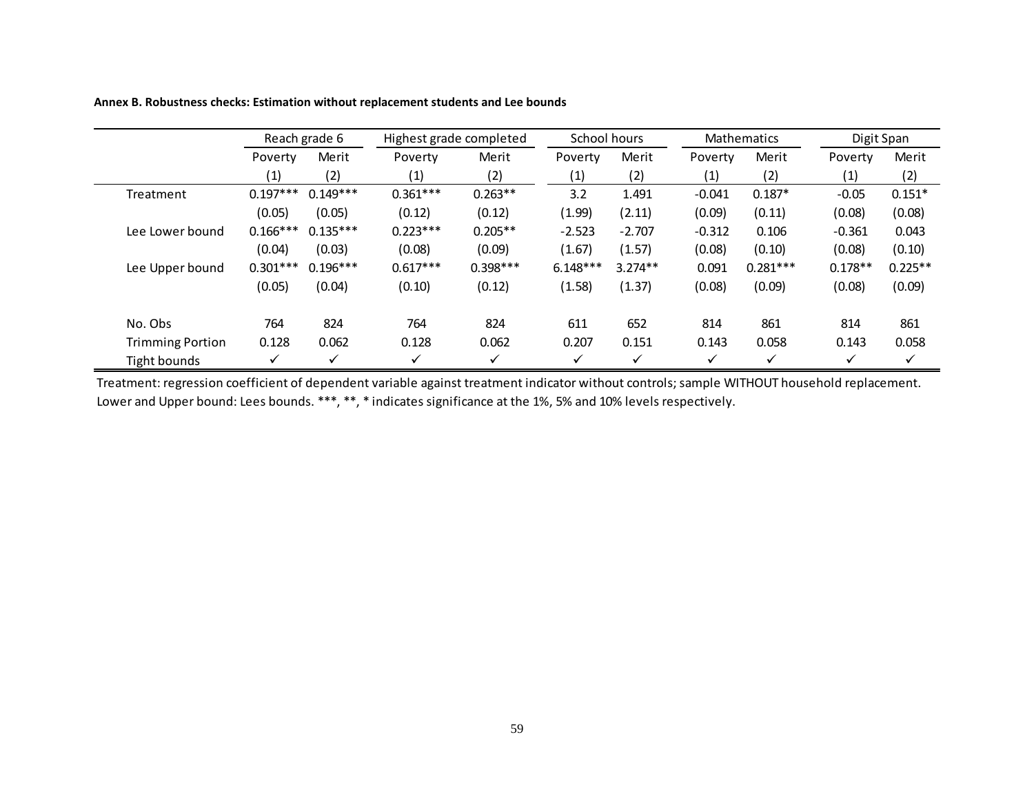**Annex B. Robustness checks: Estimation without replacement students and Lee bounds**

| | Reach grade 6 | | Highest grade completed | | School hours | | Mathematics | | Digit Span | |
|---|---|---|---|---|---|---|---|---|---|---|
| | Poverty | Merit | Poverty | Merit | Poverty | Merit | Poverty | Merit | Poverty | Merit |
| | (1) | (2) | (1) | (2) | (1) | (2) | (1) | (2) | (1) | (2) |
| Treatment | 0.197*** | 0.149*** | 0.361*** | 0.263** | 3.2 | 1.491 | -0.041 | 0.187* | -0.05 | 0.151* |
| | (0.05) | (0.05) | (0.12) | (0.12) | (1.99) | (2.11) | (0.09) | (0.11) | (0.08) | (0.08) |
| Lee Lower bound | 0.166*** | 0.135*** | 0.223*** | 0.205** | -2.523 | -2.707 | -0.312 | 0.106 | -0.361 | 0.043 |
| | (0.04) | (0.03) | (0.08) | (0.09) | (1.67) | (1.57) | (0.08) | (0.10) | (0.08) | (0.10) |
| Lee Upper bound | 0.301*** | 0.196*** | 0.617*** | 0.398*** | 6.148*** | 3.274** | 0.091 | 0.281*** | 0.178** | 0.225** |
| | (0.05) | (0.04) | (0.10) | (0.12) | (1.58) | (1.37) | (0.08) | (0.09) | (0.08) | (0.09) |
| No. Obs | 764 | 824 | 764 | 824 | 611 | 652 | 814 | 861 | 814 | 861 |
| Trimming Portion | 0.128 | 0.062 | 0.128 | 0.062 | 0.207 | 0.151 | 0.143 | 0.058 | 0.143 | 0.058 |
| Tight bounds | ✓ | ✓ | ✓ | ✓ | ✓ | ✓ | ✓ | ✓ | ✓ | ✓ |

Treatment: regression coefficient of dependent variable against treatment indicator without controls; sample WITHOUT household replacement.
Lower and Upper bound: Lees bounds. ***, **, * indicates significance at the 1%, 5% and 10% levels respectively.